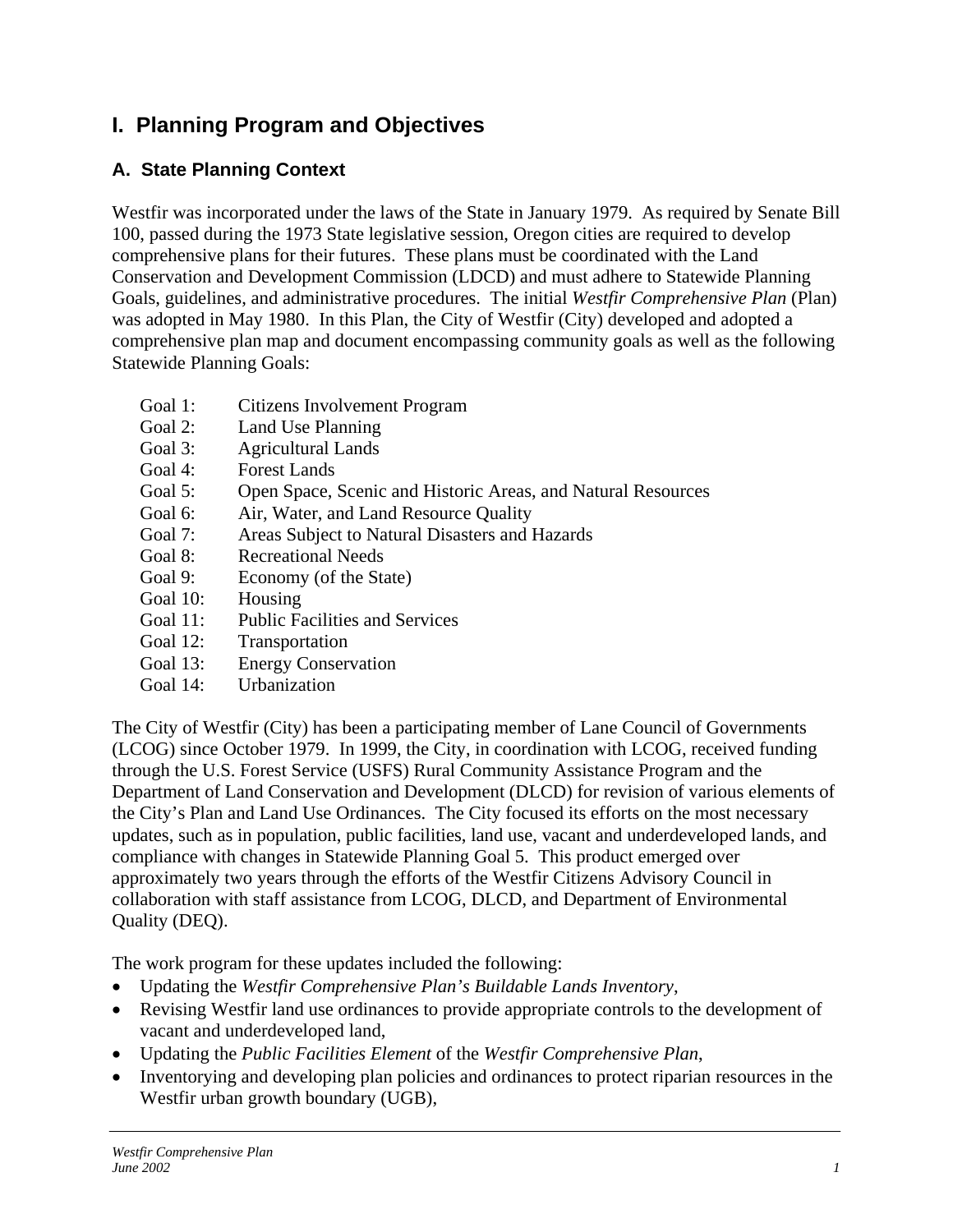# I. Planning Program and Objectives

## A. State Planning Context

Westfir was incorporated under the laws of the State in January 1979. As required by Senate Bill 100, passed during the 1973 State legislative session, Oregon cities are required to develop comprehensive plans for their futures. These plans must be coordinated with the Land Conservation and Development Commission (LDCD) and must adhere to Statewide Planning Goals, guidelines, and administrative procedures. The initial *Westfir Comprehensive Plan* (Plan) was adopted in May 1980. In this Plan, the City of Westfir (City) developed and adopted a comprehensive plan map and document encompassing community goals as well as the following Statewide Planning Goals:

Goal 1: Citizens Involvement Program
Goal 2: Land Use Planning
Goal 3: Agricultural Lands
Goal 4: Forest Lands
Goal 5: Open Space, Scenic and Historic Areas, and Natural Resources
Goal 6: Air, Water, and Land Resource Quality
Goal 7: Areas Subject to Natural Disasters and Hazards
Goal 8: Recreational Needs
Goal 9: Economy (of the State)
Goal 10: Housing
Goal 11: Public Facilities and Services
Goal 12: Transportation
Goal 13: Energy Conservation
Goal 14: Urbanization

The City of Westfir (City) has been a participating member of Lane Council of Governments (LCOG) since October 1979. In 1999, the City, in coordination with LCOG, received funding through the U.S. Forest Service (USFS) Rural Community Assistance Program and the Department of Land Conservation and Development (DLCD) for revision of various elements of the City's Plan and Land Use Ordinances. The City focused its efforts on the most necessary updates, such as in population, public facilities, land use, vacant and underdeveloped lands, and compliance with changes in Statewide Planning Goal 5. This product emerged over approximately two years through the efforts of the Westfir Citizens Advisory Council in collaboration with staff assistance from LCOG, DLCD, and Department of Environmental Quality (DEQ).

The work program for these updates included the following:

- Updating the *Westfir Comprehensive Plan's Buildable Lands Inventory*,
- Revising Westfir land use ordinances to provide appropriate controls to the development of vacant and underdeveloped land,
- Updating the *Public Facilities Element* of the *Westfir Comprehensive Plan*,
- Inventorying and developing plan policies and ordinances to protect riparian resources in the Westfir urban growth boundary (UGB),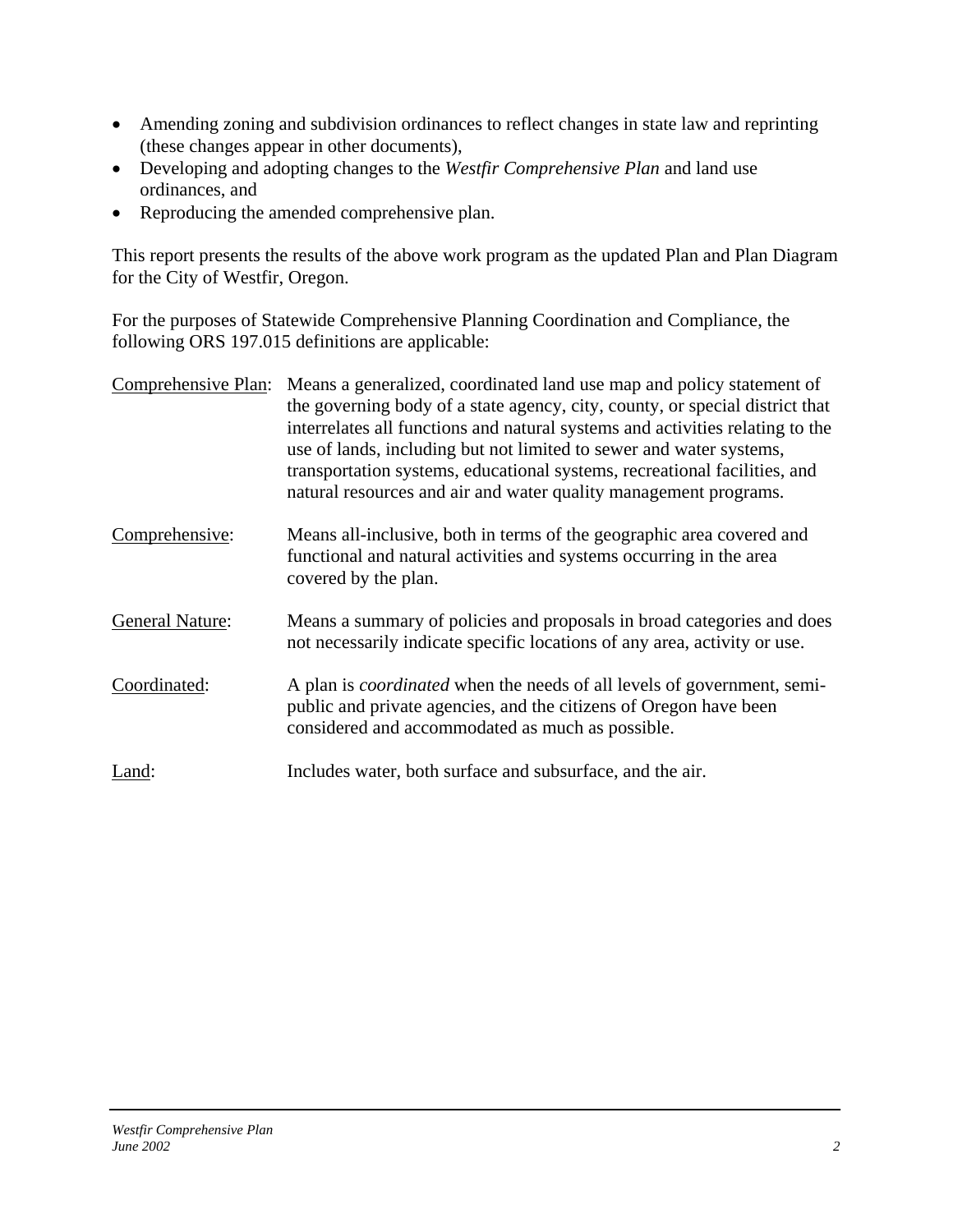- Amending zoning and subdivision ordinances to reflect changes in state law and reprinting (these changes appear in other documents),
- Developing and adopting changes to the *Westfir Comprehensive Plan* and land use ordinances, and
- Reproducing the amended comprehensive plan.

This report presents the results of the above work program as the updated Plan and Plan Diagram for the City of Westfir, Oregon.

For the purposes of Statewide Comprehensive Planning Coordination and Compliance, the following ORS 197.015 definitions are applicable:

<u>Comprehensive Plan</u>: Means a generalized, coordinated land use map and policy statement of the governing body of a state agency, city, county, or special district that interrelates all functions and natural systems and activities relating to the use of lands, including but not limited to sewer and water systems, transportation systems, educational systems, recreational facilities, and natural resources and air and water quality management programs.

<u>Comprehensive</u>: Means all-inclusive, both in terms of the geographic area covered and functional and natural activities and systems occurring in the area covered by the plan.

<u>General Nature</u>: Means a summary of policies and proposals in broad categories and does not necessarily indicate specific locations of any area, activity or use.

<u>Coordinated</u>: A plan is *coordinated* when the needs of all levels of government, semi-public and private agencies, and the citizens of Oregon have been considered and accommodated as much as possible.

<u>Land</u>: Includes water, both surface and subsurface, and the air.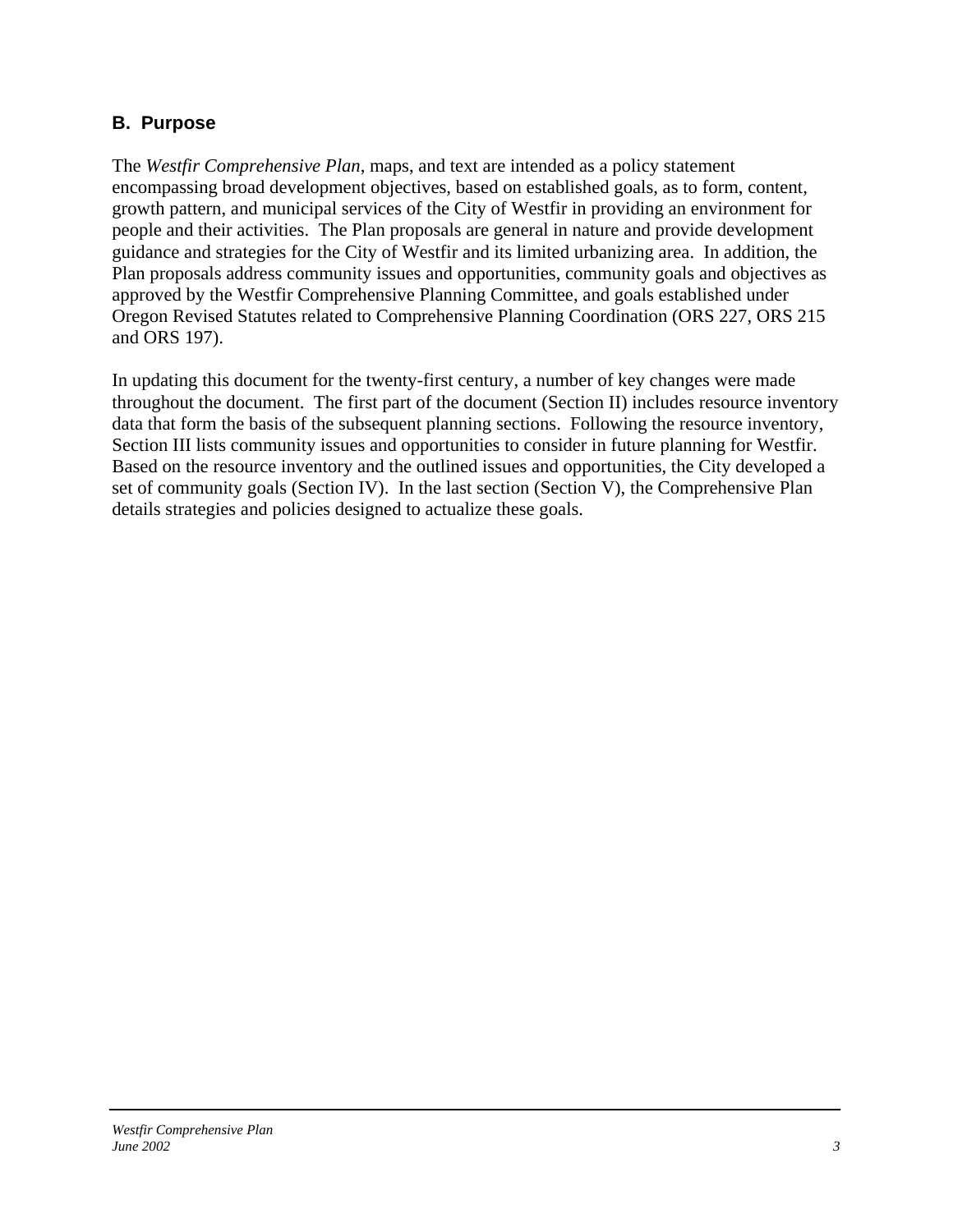## B. Purpose

The *Westfir Comprehensive Plan*, maps, and text are intended as a policy statement encompassing broad development objectives, based on established goals, as to form, content, growth pattern, and municipal services of the City of Westfir in providing an environment for people and their activities. The Plan proposals are general in nature and provide development guidance and strategies for the City of Westfir and its limited urbanizing area. In addition, the Plan proposals address community issues and opportunities, community goals and objectives as approved by the Westfir Comprehensive Planning Committee, and goals established under Oregon Revised Statutes related to Comprehensive Planning Coordination (ORS 227, ORS 215 and ORS 197).

In updating this document for the twenty-first century, a number of key changes were made throughout the document. The first part of the document (Section II) includes resource inventory data that form the basis of the subsequent planning sections. Following the resource inventory, Section III lists community issues and opportunities to consider in future planning for Westfir. Based on the resource inventory and the outlined issues and opportunities, the City developed a set of community goals (Section IV). In the last section (Section V), the Comprehensive Plan details strategies and policies designed to actualize these goals.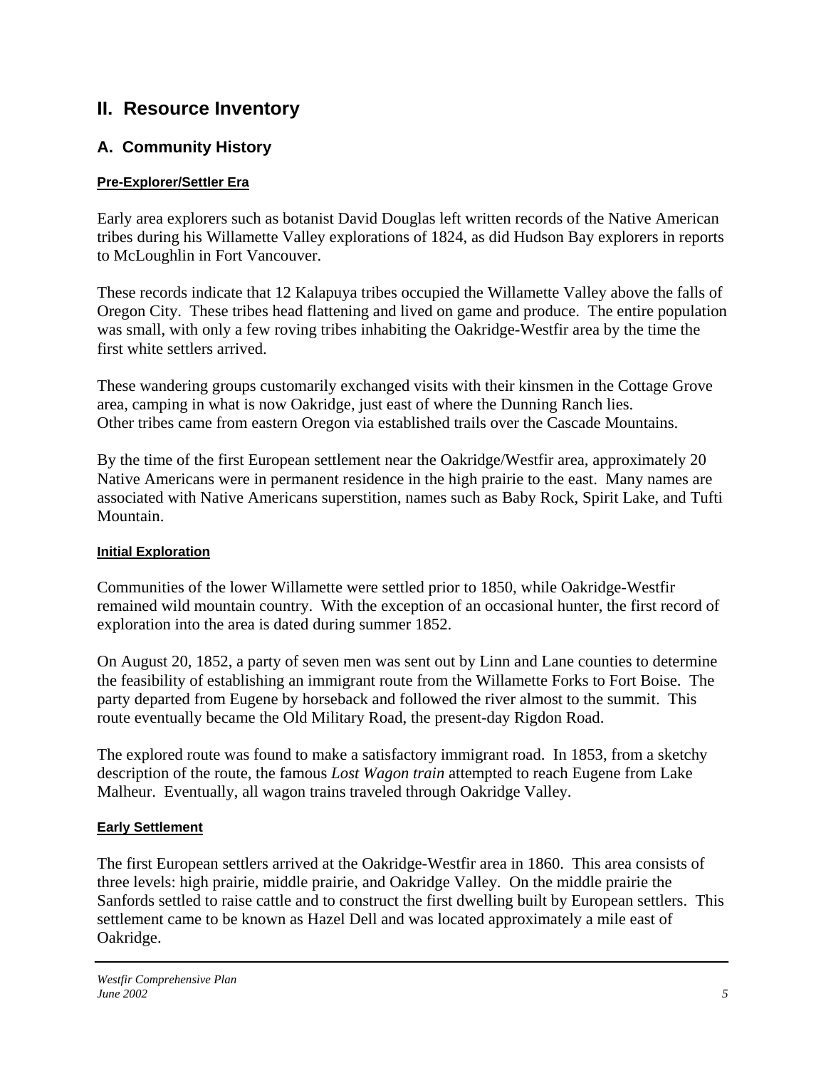# II. Resource Inventory

## A. Community History

### Pre-Explorer/Settler Era

Early area explorers such as botanist David Douglas left written records of the Native American tribes during his Willamette Valley explorations of 1824, as did Hudson Bay explorers in reports to McLoughlin in Fort Vancouver.

These records indicate that 12 Kalapuya tribes occupied the Willamette Valley above the falls of Oregon City. These tribes head flattening and lived on game and produce. The entire population was small, with only a few roving tribes inhabiting the Oakridge-Westfir area by the time the first white settlers arrived.

These wandering groups customarily exchanged visits with their kinsmen in the Cottage Grove area, camping in what is now Oakridge, just east of where the Dunning Ranch lies. Other tribes came from eastern Oregon via established trails over the Cascade Mountains.

By the time of the first European settlement near the Oakridge/Westfir area, approximately 20 Native Americans were in permanent residence in the high prairie to the east. Many names are associated with Native Americans superstition, names such as Baby Rock, Spirit Lake, and Tufti Mountain.

### Initial Exploration

Communities of the lower Willamette were settled prior to 1850, while Oakridge-Westfir remained wild mountain country. With the exception of an occasional hunter, the first record of exploration into the area is dated during summer 1852.

On August 20, 1852, a party of seven men was sent out by Linn and Lane counties to determine the feasibility of establishing an immigrant route from the Willamette Forks to Fort Boise. The party departed from Eugene by horseback and followed the river almost to the summit. This route eventually became the Old Military Road, the present-day Rigdon Road.

The explored route was found to make a satisfactory immigrant road. In 1853, from a sketchy description of the route, the famous *Lost Wagon train* attempted to reach Eugene from Lake Malheur. Eventually, all wagon trains traveled through Oakridge Valley.

### Early Settlement

The first European settlers arrived at the Oakridge-Westfir area in 1860. This area consists of three levels: high prairie, middle prairie, and Oakridge Valley. On the middle prairie the Sanfords settled to raise cattle and to construct the first dwelling built by European settlers. This settlement came to be known as Hazel Dell and was located approximately a mile east of Oakridge.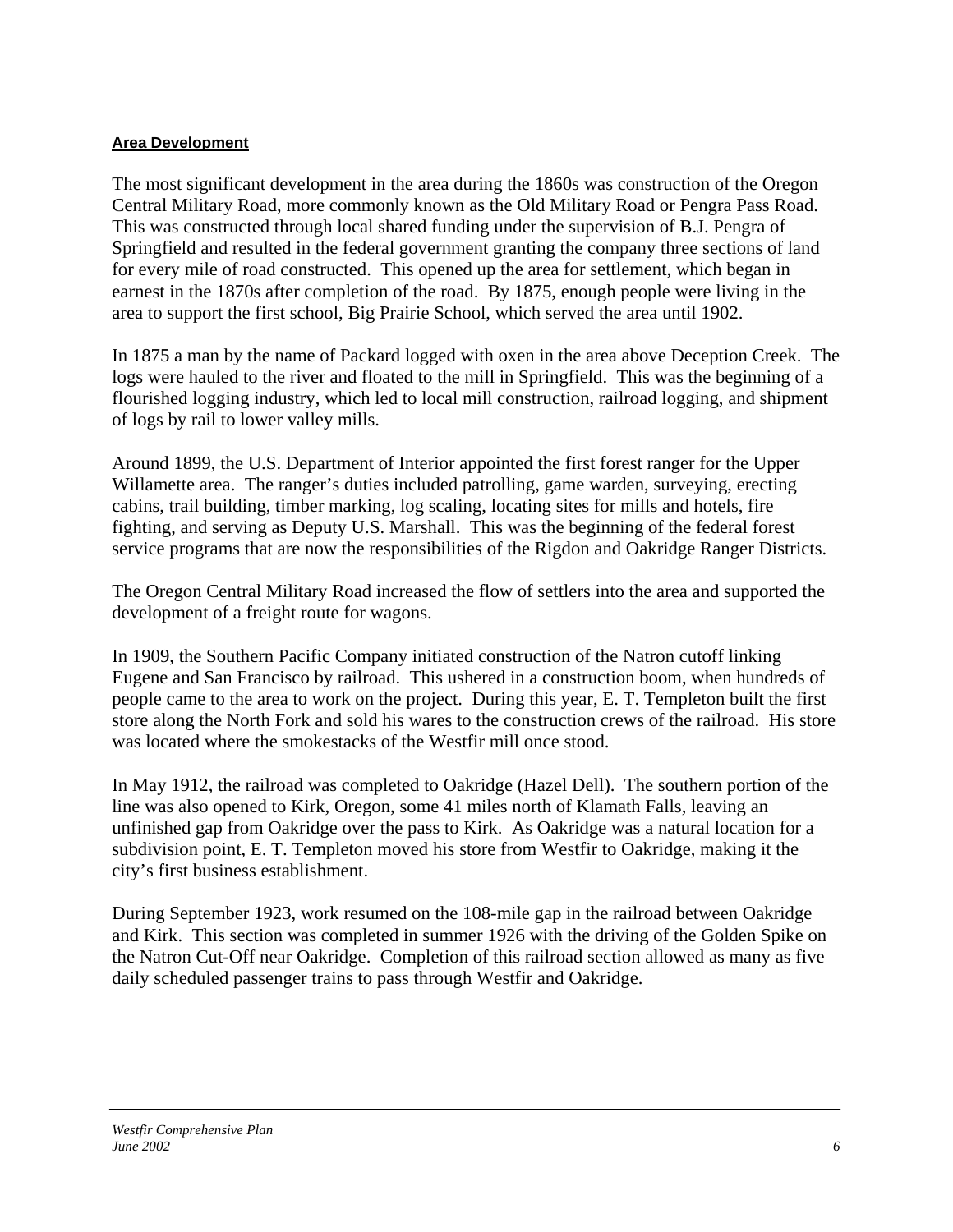**Area Development**

The most significant development in the area during the 1860s was construction of the Oregon Central Military Road, more commonly known as the Old Military Road or Pengra Pass Road. This was constructed through local shared funding under the supervision of B.J. Pengra of Springfield and resulted in the federal government granting the company three sections of land for every mile of road constructed. This opened up the area for settlement, which began in earnest in the 1870s after completion of the road. By 1875, enough people were living in the area to support the first school, Big Prairie School, which served the area until 1902.

In 1875 a man by the name of Packard logged with oxen in the area above Deception Creek. The logs were hauled to the river and floated to the mill in Springfield. This was the beginning of a flourished logging industry, which led to local mill construction, railroad logging, and shipment of logs by rail to lower valley mills.

Around 1899, the U.S. Department of Interior appointed the first forest ranger for the Upper Willamette area. The ranger's duties included patrolling, game warden, surveying, erecting cabins, trail building, timber marking, log scaling, locating sites for mills and hotels, fire fighting, and serving as Deputy U.S. Marshall. This was the beginning of the federal forest service programs that are now the responsibilities of the Rigdon and Oakridge Ranger Districts.

The Oregon Central Military Road increased the flow of settlers into the area and supported the development of a freight route for wagons.

In 1909, the Southern Pacific Company initiated construction of the Natron cutoff linking Eugene and San Francisco by railroad. This ushered in a construction boom, when hundreds of people came to the area to work on the project. During this year, E. T. Templeton built the first store along the North Fork and sold his wares to the construction crews of the railroad. His store was located where the smokestacks of the Westfir mill once stood.

In May 1912, the railroad was completed to Oakridge (Hazel Dell). The southern portion of the line was also opened to Kirk, Oregon, some 41 miles north of Klamath Falls, leaving an unfinished gap from Oakridge over the pass to Kirk. As Oakridge was a natural location for a subdivision point, E. T. Templeton moved his store from Westfir to Oakridge, making it the city's first business establishment.

During September 1923, work resumed on the 108-mile gap in the railroad between Oakridge and Kirk. This section was completed in summer 1926 with the driving of the Golden Spike on the Natron Cut-Off near Oakridge. Completion of this railroad section allowed as many as five daily scheduled passenger trains to pass through Westfir and Oakridge.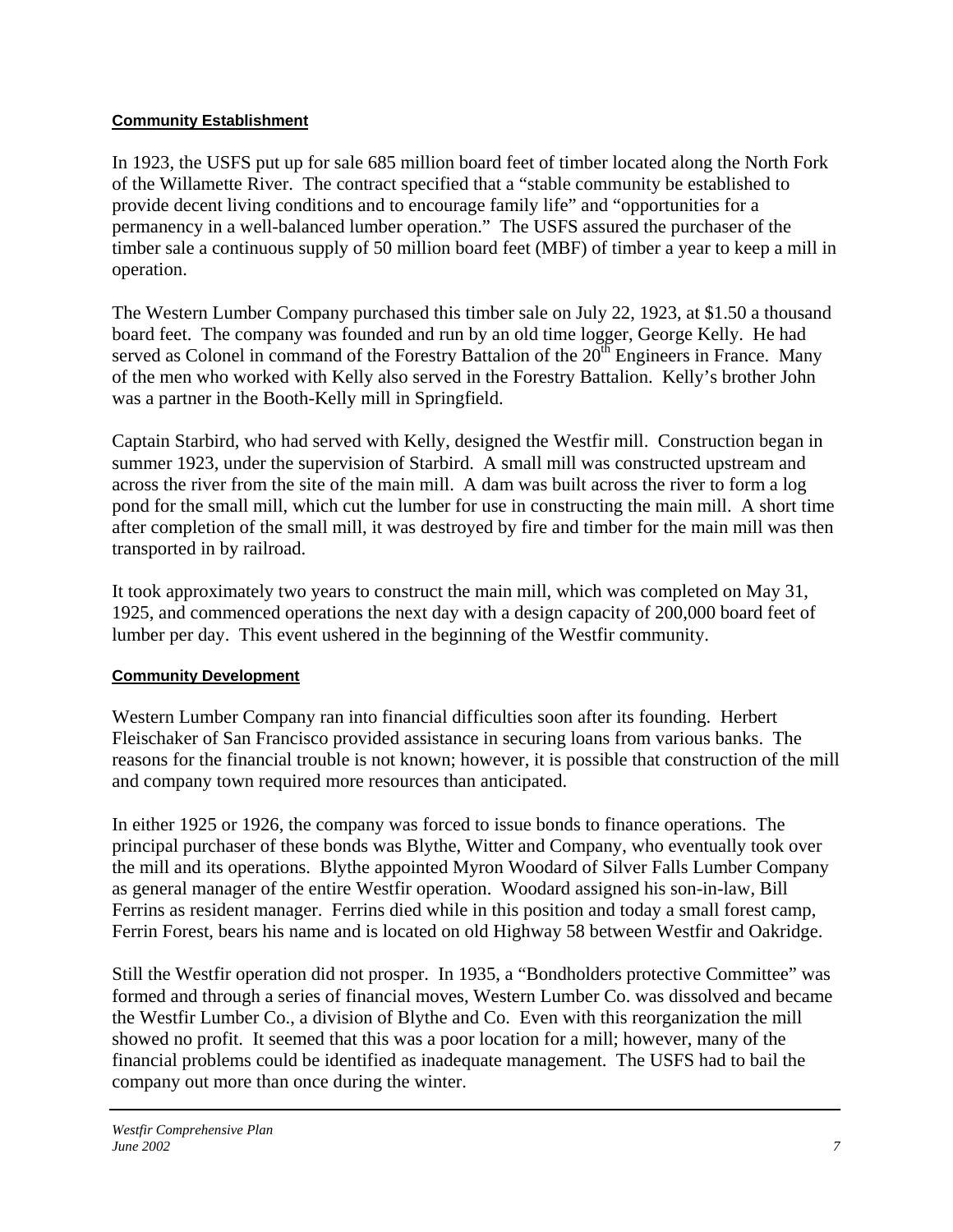### Community Establishment

In 1923, the USFS put up for sale 685 million board feet of timber located along the North Fork of the Willamette River. The contract specified that a "stable community be established to provide decent living conditions and to encourage family life" and "opportunities for a permanency in a well-balanced lumber operation." The USFS assured the purchaser of the timber sale a continuous supply of 50 million board feet (MBF) of timber a year to keep a mill in operation.

The Western Lumber Company purchased this timber sale on July 22, 1923, at $1.50 a thousand board feet. The company was founded and run by an old time logger, George Kelly. He had served as Colonel in command of the Forestry Battalion of the 20th Engineers in France. Many of the men who worked with Kelly also served in the Forestry Battalion. Kelly's brother John was a partner in the Booth-Kelly mill in Springfield.

Captain Starbird, who had served with Kelly, designed the Westfir mill. Construction began in summer 1923, under the supervision of Starbird. A small mill was constructed upstream and across the river from the site of the main mill. A dam was built across the river to form a log pond for the small mill, which cut the lumber for use in constructing the main mill. A short time after completion of the small mill, it was destroyed by fire and timber for the main mill was then transported in by railroad.

It took approximately two years to construct the main mill, which was completed on May 31, 1925, and commenced operations the next day with a design capacity of 200,000 board feet of lumber per day. This event ushered in the beginning of the Westfir community.

### Community Development

Western Lumber Company ran into financial difficulties soon after its founding. Herbert Fleischaker of San Francisco provided assistance in securing loans from various banks. The reasons for the financial trouble is not known; however, it is possible that construction of the mill and company town required more resources than anticipated.

In either 1925 or 1926, the company was forced to issue bonds to finance operations. The principal purchaser of these bonds was Blythe, Witter and Company, who eventually took over the mill and its operations. Blythe appointed Myron Woodard of Silver Falls Lumber Company as general manager of the entire Westfir operation. Woodard assigned his son-in-law, Bill Ferrins as resident manager. Ferrins died while in this position and today a small forest camp, Ferrin Forest, bears his name and is located on old Highway 58 between Westfir and Oakridge.

Still the Westfir operation did not prosper. In 1935, a "Bondholders protective Committee" was formed and through a series of financial moves, Western Lumber Co. was dissolved and became the Westfir Lumber Co., a division of Blythe and Co. Even with this reorganization the mill showed no profit. It seemed that this was a poor location for a mill; however, many of the financial problems could be identified as inadequate management. The USFS had to bail the company out more than once during the winter.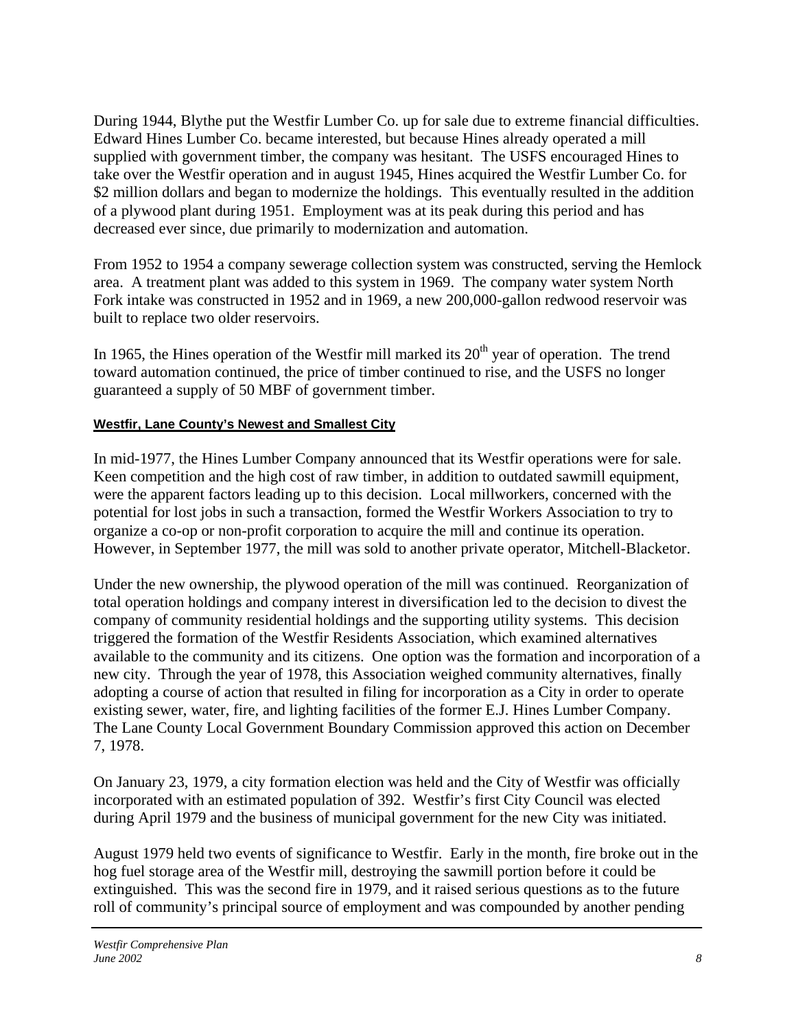During 1944, Blythe put the Westfir Lumber Co. up for sale due to extreme financial difficulties. Edward Hines Lumber Co. became interested, but because Hines already operated a mill supplied with government timber, the company was hesitant. The USFS encouraged Hines to take over the Westfir operation and in august 1945, Hines acquired the Westfir Lumber Co. for \$2 million dollars and began to modernize the holdings. This eventually resulted in the addition of a plywood plant during 1951. Employment was at its peak during this period and has decreased ever since, due primarily to modernization and automation.

From 1952 to 1954 a company sewerage collection system was constructed, serving the Hemlock area. A treatment plant was added to this system in 1969. The company water system North Fork intake was constructed in 1952 and in 1969, a new 200,000-gallon redwood reservoir was built to replace two older reservoirs.

In 1965, the Hines operation of the Westfir mill marked its 20th year of operation. The trend toward automation continued, the price of timber continued to rise, and the USFS no longer guaranteed a supply of 50 MBF of government timber.

#### Westfir, Lane County's Newest and Smallest City

In mid-1977, the Hines Lumber Company announced that its Westfir operations were for sale. Keen competition and the high cost of raw timber, in addition to outdated sawmill equipment, were the apparent factors leading up to this decision. Local millworkers, concerned with the potential for lost jobs in such a transaction, formed the Westfir Workers Association to try to organize a co-op or non-profit corporation to acquire the mill and continue its operation. However, in September 1977, the mill was sold to another private operator, Mitchell-Blacketor.

Under the new ownership, the plywood operation of the mill was continued. Reorganization of total operation holdings and company interest in diversification led to the decision to divest the company of community residential holdings and the supporting utility systems. This decision triggered the formation of the Westfir Residents Association, which examined alternatives available to the community and its citizens. One option was the formation and incorporation of a new city. Through the year of 1978, this Association weighed community alternatives, finally adopting a course of action that resulted in filing for incorporation as a City in order to operate existing sewer, water, fire, and lighting facilities of the former E.J. Hines Lumber Company. The Lane County Local Government Boundary Commission approved this action on December 7, 1978.

On January 23, 1979, a city formation election was held and the City of Westfir was officially incorporated with an estimated population of 392. Westfir's first City Council was elected during April 1979 and the business of municipal government for the new City was initiated.

August 1979 held two events of significance to Westfir. Early in the month, fire broke out in the hog fuel storage area of the Westfir mill, destroying the sawmill portion before it could be extinguished. This was the second fire in 1979, and it raised serious questions as to the future roll of community's principal source of employment and was compounded by another pending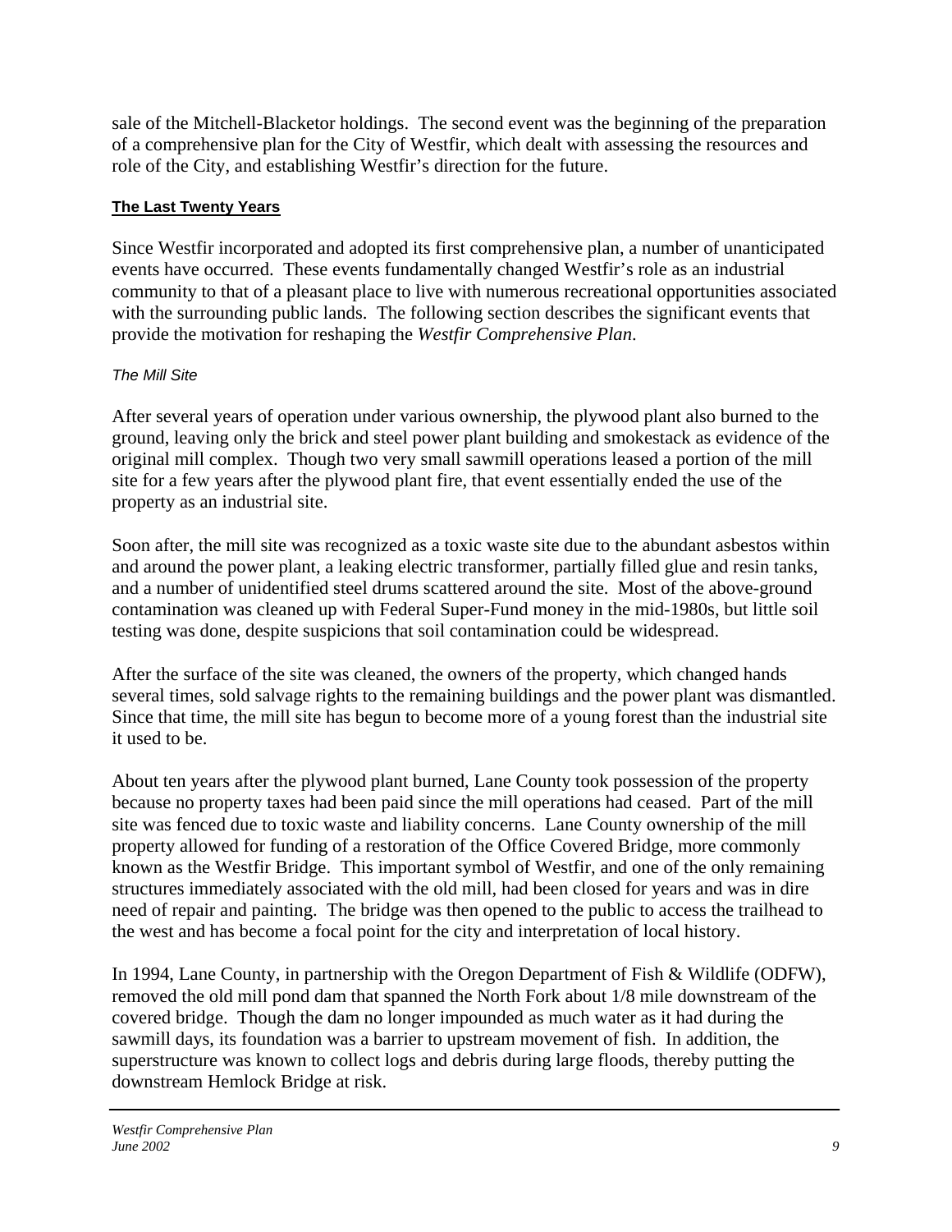sale of the Mitchell-Blacketor holdings. The second event was the beginning of the preparation of a comprehensive plan for the City of Westfir, which dealt with assessing the resources and role of the City, and establishing Westfir's direction for the future.

### The Last Twenty Years

Since Westfir incorporated and adopted its first comprehensive plan, a number of unanticipated events have occurred. These events fundamentally changed Westfir's role as an industrial community to that of a pleasant place to live with numerous recreational opportunities associated with the surrounding public lands. The following section describes the significant events that provide the motivation for reshaping the *Westfir Comprehensive Plan*.

#### *The Mill Site*

After several years of operation under various ownership, the plywood plant also burned to the ground, leaving only the brick and steel power plant building and smokestack as evidence of the original mill complex. Though two very small sawmill operations leased a portion of the mill site for a few years after the plywood plant fire, that event essentially ended the use of the property as an industrial site.

Soon after, the mill site was recognized as a toxic waste site due to the abundant asbestos within and around the power plant, a leaking electric transformer, partially filled glue and resin tanks, and a number of unidentified steel drums scattered around the site. Most of the above-ground contamination was cleaned up with Federal Super-Fund money in the mid-1980s, but little soil testing was done, despite suspicions that soil contamination could be widespread.

After the surface of the site was cleaned, the owners of the property, which changed hands several times, sold salvage rights to the remaining buildings and the power plant was dismantled. Since that time, the mill site has begun to become more of a young forest than the industrial site it used to be.

About ten years after the plywood plant burned, Lane County took possession of the property because no property taxes had been paid since the mill operations had ceased. Part of the mill site was fenced due to toxic waste and liability concerns. Lane County ownership of the mill property allowed for funding of a restoration of the Office Covered Bridge, more commonly known as the Westfir Bridge. This important symbol of Westfir, and one of the only remaining structures immediately associated with the old mill, had been closed for years and was in dire need of repair and painting. The bridge was then opened to the public to access the trailhead to the west and has become a focal point for the city and interpretation of local history.

In 1994, Lane County, in partnership with the Oregon Department of Fish & Wildlife (ODFW), removed the old mill pond dam that spanned the North Fork about 1/8 mile downstream of the covered bridge. Though the dam no longer impounded as much water as it had during the sawmill days, its foundation was a barrier to upstream movement of fish. In addition, the superstructure was known to collect logs and debris during large floods, thereby putting the downstream Hemlock Bridge at risk.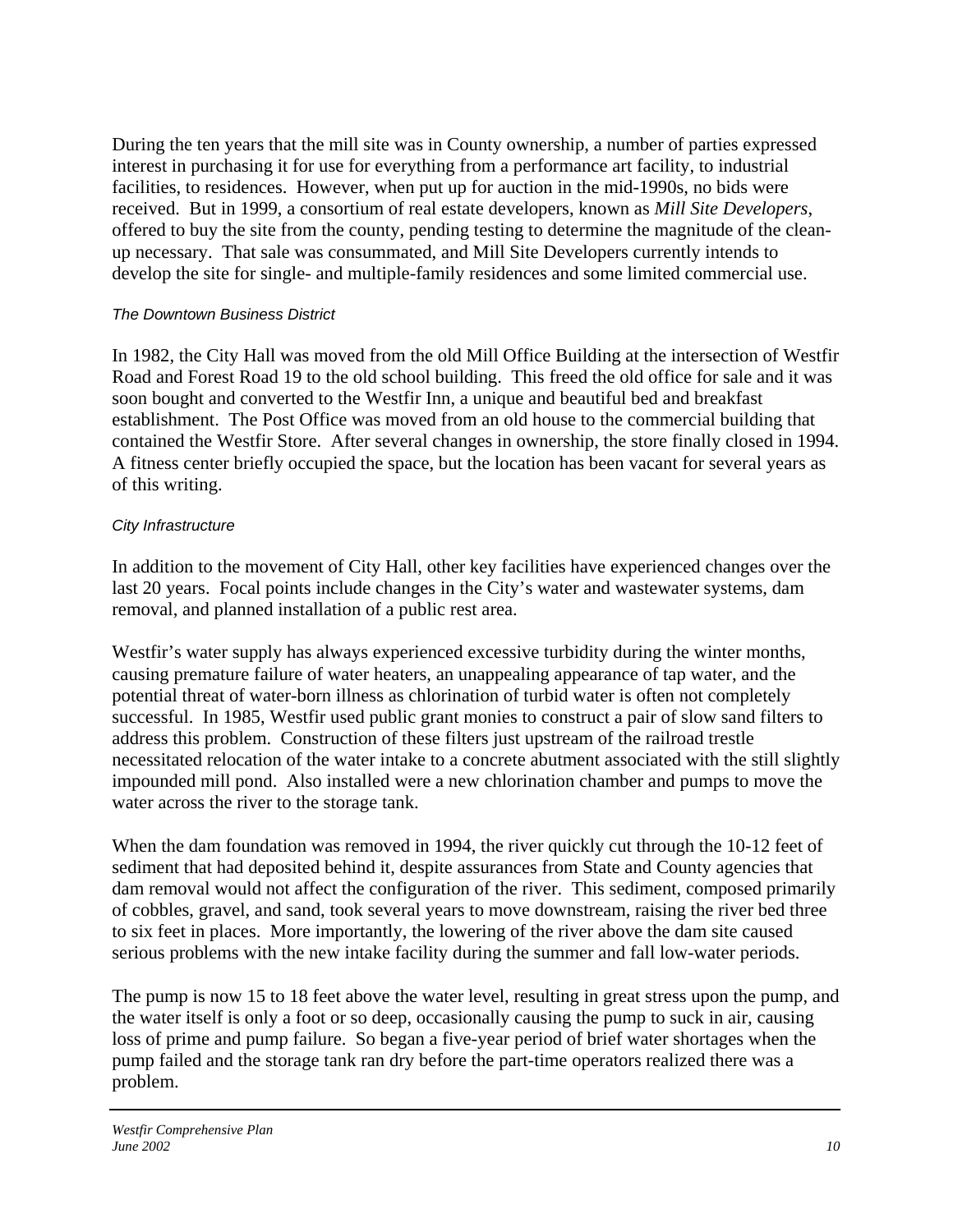During the ten years that the mill site was in County ownership, a number of parties expressed interest in purchasing it for use for everything from a performance art facility, to industrial facilities, to residences. However, when put up for auction in the mid-1990s, no bids were received. But in 1999, a consortium of real estate developers, known as *Mill Site Developers*, offered to buy the site from the county, pending testing to determine the magnitude of the clean-up necessary. That sale was consummated, and Mill Site Developers currently intends to develop the site for single- and multiple-family residences and some limited commercial use.

#### *The Downtown Business District*

In 1982, the City Hall was moved from the old Mill Office Building at the intersection of Westfir Road and Forest Road 19 to the old school building. This freed the old office for sale and it was soon bought and converted to the Westfir Inn, a unique and beautiful bed and breakfast establishment. The Post Office was moved from an old house to the commercial building that contained the Westfir Store. After several changes in ownership, the store finally closed in 1994. A fitness center briefly occupied the space, but the location has been vacant for several years as of this writing.

#### *City Infrastructure*

In addition to the movement of City Hall, other key facilities have experienced changes over the last 20 years. Focal points include changes in the City's water and wastewater systems, dam removal, and planned installation of a public rest area.

Westfir's water supply has always experienced excessive turbidity during the winter months, causing premature failure of water heaters, an unappealing appearance of tap water, and the potential threat of water-born illness as chlorination of turbid water is often not completely successful. In 1985, Westfir used public grant monies to construct a pair of slow sand filters to address this problem. Construction of these filters just upstream of the railroad trestle necessitated relocation of the water intake to a concrete abutment associated with the still slightly impounded mill pond. Also installed were a new chlorination chamber and pumps to move the water across the river to the storage tank.

When the dam foundation was removed in 1994, the river quickly cut through the 10-12 feet of sediment that had deposited behind it, despite assurances from State and County agencies that dam removal would not affect the configuration of the river. This sediment, composed primarily of cobbles, gravel, and sand, took several years to move downstream, raising the river bed three to six feet in places. More importantly, the lowering of the river above the dam site caused serious problems with the new intake facility during the summer and fall low-water periods.

The pump is now 15 to 18 feet above the water level, resulting in great stress upon the pump, and the water itself is only a foot or so deep, occasionally causing the pump to suck in air, causing loss of prime and pump failure. So began a five-year period of brief water shortages when the pump failed and the storage tank ran dry before the part-time operators realized there was a problem.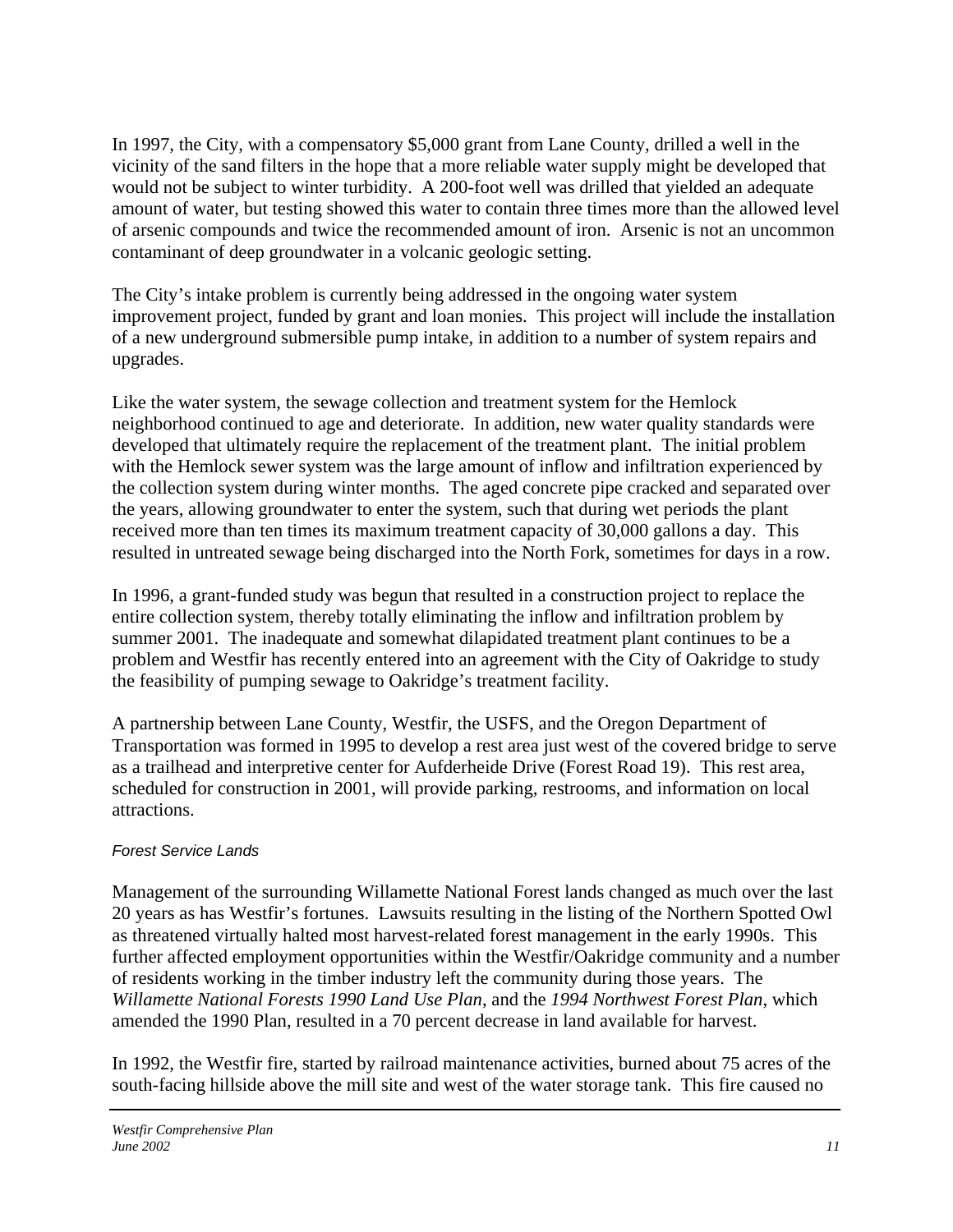In 1997, the City, with a compensatory $5,000 grant from Lane County, drilled a well in the vicinity of the sand filters in the hope that a more reliable water supply might be developed that would not be subject to winter turbidity. A 200-foot well was drilled that yielded an adequate amount of water, but testing showed this water to contain three times more than the allowed level of arsenic compounds and twice the recommended amount of iron. Arsenic is not an uncommon contaminant of deep groundwater in a volcanic geologic setting.

The City's intake problem is currently being addressed in the ongoing water system improvement project, funded by grant and loan monies. This project will include the installation of a new underground submersible pump intake, in addition to a number of system repairs and upgrades.

Like the water system, the sewage collection and treatment system for the Hemlock neighborhood continued to age and deteriorate. In addition, new water quality standards were developed that ultimately require the replacement of the treatment plant. The initial problem with the Hemlock sewer system was the large amount of inflow and infiltration experienced by the collection system during winter months. The aged concrete pipe cracked and separated over the years, allowing groundwater to enter the system, such that during wet periods the plant received more than ten times its maximum treatment capacity of 30,000 gallons a day. This resulted in untreated sewage being discharged into the North Fork, sometimes for days in a row.

In 1996, a grant-funded study was begun that resulted in a construction project to replace the entire collection system, thereby totally eliminating the inflow and infiltration problem by summer 2001. The inadequate and somewhat dilapidated treatment plant continues to be a problem and Westfir has recently entered into an agreement with the City of Oakridge to study the feasibility of pumping sewage to Oakridge's treatment facility.

A partnership between Lane County, Westfir, the USFS, and the Oregon Department of Transportation was formed in 1995 to develop a rest area just west of the covered bridge to serve as a trailhead and interpretive center for Aufderheide Drive (Forest Road 19). This rest area, scheduled for construction in 2001, will provide parking, restrooms, and information on local attractions.

*Forest Service Lands*

Management of the surrounding Willamette National Forest lands changed as much over the last 20 years as has Westfir's fortunes. Lawsuits resulting in the listing of the Northern Spotted Owl as threatened virtually halted most harvest-related forest management in the early 1990s. This further affected employment opportunities within the Westfir/Oakridge community and a number of residents working in the timber industry left the community during those years. The *Willamette National Forests 1990 Land Use Plan*, and the *1994 Northwest Forest Plan*, which amended the 1990 Plan, resulted in a 70 percent decrease in land available for harvest.

In 1992, the Westfir fire, started by railroad maintenance activities, burned about 75 acres of the south-facing hillside above the mill site and west of the water storage tank. This fire caused no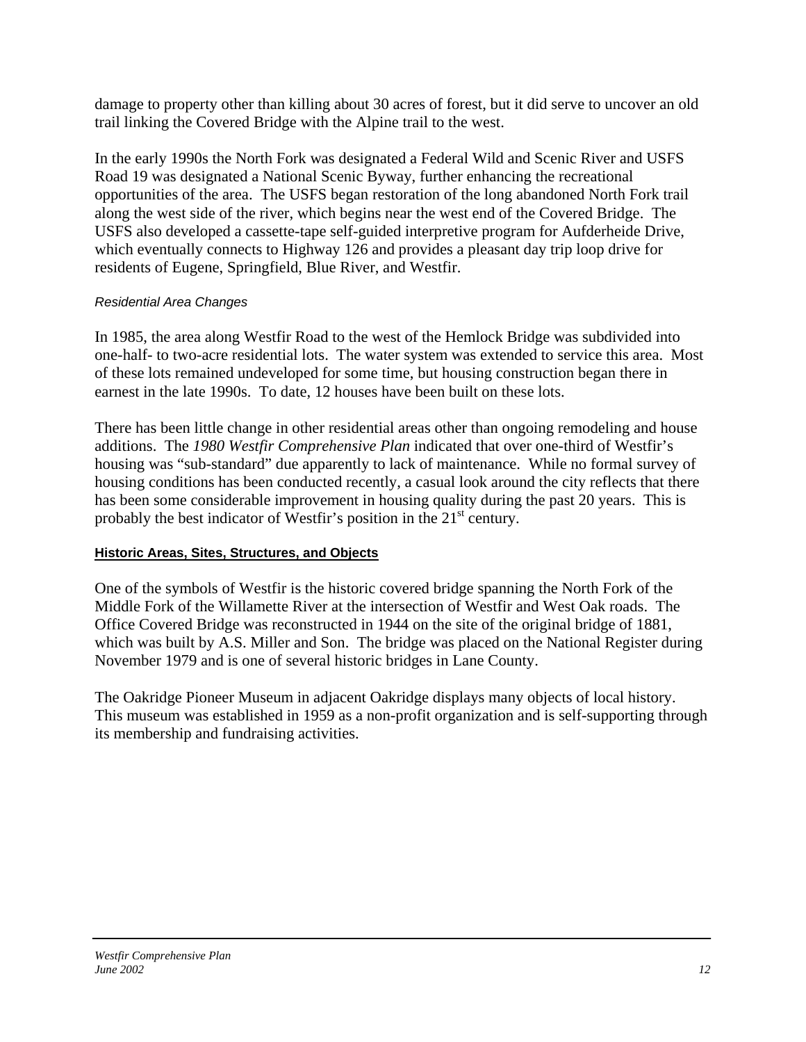damage to property other than killing about 30 acres of forest, but it did serve to uncover an old trail linking the Covered Bridge with the Alpine trail to the west.

In the early 1990s the North Fork was designated a Federal Wild and Scenic River and USFS Road 19 was designated a National Scenic Byway, further enhancing the recreational opportunities of the area. The USFS began restoration of the long abandoned North Fork trail along the west side of the river, which begins near the west end of the Covered Bridge. The USFS also developed a cassette-tape self-guided interpretive program for Aufderheide Drive, which eventually connects to Highway 126 and provides a pleasant day trip loop drive for residents of Eugene, Springfield, Blue River, and Westfir.

#### *Residential Area Changes*

In 1985, the area along Westfir Road to the west of the Hemlock Bridge was subdivided into one-half- to two-acre residential lots. The water system was extended to service this area. Most of these lots remained undeveloped for some time, but housing construction began there in earnest in the late 1990s. To date, 12 houses have been built on these lots.

There has been little change in other residential areas other than ongoing remodeling and house additions. The *1980 Westfir Comprehensive Plan* indicated that over one-third of Westfir's housing was "sub-standard" due apparently to lack of maintenance. While no formal survey of housing conditions has been conducted recently, a casual look around the city reflects that there has been some considerable improvement in housing quality during the past 20 years. This is probably the best indicator of Westfir's position in the 21st century.

### Historic Areas, Sites, Structures, and Objects

One of the symbols of Westfir is the historic covered bridge spanning the North Fork of the Middle Fork of the Willamette River at the intersection of Westfir and West Oak roads. The Office Covered Bridge was reconstructed in 1944 on the site of the original bridge of 1881, which was built by A.S. Miller and Son. The bridge was placed on the National Register during November 1979 and is one of several historic bridges in Lane County.

The Oakridge Pioneer Museum in adjacent Oakridge displays many objects of local history. This museum was established in 1959 as a non-profit organization and is self-supporting through its membership and fundraising activities.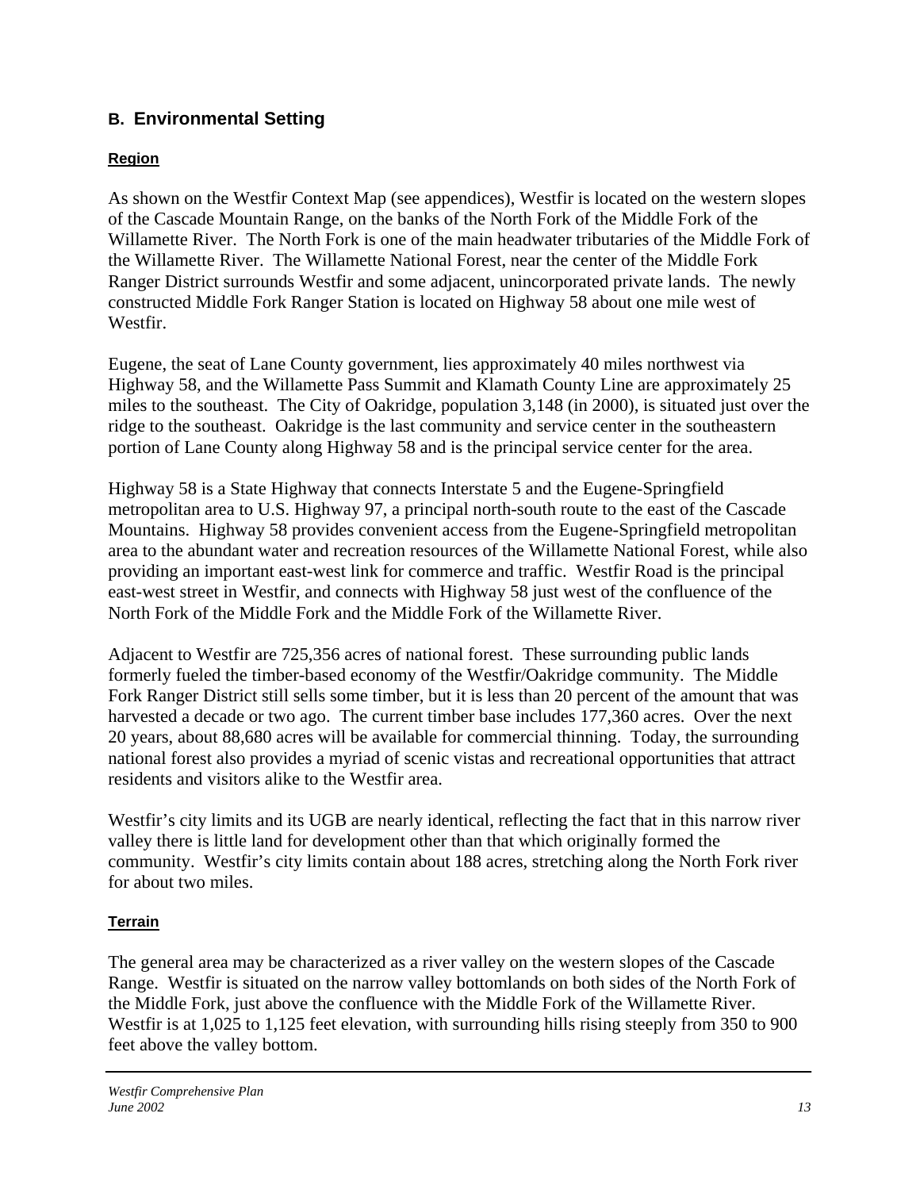## B. Environmental Setting

### Region

As shown on the Westfir Context Map (see appendices), Westfir is located on the western slopes of the Cascade Mountain Range, on the banks of the North Fork of the Middle Fork of the Willamette River. The North Fork is one of the main headwater tributaries of the Middle Fork of the Willamette River. The Willamette National Forest, near the center of the Middle Fork Ranger District surrounds Westfir and some adjacent, unincorporated private lands. The newly constructed Middle Fork Ranger Station is located on Highway 58 about one mile west of Westfir.

Eugene, the seat of Lane County government, lies approximately 40 miles northwest via Highway 58, and the Willamette Pass Summit and Klamath County Line are approximately 25 miles to the southeast. The City of Oakridge, population 3,148 (in 2000), is situated just over the ridge to the southeast. Oakridge is the last community and service center in the southeastern portion of Lane County along Highway 58 and is the principal service center for the area.

Highway 58 is a State Highway that connects Interstate 5 and the Eugene-Springfield metropolitan area to U.S. Highway 97, a principal north-south route to the east of the Cascade Mountains. Highway 58 provides convenient access from the Eugene-Springfield metropolitan area to the abundant water and recreation resources of the Willamette National Forest, while also providing an important east-west link for commerce and traffic. Westfir Road is the principal east-west street in Westfir, and connects with Highway 58 just west of the confluence of the North Fork of the Middle Fork and the Middle Fork of the Willamette River.

Adjacent to Westfir are 725,356 acres of national forest. These surrounding public lands formerly fueled the timber-based economy of the Westfir/Oakridge community. The Middle Fork Ranger District still sells some timber, but it is less than 20 percent of the amount that was harvested a decade or two ago. The current timber base includes 177,360 acres. Over the next 20 years, about 88,680 acres will be available for commercial thinning. Today, the surrounding national forest also provides a myriad of scenic vistas and recreational opportunities that attract residents and visitors alike to the Westfir area.

Westfir's city limits and its UGB are nearly identical, reflecting the fact that in this narrow river valley there is little land for development other than that which originally formed the community. Westfir's city limits contain about 188 acres, stretching along the North Fork river for about two miles.

### Terrain

The general area may be characterized as a river valley on the western slopes of the Cascade Range. Westfir is situated on the narrow valley bottomlands on both sides of the North Fork of the Middle Fork, just above the confluence with the Middle Fork of the Willamette River. Westfir is at 1,025 to 1,125 feet elevation, with surrounding hills rising steeply from 350 to 900 feet above the valley bottom.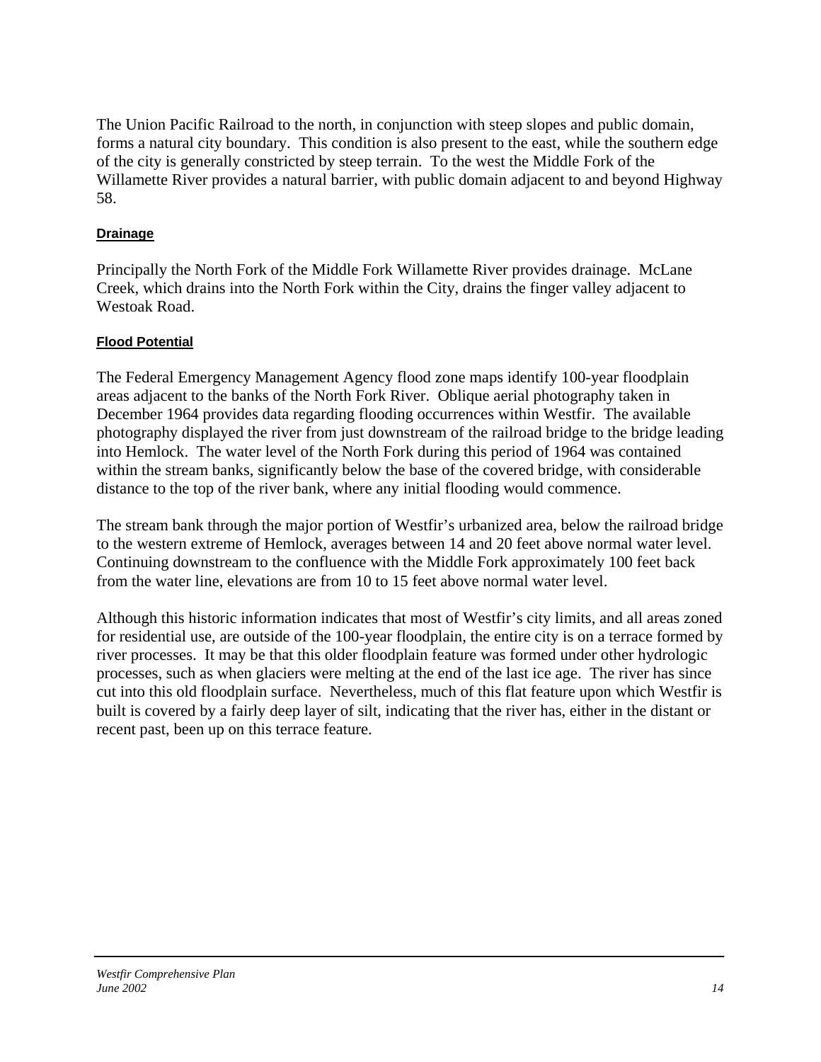The Union Pacific Railroad to the north, in conjunction with steep slopes and public domain, forms a natural city boundary. This condition is also present to the east, while the southern edge of the city is generally constricted by steep terrain. To the west the Middle Fork of the Willamette River provides a natural barrier, with public domain adjacent to and beyond Highway 58.

### Drainage

Principally the North Fork of the Middle Fork Willamette River provides drainage. McLane Creek, which drains into the North Fork within the City, drains the finger valley adjacent to Westoak Road.

### Flood Potential

The Federal Emergency Management Agency flood zone maps identify 100-year floodplain areas adjacent to the banks of the North Fork River. Oblique aerial photography taken in December 1964 provides data regarding flooding occurrences within Westfir. The available photography displayed the river from just downstream of the railroad bridge to the bridge leading into Hemlock. The water level of the North Fork during this period of 1964 was contained within the stream banks, significantly below the base of the covered bridge, with considerable distance to the top of the river bank, where any initial flooding would commence.

The stream bank through the major portion of Westfir's urbanized area, below the railroad bridge to the western extreme of Hemlock, averages between 14 and 20 feet above normal water level. Continuing downstream to the confluence with the Middle Fork approximately 100 feet back from the water line, elevations are from 10 to 15 feet above normal water level.

Although this historic information indicates that most of Westfir's city limits, and all areas zoned for residential use, are outside of the 100-year floodplain, the entire city is on a terrace formed by river processes. It may be that this older floodplain feature was formed under other hydrologic processes, such as when glaciers were melting at the end of the last ice age. The river has since cut into this old floodplain surface. Nevertheless, much of this flat feature upon which Westfir is built is covered by a fairly deep layer of silt, indicating that the river has, either in the distant or recent past, been up on this terrace feature.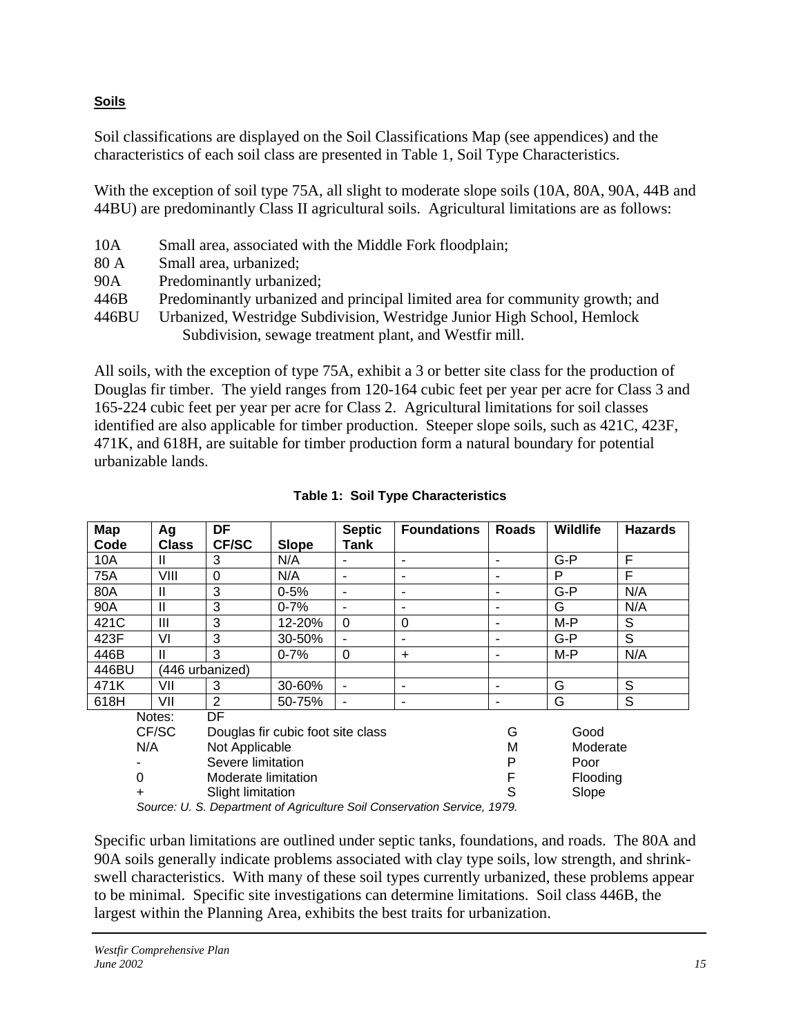**Soils**

Soil classifications are displayed on the Soil Classifications Map (see appendices) and the characteristics of each soil class are presented in Table 1, Soil Type Characteristics.

With the exception of soil type 75A, all slight to moderate slope soils (10A, 80A, 90A, 44B and 44BU) are predominantly Class II agricultural soils. Agricultural limitations are as follows:

- 10A Small area, associated with the Middle Fork floodplain;
- 80 A Small area, urbanized;
- 90A Predominantly urbanized;
- 446B Predominantly urbanized and principal limited area for community growth; and
- 446BU Urbanized, Westridge Subdivision, Westridge Junior High School, Hemlock Subdivision, sewage treatment plant, and Westfir mill.

All soils, with the exception of type 75A, exhibit a 3 or better site class for the production of Douglas fir timber. The yield ranges from 120-164 cubic feet per year per acre for Class 3 and 165-224 cubic feet per year per acre for Class 2. Agricultural limitations for soil classes identified are also applicable for timber production. Steeper slope soils, such as 421C, 423F, 471K, and 618H, are suitable for timber production form a natural boundary for potential urbanizable lands.

**Table 1: Soil Type Characteristics**

| Map Code | Ag Class | DF CF/SC | Slope | Septic Tank | Foundations | Roads | Wildlife | Hazards |
|---|---|---|---|---|---|---|---|---|
| 10A | II | 3 | N/A | - | - | - | G-P | F |
| 75A | VIII | 0 | N/A | - | - | - | P | F |
| 80A | II | 3 | 0-5% | - | - | - | G-P | N/A |
| 90A | II | 3 | 0-7% | - | - | - | G | N/A |
| 421C | III | 3 | 12-20% | 0 | 0 | - | M-P | S |
| 423F | VI | 3 | 30-50% | - | - | - | G-P | S |
| 446B | II | 3 | 0-7% | 0 | + | - | M-P | N/A |
| 446BU | (446 urbanized) | | | | | | | |
| 471K | VII | 3 | 30-60% | - | - | - | G | S |
| 618H | VII | 2 | 50-75% | - | - | - | G | S |

Notes:

| | | | |
|---|---|---|---|
| DF CF/SC | Douglas fir cubic foot site class | G | Good |
| N/A | Not Applicable | M | Moderate |
| - | Severe limitation | P | Poor |
| 0 | Moderate limitation | F | Flooding |
| + | Slight limitation | S | Slope |

*Source: U. S. Department of Agriculture Soil Conservation Service, 1979.*

Specific urban limitations are outlined under septic tanks, foundations, and roads. The 80A and 90A soils generally indicate problems associated with clay type soils, low strength, and shrink-swell characteristics. With many of these soil types currently urbanized, these problems appear to be minimal. Specific site investigations can determine limitations. Soil class 446B, the largest within the Planning Area, exhibits the best traits for urbanization.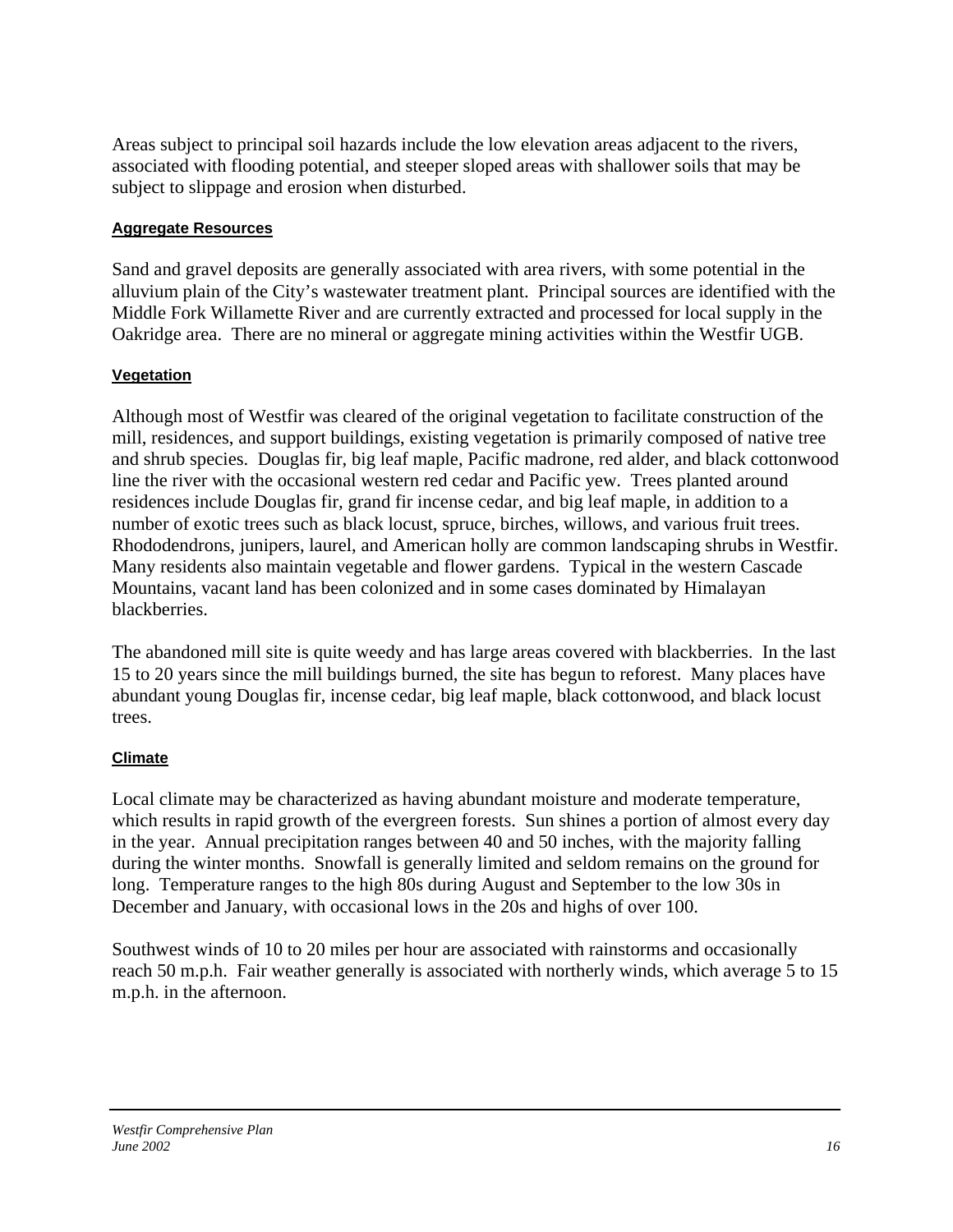Areas subject to principal soil hazards include the low elevation areas adjacent to the rivers, associated with flooding potential, and steeper sloped areas with shallower soils that may be subject to slippage and erosion when disturbed.

### Aggregate Resources

Sand and gravel deposits are generally associated with area rivers, with some potential in the alluvium plain of the City's wastewater treatment plant. Principal sources are identified with the Middle Fork Willamette River and are currently extracted and processed for local supply in the Oakridge area. There are no mineral or aggregate mining activities within the Westfir UGB.

### Vegetation

Although most of Westfir was cleared of the original vegetation to facilitate construction of the mill, residences, and support buildings, existing vegetation is primarily composed of native tree and shrub species. Douglas fir, big leaf maple, Pacific madrone, red alder, and black cottonwood line the river with the occasional western red cedar and Pacific yew. Trees planted around residences include Douglas fir, grand fir incense cedar, and big leaf maple, in addition to a number of exotic trees such as black locust, spruce, birches, willows, and various fruit trees. Rhododendrons, junipers, laurel, and American holly are common landscaping shrubs in Westfir. Many residents also maintain vegetable and flower gardens. Typical in the western Cascade Mountains, vacant land has been colonized and in some cases dominated by Himalayan blackberries.

The abandoned mill site is quite weedy and has large areas covered with blackberries. In the last 15 to 20 years since the mill buildings burned, the site has begun to reforest. Many places have abundant young Douglas fir, incense cedar, big leaf maple, black cottonwood, and black locust trees.

### Climate

Local climate may be characterized as having abundant moisture and moderate temperature, which results in rapid growth of the evergreen forests. Sun shines a portion of almost every day in the year. Annual precipitation ranges between 40 and 50 inches, with the majority falling during the winter months. Snowfall is generally limited and seldom remains on the ground for long. Temperature ranges to the high 80s during August and September to the low 30s in December and January, with occasional lows in the 20s and highs of over 100.

Southwest winds of 10 to 20 miles per hour are associated with rainstorms and occasionally reach 50 m.p.h. Fair weather generally is associated with northerly winds, which average 5 to 15 m.p.h. in the afternoon.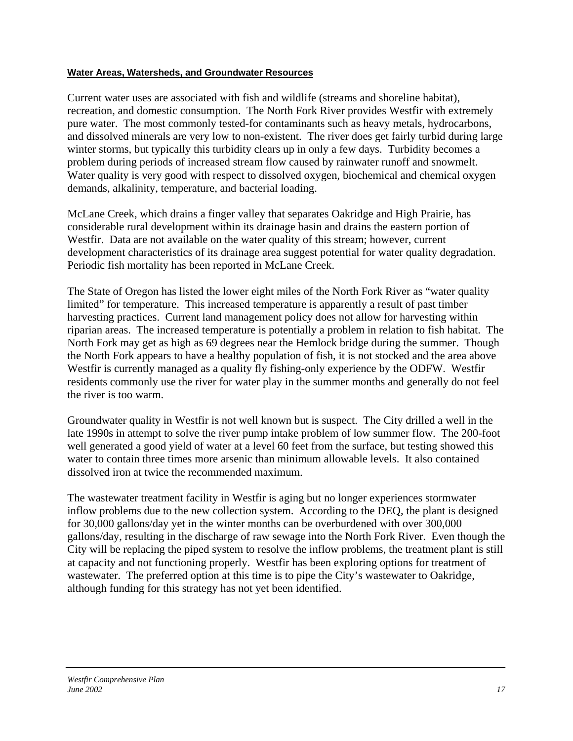**Water Areas, Watersheds, and Groundwater Resources**

Current water uses are associated with fish and wildlife (streams and shoreline habitat), recreation, and domestic consumption. The North Fork River provides Westfir with extremely pure water. The most commonly tested-for contaminants such as heavy metals, hydrocarbons, and dissolved minerals are very low to non-existent. The river does get fairly turbid during large winter storms, but typically this turbidity clears up in only a few days. Turbidity becomes a problem during periods of increased stream flow caused by rainwater runoff and snowmelt. Water quality is very good with respect to dissolved oxygen, biochemical and chemical oxygen demands, alkalinity, temperature, and bacterial loading.

McLane Creek, which drains a finger valley that separates Oakridge and High Prairie, has considerable rural development within its drainage basin and drains the eastern portion of Westfir. Data are not available on the water quality of this stream; however, current development characteristics of its drainage area suggest potential for water quality degradation. Periodic fish mortality has been reported in McLane Creek.

The State of Oregon has listed the lower eight miles of the North Fork River as "water quality limited" for temperature. This increased temperature is apparently a result of past timber harvesting practices. Current land management policy does not allow for harvesting within riparian areas. The increased temperature is potentially a problem in relation to fish habitat. The North Fork may get as high as 69 degrees near the Hemlock bridge during the summer. Though the North Fork appears to have a healthy population of fish, it is not stocked and the area above Westfir is currently managed as a quality fly fishing-only experience by the ODFW. Westfir residents commonly use the river for water play in the summer months and generally do not feel the river is too warm.

Groundwater quality in Westfir is not well known but is suspect. The City drilled a well in the late 1990s in attempt to solve the river pump intake problem of low summer flow. The 200-foot well generated a good yield of water at a level 60 feet from the surface, but testing showed this water to contain three times more arsenic than minimum allowable levels. It also contained dissolved iron at twice the recommended maximum.

The wastewater treatment facility in Westfir is aging but no longer experiences stormwater inflow problems due to the new collection system. According to the DEQ, the plant is designed for 30,000 gallons/day yet in the winter months can be overburdened with over 300,000 gallons/day, resulting in the discharge of raw sewage into the North Fork River. Even though the City will be replacing the piped system to resolve the inflow problems, the treatment plant is still at capacity and not functioning properly. Westfir has been exploring options for treatment of wastewater. The preferred option at this time is to pipe the City's wastewater to Oakridge, although funding for this strategy has not yet been identified.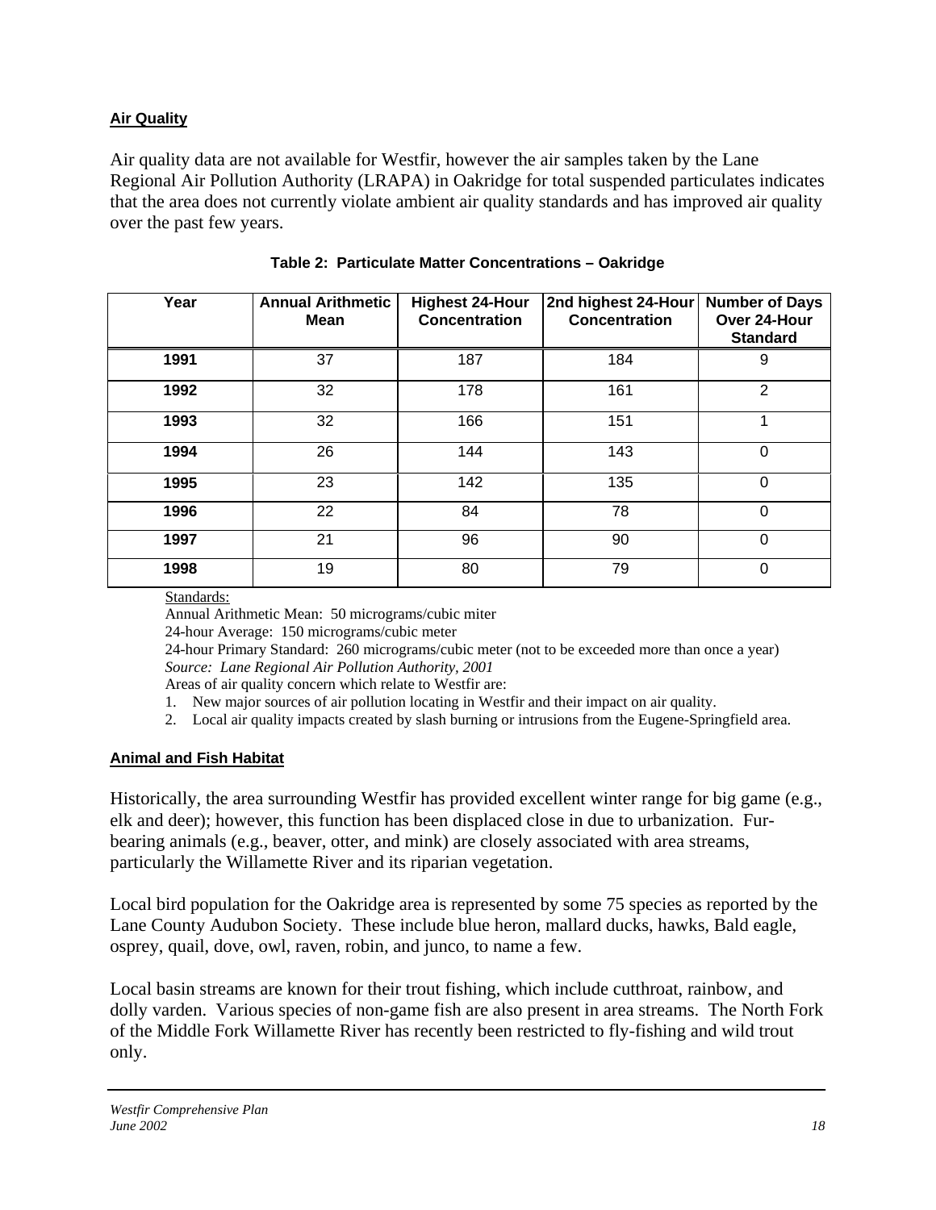**Air Quality**

Air quality data are not available for Westfir, however the air samples taken by the Lane Regional Air Pollution Authority (LRAPA) in Oakridge for total suspended particulates indicates that the area does not currently violate ambient air quality standards and has improved air quality over the past few years.

**Table 2: Particulate Matter Concentrations – Oakridge**

| Year | Annual Arithmetic Mean | Highest 24-Hour Concentration | 2nd highest 24-Hour Concentration | Number of Days Over 24-Hour Standard |
|---|---|---|---|---|
| 1991 | 37 | 187 | 184 | 9 |
| 1992 | 32 | 178 | 161 | 2 |
| 1993 | 32 | 166 | 151 | 1 |
| 1994 | 26 | 144 | 143 | 0 |
| 1995 | 23 | 142 | 135 | 0 |
| 1996 | 22 | 84 | 78 | 0 |
| 1997 | 21 | 96 | 90 | 0 |
| 1998 | 19 | 80 | 79 | 0 |

Standards:

Annual Arithmetic Mean: 50 micrograms/cubic miter

24-hour Average: 150 micrograms/cubic meter

24-hour Primary Standard: 260 micrograms/cubic meter (not to be exceeded more than once a year)

*Source: Lane Regional Air Pollution Authority, 2001*

Areas of air quality concern which relate to Westfir are:

1. New major sources of air pollution locating in Westfir and their impact on air quality.
2. Local air quality impacts created by slash burning or intrusions from the Eugene-Springfield area.

**Animal and Fish Habitat**

Historically, the area surrounding Westfir has provided excellent winter range for big game (e.g., elk and deer); however, this function has been displaced close in due to urbanization. Fur-bearing animals (e.g., beaver, otter, and mink) are closely associated with area streams, particularly the Willamette River and its riparian vegetation.

Local bird population for the Oakridge area is represented by some 75 species as reported by the Lane County Audubon Society. These include blue heron, mallard ducks, hawks, Bald eagle, osprey, quail, dove, owl, raven, robin, and junco, to name a few.

Local basin streams are known for their trout fishing, which include cutthroat, rainbow, and dolly varden. Various species of non-game fish are also present in area streams. The North Fork of the Middle Fork Willamette River has recently been restricted to fly-fishing and wild trout only.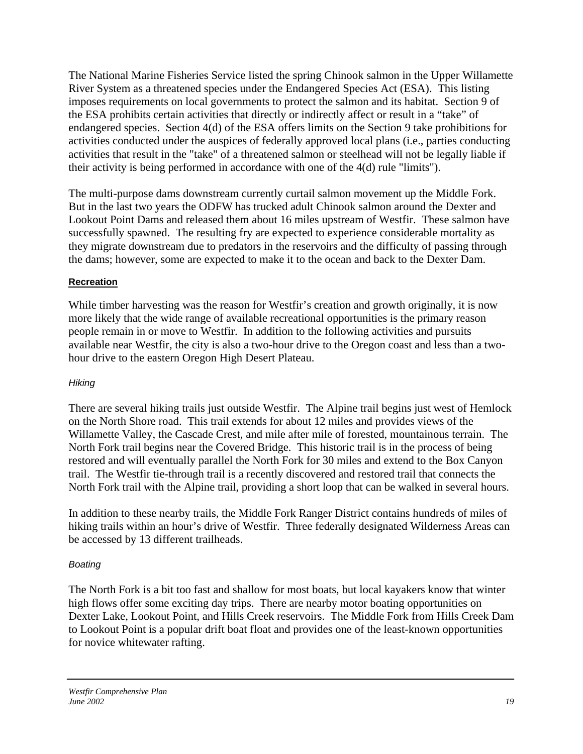The National Marine Fisheries Service listed the spring Chinook salmon in the Upper Willamette River System as a threatened species under the Endangered Species Act (ESA). This listing imposes requirements on local governments to protect the salmon and its habitat. Section 9 of the ESA prohibits certain activities that directly or indirectly affect or result in a "take" of endangered species. Section 4(d) of the ESA offers limits on the Section 9 take prohibitions for activities conducted under the auspices of federally approved local plans (i.e., parties conducting activities that result in the "take" of a threatened salmon or steelhead will not be legally liable if their activity is being performed in accordance with one of the 4(d) rule "limits").

The multi-purpose dams downstream currently curtail salmon movement up the Middle Fork. But in the last two years the ODFW has trucked adult Chinook salmon around the Dexter and Lookout Point Dams and released them about 16 miles upstream of Westfir. These salmon have successfully spawned. The resulting fry are expected to experience considerable mortality as they migrate downstream due to predators in the reservoirs and the difficulty of passing through the dams; however, some are expected to make it to the ocean and back to the Dexter Dam.

### Recreation

While timber harvesting was the reason for Westfir's creation and growth originally, it is now more likely that the wide range of available recreational opportunities is the primary reason people remain in or move to Westfir. In addition to the following activities and pursuits available near Westfir, the city is also a two-hour drive to the Oregon coast and less than a two-hour drive to the eastern Oregon High Desert Plateau.

#### *Hiking*

There are several hiking trails just outside Westfir. The Alpine trail begins just west of Hemlock on the North Shore road. This trail extends for about 12 miles and provides views of the Willamette Valley, the Cascade Crest, and mile after mile of forested, mountainous terrain. The North Fork trail begins near the Covered Bridge. This historic trail is in the process of being restored and will eventually parallel the North Fork for 30 miles and extend to the Box Canyon trail. The Westfir tie-through trail is a recently discovered and restored trail that connects the North Fork trail with the Alpine trail, providing a short loop that can be walked in several hours.

In addition to these nearby trails, the Middle Fork Ranger District contains hundreds of miles of hiking trails within an hour's drive of Westfir. Three federally designated Wilderness Areas can be accessed by 13 different trailheads.

#### *Boating*

The North Fork is a bit too fast and shallow for most boats, but local kayakers know that winter high flows offer some exciting day trips. There are nearby motor boating opportunities on Dexter Lake, Lookout Point, and Hills Creek reservoirs. The Middle Fork from Hills Creek Dam to Lookout Point is a popular drift boat float and provides one of the least-known opportunities for novice whitewater rafting.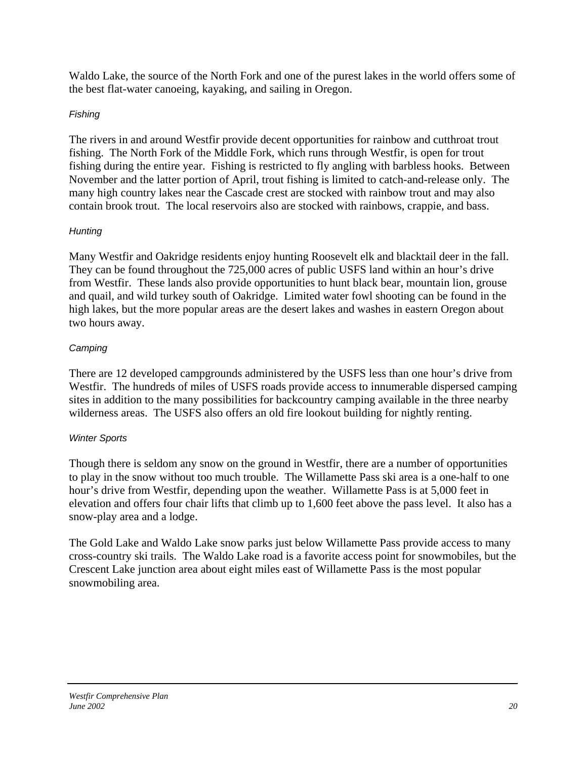Waldo Lake, the source of the North Fork and one of the purest lakes in the world offers some of the best flat-water canoeing, kayaking, and sailing in Oregon.

#### *Fishing*

The rivers in and around Westfir provide decent opportunities for rainbow and cutthroat trout fishing. The North Fork of the Middle Fork, which runs through Westfir, is open for trout fishing during the entire year. Fishing is restricted to fly angling with barbless hooks. Between November and the latter portion of April, trout fishing is limited to catch-and-release only. The many high country lakes near the Cascade crest are stocked with rainbow trout and may also contain brook trout. The local reservoirs also are stocked with rainbows, crappie, and bass.

#### *Hunting*

Many Westfir and Oakridge residents enjoy hunting Roosevelt elk and blacktail deer in the fall. They can be found throughout the 725,000 acres of public USFS land within an hour's drive from Westfir. These lands also provide opportunities to hunt black bear, mountain lion, grouse and quail, and wild turkey south of Oakridge. Limited water fowl shooting can be found in the high lakes, but the more popular areas are the desert lakes and washes in eastern Oregon about two hours away.

#### *Camping*

There are 12 developed campgrounds administered by the USFS less than one hour's drive from Westfir. The hundreds of miles of USFS roads provide access to innumerable dispersed camping sites in addition to the many possibilities for backcountry camping available in the three nearby wilderness areas. The USFS also offers an old fire lookout building for nightly renting.

#### *Winter Sports*

Though there is seldom any snow on the ground in Westfir, there are a number of opportunities to play in the snow without too much trouble. The Willamette Pass ski area is a one-half to one hour's drive from Westfir, depending upon the weather. Willamette Pass is at 5,000 feet in elevation and offers four chair lifts that climb up to 1,600 feet above the pass level. It also has a snow-play area and a lodge.

The Gold Lake and Waldo Lake snow parks just below Willamette Pass provide access to many cross-country ski trails. The Waldo Lake road is a favorite access point for snowmobiles, but the Crescent Lake junction area about eight miles east of Willamette Pass is the most popular snowmobiling area.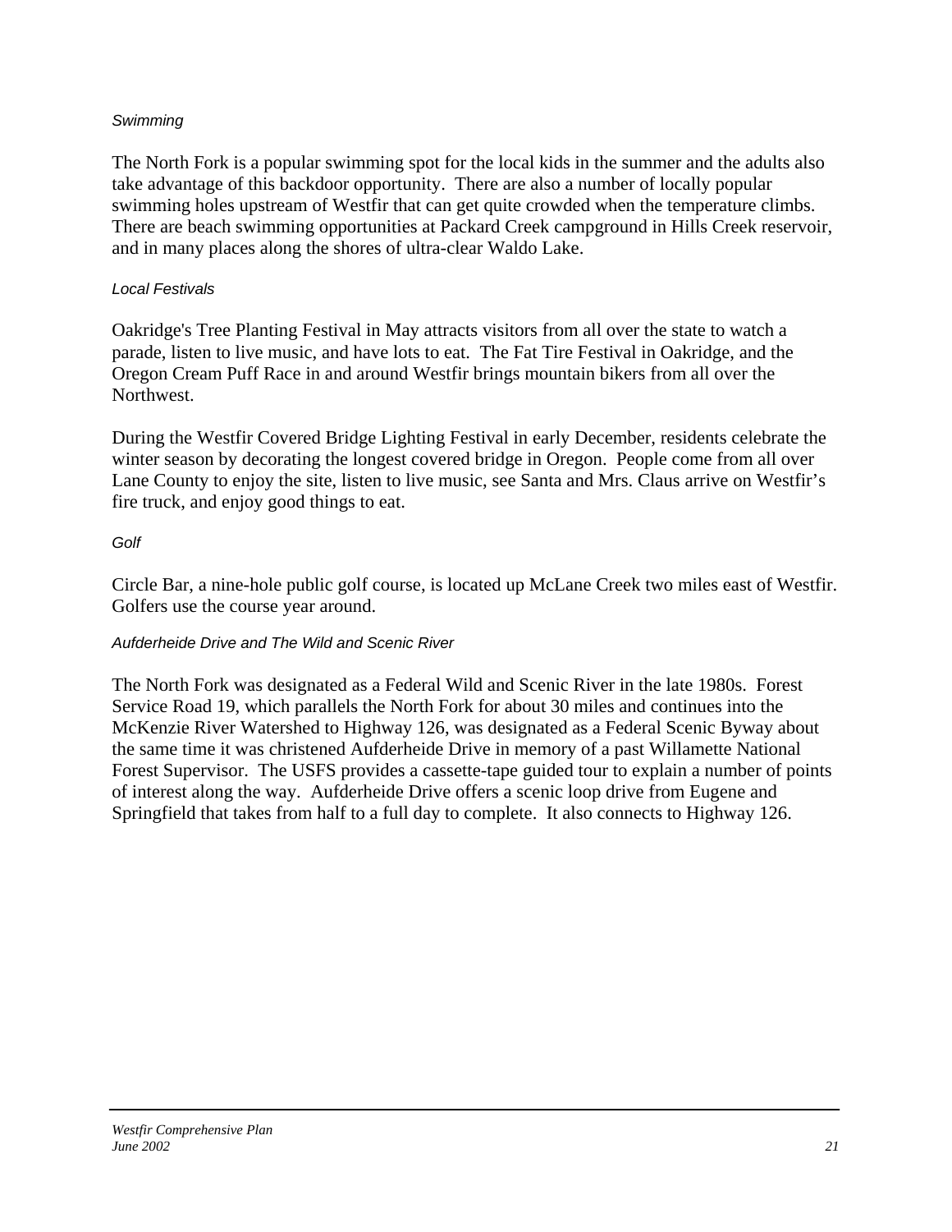*Swimming*

The North Fork is a popular swimming spot for the local kids in the summer and the adults also take advantage of this backdoor opportunity. There are also a number of locally popular swimming holes upstream of Westfir that can get quite crowded when the temperature climbs. There are beach swimming opportunities at Packard Creek campground in Hills Creek reservoir, and in many places along the shores of ultra-clear Waldo Lake.

*Local Festivals*

Oakridge's Tree Planting Festival in May attracts visitors from all over the state to watch a parade, listen to live music, and have lots to eat. The Fat Tire Festival in Oakridge, and the Oregon Cream Puff Race in and around Westfir brings mountain bikers from all over the Northwest.

During the Westfir Covered Bridge Lighting Festival in early December, residents celebrate the winter season by decorating the longest covered bridge in Oregon. People come from all over Lane County to enjoy the site, listen to live music, see Santa and Mrs. Claus arrive on Westfir's fire truck, and enjoy good things to eat.

*Golf*

Circle Bar, a nine-hole public golf course, is located up McLane Creek two miles east of Westfir. Golfers use the course year around.

*Aufderheide Drive and The Wild and Scenic River*

The North Fork was designated as a Federal Wild and Scenic River in the late 1980s. Forest Service Road 19, which parallels the North Fork for about 30 miles and continues into the McKenzie River Watershed to Highway 126, was designated as a Federal Scenic Byway about the same time it was christened Aufderheide Drive in memory of a past Willamette National Forest Supervisor. The USFS provides a cassette-tape guided tour to explain a number of points of interest along the way. Aufderheide Drive offers a scenic loop drive from Eugene and Springfield that takes from half to a full day to complete. It also connects to Highway 126.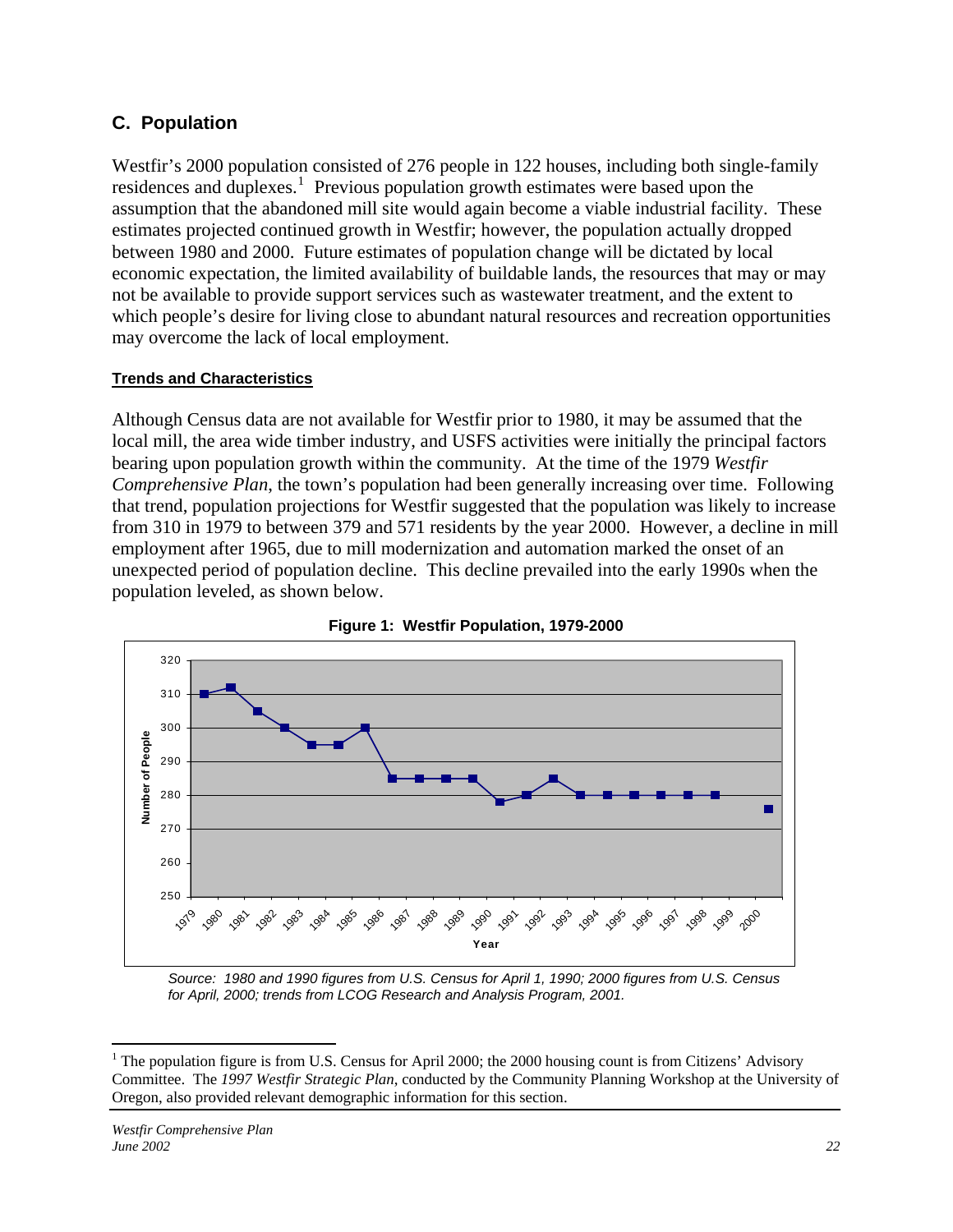## C. Population

Westfir's 2000 population consisted of 276 people in 122 houses, including both single-family residences and duplexes.[1] Previous population growth estimates were based upon the assumption that the abandoned mill site would again become a viable industrial facility. These estimates projected continued growth in Westfir; however, the population actually dropped between 1980 and 2000. Future estimates of population change will be dictated by local economic expectation, the limited availability of buildable lands, the resources that may or may not be available to provide support services such as wastewater treatment, and the extent to which people's desire for living close to abundant natural resources and recreation opportunities may overcome the lack of local employment.

### Trends and Characteristics

Although Census data are not available for Westfir prior to 1980, it may be assumed that the local mill, the area wide timber industry, and USFS activities were initially the principal factors bearing upon population growth within the community. At the time of the 1979 *Westfir Comprehensive Plan*, the town's population had been generally increasing over time. Following that trend, population projections for Westfir suggested that the population was likely to increase from 310 in 1979 to between 379 and 571 residents by the year 2000. However, a decline in mill employment after 1965, due to mill modernization and automation marked the onset of an unexpected period of population decline. This decline prevailed into the early 1990s when the population leveled, as shown below.

**Figure 1: Westfir Population, 1979-2000**

*Source: 1980 and 1990 figures from U.S. Census for April 1, 1990; 2000 figures from U.S. Census for April, 2000; trends from LCOG Research and Analysis Program, 2001.*

[1] The population figure is from U.S. Census for April 2000; the 2000 housing count is from Citizens' Advisory Committee. The *1997 Westfir Strategic Plan*, conducted by the Community Planning Workshop at the University of Oregon, also provided relevant demographic information for this section.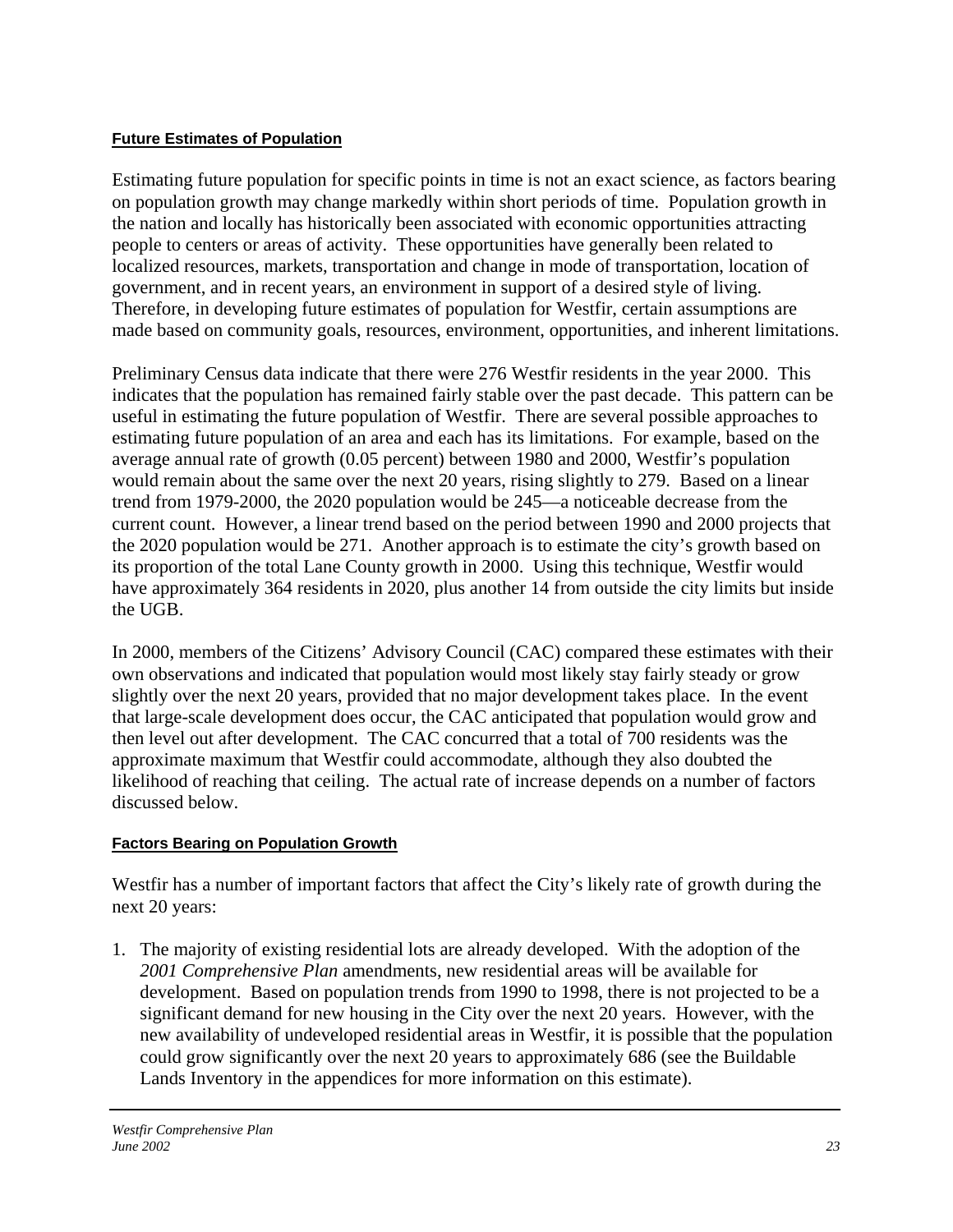## Future Estimates of Population

Estimating future population for specific points in time is not an exact science, as factors bearing on population growth may change markedly within short periods of time. Population growth in the nation and locally has historically been associated with economic opportunities attracting people to centers or areas of activity. These opportunities have generally been related to localized resources, markets, transportation and change in mode of transportation, location of government, and in recent years, an environment in support of a desired style of living. Therefore, in developing future estimates of population for Westfir, certain assumptions are made based on community goals, resources, environment, opportunities, and inherent limitations.

Preliminary Census data indicate that there were 276 Westfir residents in the year 2000. This indicates that the population has remained fairly stable over the past decade. This pattern can be useful in estimating the future population of Westfir. There are several possible approaches to estimating future population of an area and each has its limitations. For example, based on the average annual rate of growth (0.05 percent) between 1980 and 2000, Westfir's population would remain about the same over the next 20 years, rising slightly to 279. Based on a linear trend from 1979-2000, the 2020 population would be 245—a noticeable decrease from the current count. However, a linear trend based on the period between 1990 and 2000 projects that the 2020 population would be 271. Another approach is to estimate the city's growth based on its proportion of the total Lane County growth in 2000. Using this technique, Westfir would have approximately 364 residents in 2020, plus another 14 from outside the city limits but inside the UGB.

In 2000, members of the Citizens' Advisory Council (CAC) compared these estimates with their own observations and indicated that population would most likely stay fairly steady or grow slightly over the next 20 years, provided that no major development takes place. In the event that large-scale development does occur, the CAC anticipated that population would grow and then level out after development. The CAC concurred that a total of 700 residents was the approximate maximum that Westfir could accommodate, although they also doubted the likelihood of reaching that ceiling. The actual rate of increase depends on a number of factors discussed below.

## Factors Bearing on Population Growth

Westfir has a number of important factors that affect the City's likely rate of growth during the next 20 years:

1. The majority of existing residential lots are already developed. With the adoption of the *2001 Comprehensive Plan* amendments, new residential areas will be available for development. Based on population trends from 1990 to 1998, there is not projected to be a significant demand for new housing in the City over the next 20 years. However, with the new availability of undeveloped residential areas in Westfir, it is possible that the population could grow significantly over the next 20 years to approximately 686 (see the Buildable Lands Inventory in the appendices for more information on this estimate).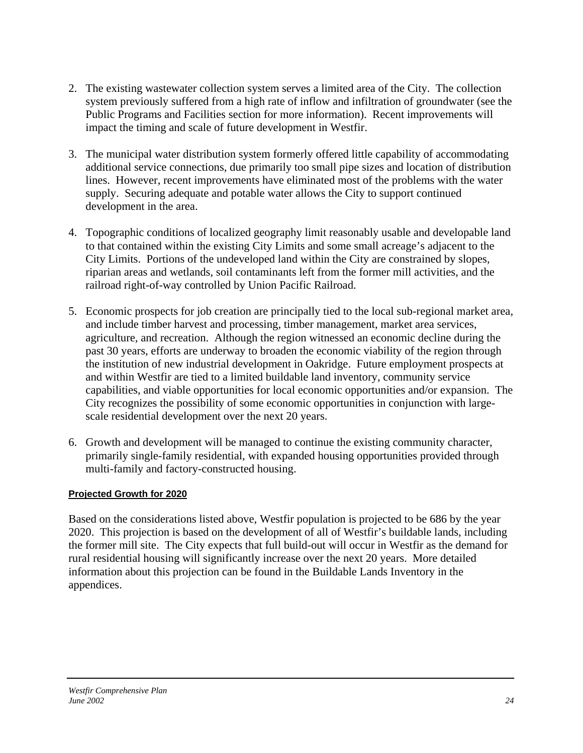2. The existing wastewater collection system serves a limited area of the City. The collection system previously suffered from a high rate of inflow and infiltration of groundwater (see the Public Programs and Facilities section for more information). Recent improvements will impact the timing and scale of future development in Westfir.

3. The municipal water distribution system formerly offered little capability of accommodating additional service connections, due primarily too small pipe sizes and location of distribution lines. However, recent improvements have eliminated most of the problems with the water supply. Securing adequate and potable water allows the City to support continued development in the area.

4. Topographic conditions of localized geography limit reasonably usable and developable land to that contained within the existing City Limits and some small acreage's adjacent to the City Limits. Portions of the undeveloped land within the City are constrained by slopes, riparian areas and wetlands, soil contaminants left from the former mill activities, and the railroad right-of-way controlled by Union Pacific Railroad.

5. Economic prospects for job creation are principally tied to the local sub-regional market area, and include timber harvest and processing, timber management, market area services, agriculture, and recreation. Although the region witnessed an economic decline during the past 30 years, efforts are underway to broaden the economic viability of the region through the institution of new industrial development in Oakridge. Future employment prospects at and within Westfir are tied to a limited buildable land inventory, community service capabilities, and viable opportunities for local economic opportunities and/or expansion. The City recognizes the possibility of some economic opportunities in conjunction with large-scale residential development over the next 20 years.

6. Growth and development will be managed to continue the existing community character, primarily single-family residential, with expanded housing opportunities provided through multi-family and factory-constructed housing.

#### Projected Growth for 2020

Based on the considerations listed above, Westfir population is projected to be 686 by the year 2020. This projection is based on the development of all of Westfir's buildable lands, including the former mill site. The City expects that full build-out will occur in Westfir as the demand for rural residential housing will significantly increase over the next 20 years. More detailed information about this projection can be found in the Buildable Lands Inventory in the appendices.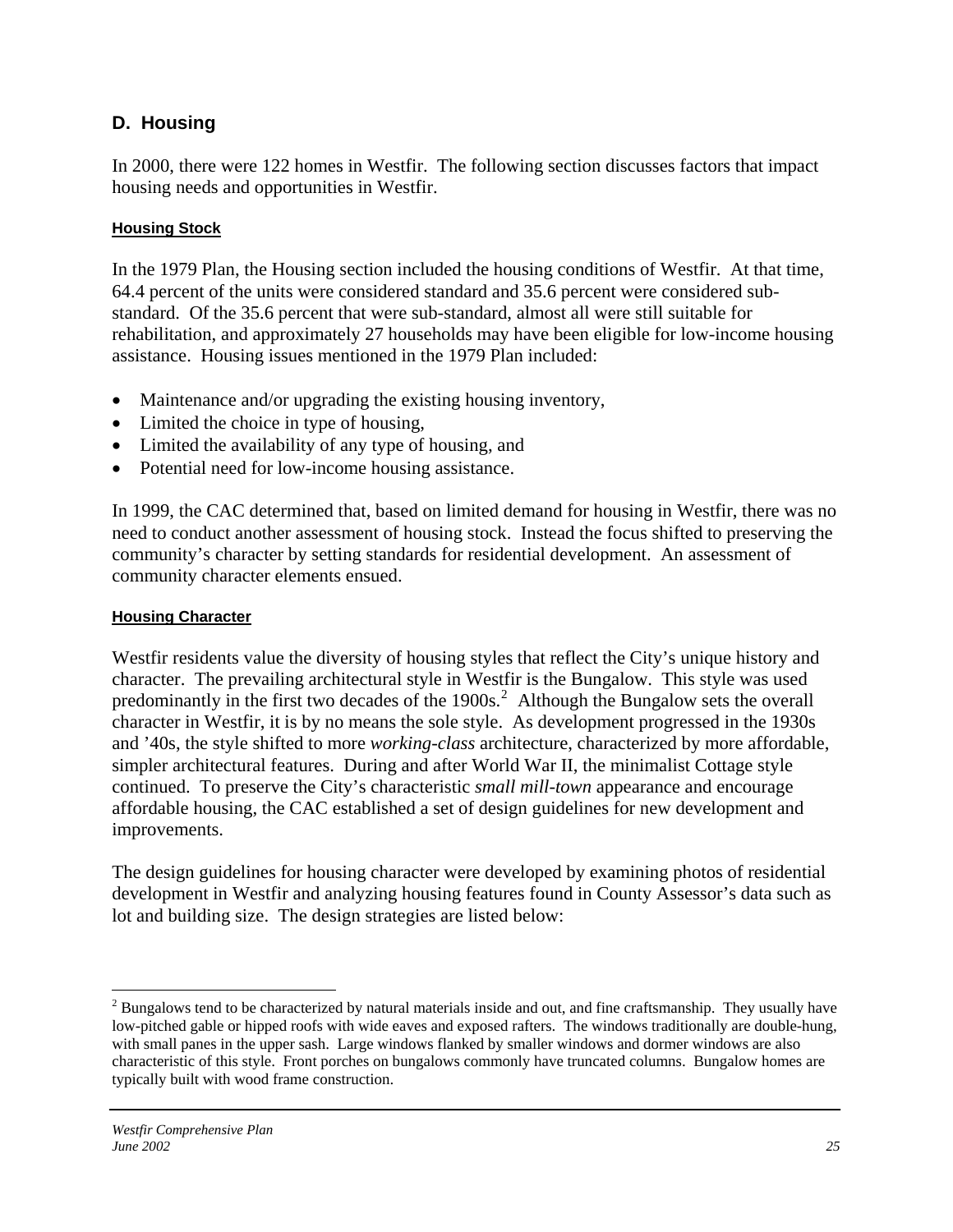## D. Housing

In 2000, there were 122 homes in Westfir. The following section discusses factors that impact housing needs and opportunities in Westfir.

#### Housing Stock

In the 1979 Plan, the Housing section included the housing conditions of Westfir. At that time, 64.4 percent of the units were considered standard and 35.6 percent were considered sub-standard. Of the 35.6 percent that were sub-standard, almost all were still suitable for rehabilitation, and approximately 27 households may have been eligible for low-income housing assistance. Housing issues mentioned in the 1979 Plan included:

- Maintenance and/or upgrading the existing housing inventory,
- Limited the choice in type of housing,
- Limited the availability of any type of housing, and
- Potential need for low-income housing assistance.

In 1999, the CAC determined that, based on limited demand for housing in Westfir, there was no need to conduct another assessment of housing stock. Instead the focus shifted to preserving the community's character by setting standards for residential development. An assessment of community character elements ensued.

#### Housing Character

Westfir residents value the diversity of housing styles that reflect the City's unique history and character. The prevailing architectural style in Westfir is the Bungalow. This style was used predominantly in the first two decades of the 1900s.[2] Although the Bungalow sets the overall character in Westfir, it is by no means the sole style. As development progressed in the 1930s and '40s, the style shifted to more *working-class* architecture, characterized by more affordable, simpler architectural features. During and after World War II, the minimalist Cottage style continued. To preserve the City's characteristic *small mill-town* appearance and encourage affordable housing, the CAC established a set of design guidelines for new development and improvements.

The design guidelines for housing character were developed by examining photos of residential development in Westfir and analyzing housing features found in County Assessor's data such as lot and building size. The design strategies are listed below:

---

[2] Bungalows tend to be characterized by natural materials inside and out, and fine craftsmanship. They usually have low-pitched gable or hipped roofs with wide eaves and exposed rafters. The windows traditionally are double-hung, with small panes in the upper sash. Large windows flanked by smaller windows and dormer windows are also characteristic of this style. Front porches on bungalows commonly have truncated columns. Bungalow homes are typically built with wood frame construction.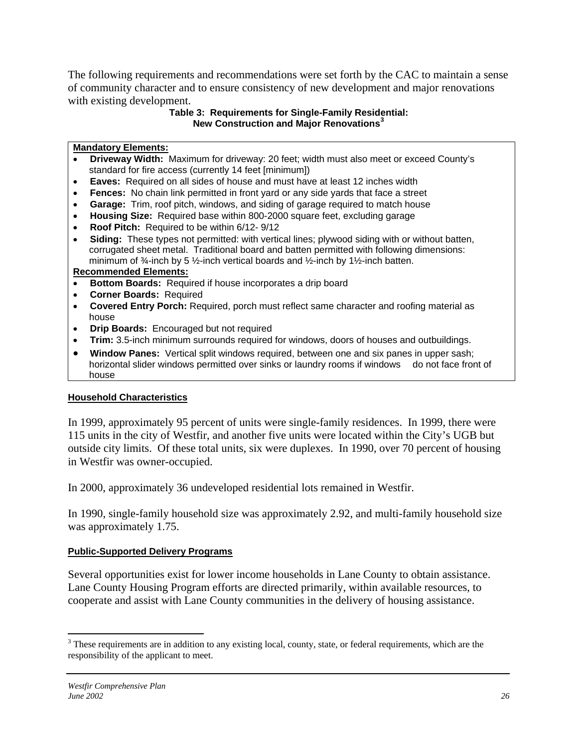The following requirements and recommendations were set forth by the CAC to maintain a sense of community character and to ensure consistency of new development and major renovations with existing development.

**Table 3: Requirements for Single-Family Residential: New Construction and Major Renovations[3]**

**Mandatory Elements:**

- **Driveway Width:** Maximum for driveway: 20 feet; width must also meet or exceed County's standard for fire access (currently 14 feet [minimum])
- **Eaves:** Required on all sides of house and must have at least 12 inches width
- **Fences:** No chain link permitted in front yard or any side yards that face a street
- **Garage:** Trim, roof pitch, windows, and siding of garage required to match house
- **Housing Size:** Required base within 800-2000 square feet, excluding garage
- **Roof Pitch:** Required to be within 6/12- 9/12
- **Siding:** These types not permitted: with vertical lines; plywood siding with or without batten, corrugated sheet metal. Traditional board and batten permitted with following dimensions: minimum of ¾-inch by 5 ½-inch vertical boards and ½-inch by 1½-inch batten.

**Recommended Elements:**

- **Bottom Boards:** Required if house incorporates a drip board
- **Corner Boards:** Required
- **Covered Entry Porch:** Required, porch must reflect same character and roofing material as house
- **Drip Boards:** Encouraged but not required
- **Trim:** 3.5-inch minimum surrounds required for windows, doors of houses and outbuildings.
- **Window Panes:** Vertical split windows required, between one and six panes in upper sash; horizontal slider windows permitted over sinks or laundry rooms if windows do not face front of house

#### Household Characteristics

In 1999, approximately 95 percent of units were single-family residences. In 1999, there were 115 units in the city of Westfir, and another five units were located within the City's UGB but outside city limits. Of these total units, six were duplexes. In 1990, over 70 percent of housing in Westfir was owner-occupied.

In 2000, approximately 36 undeveloped residential lots remained in Westfir.

In 1990, single-family household size was approximately 2.92, and multi-family household size was approximately 1.75.

#### Public-Supported Delivery Programs

Several opportunities exist for lower income households in Lane County to obtain assistance. Lane County Housing Program efforts are directed primarily, within available resources, to cooperate and assist with Lane County communities in the delivery of housing assistance.

---

[3] These requirements are in addition to any existing local, county, state, or federal requirements, which are the responsibility of the applicant to meet.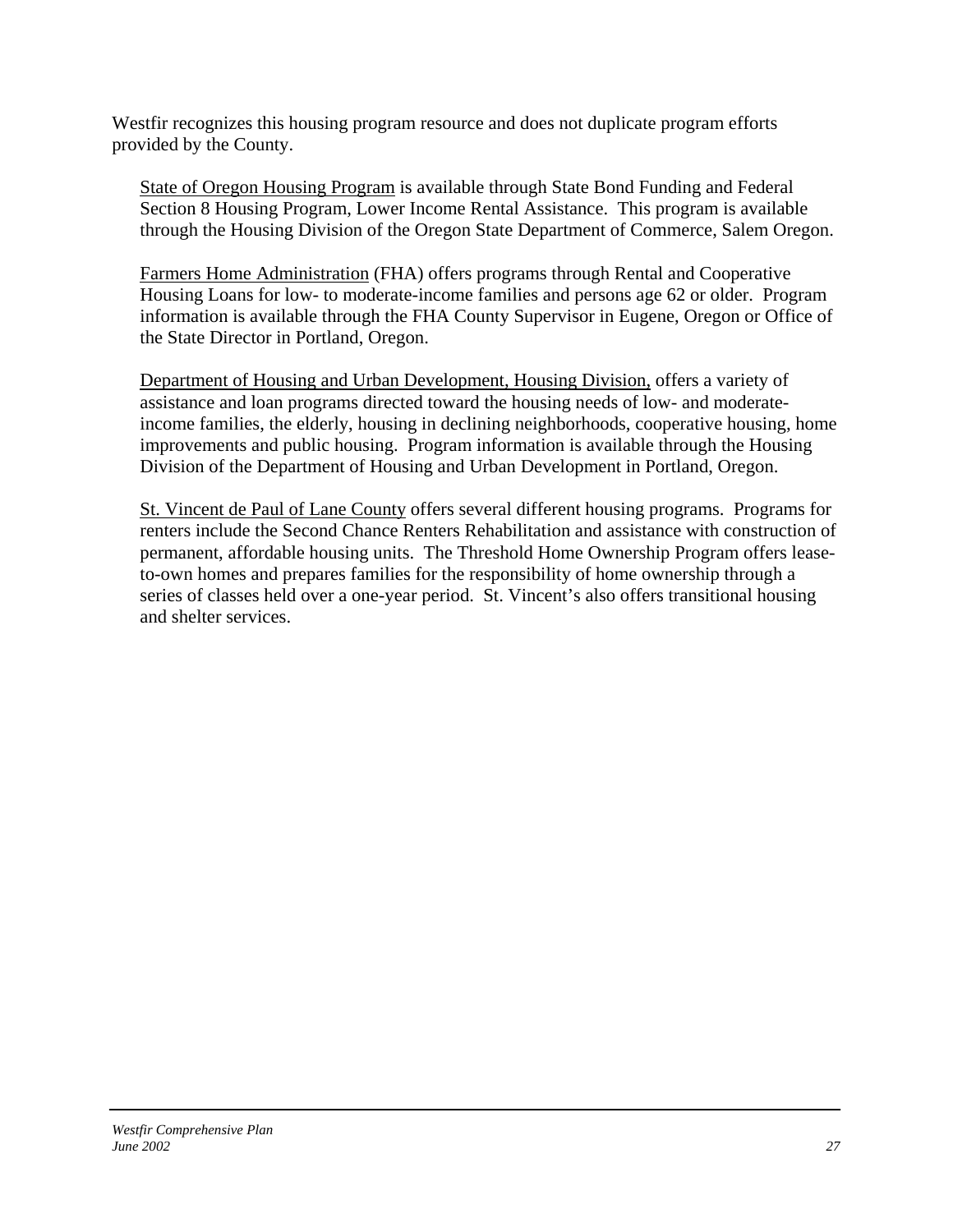Westfir recognizes this housing program resource and does not duplicate program efforts provided by the County.

<u>State of Oregon Housing Program</u> is available through State Bond Funding and Federal Section 8 Housing Program, Lower Income Rental Assistance. This program is available through the Housing Division of the Oregon State Department of Commerce, Salem Oregon.

<u>Farmers Home Administration</u> (FHA) offers programs through Rental and Cooperative Housing Loans for low- to moderate-income families and persons age 62 or older. Program information is available through the FHA County Supervisor in Eugene, Oregon or Office of the State Director in Portland, Oregon.

<u>Department of Housing and Urban Development, Housing Division,</u> offers a variety of assistance and loan programs directed toward the housing needs of low- and moderate-income families, the elderly, housing in declining neighborhoods, cooperative housing, home improvements and public housing. Program information is available through the Housing Division of the Department of Housing and Urban Development in Portland, Oregon.

<u>St. Vincent de Paul of Lane County</u> offers several different housing programs. Programs for renters include the Second Chance Renters Rehabilitation and assistance with construction of permanent, affordable housing units. The Threshold Home Ownership Program offers lease-to-own homes and prepares families for the responsibility of home ownership through a series of classes held over a one-year period. St. Vincent's also offers transitional housing and shelter services.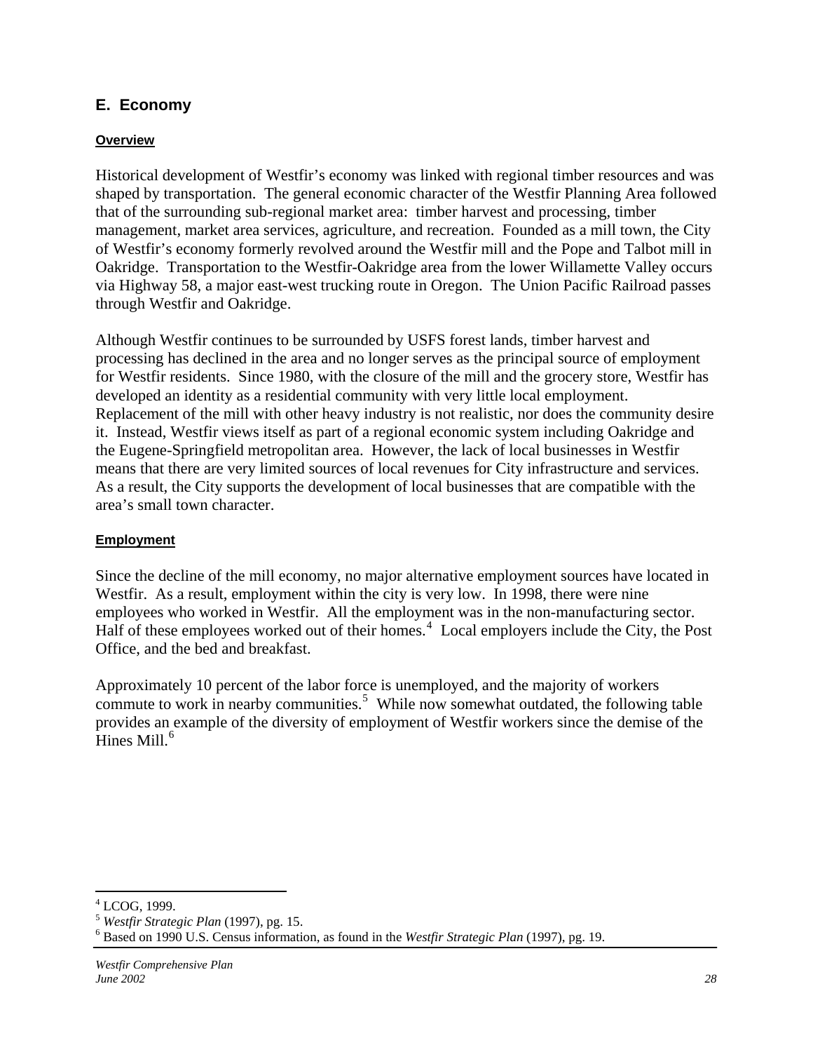## E. Economy

**Overview**

Historical development of Westfir's economy was linked with regional timber resources and was shaped by transportation. The general economic character of the Westfir Planning Area followed that of the surrounding sub-regional market area: timber harvest and processing, timber management, market area services, agriculture, and recreation. Founded as a mill town, the City of Westfir's economy formerly revolved around the Westfir mill and the Pope and Talbot mill in Oakridge. Transportation to the Westfir-Oakridge area from the lower Willamette Valley occurs via Highway 58, a major east-west trucking route in Oregon. The Union Pacific Railroad passes through Westfir and Oakridge.

Although Westfir continues to be surrounded by USFS forest lands, timber harvest and processing has declined in the area and no longer serves as the principal source of employment for Westfir residents. Since 1980, with the closure of the mill and the grocery store, Westfir has developed an identity as a residential community with very little local employment. Replacement of the mill with other heavy industry is not realistic, nor does the community desire it. Instead, Westfir views itself as part of a regional economic system including Oakridge and the Eugene-Springfield metropolitan area. However, the lack of local businesses in Westfir means that there are very limited sources of local revenues for City infrastructure and services. As a result, the City supports the development of local businesses that are compatible with the area's small town character.

**Employment**

Since the decline of the mill economy, no major alternative employment sources have located in Westfir. As a result, employment within the city is very low. In 1998, there were nine employees who worked in Westfir. All the employment was in the non-manufacturing sector. Half of these employees worked out of their homes.[4] Local employers include the City, the Post Office, and the bed and breakfast.

Approximately 10 percent of the labor force is unemployed, and the majority of workers commute to work in nearby communities.[5] While now somewhat outdated, the following table provides an example of the diversity of employment of Westfir workers since the demise of the Hines Mill.[6]

---

[4] LCOG, 1999.

[5] *Westfir Strategic Plan* (1997), pg. 15.

[6] Based on 1990 U.S. Census information, as found in the *Westfir Strategic Plan* (1997), pg. 19.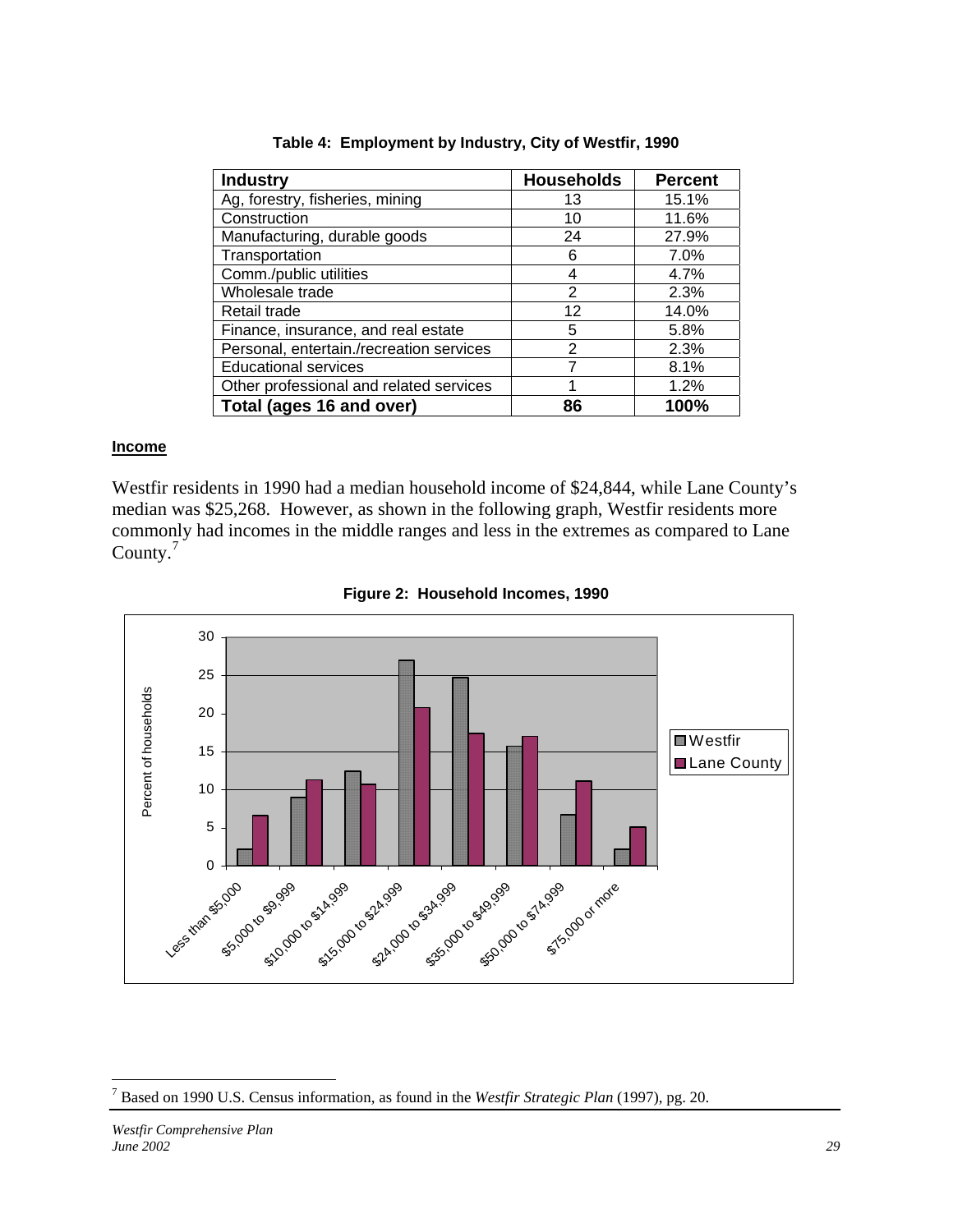**Table 4: Employment by Industry, City of Westfir, 1990**

| Industry | Households | Percent |
|---|---|---|
| Ag, forestry, fisheries, mining | 13 | 15.1% |
| Construction | 10 | 11.6% |
| Manufacturing, durable goods | 24 | 27.9% |
| Transportation | 6 | 7.0% |
| Comm./public utilities | 4 | 4.7% |
| Wholesale trade | 2 | 2.3% |
| Retail trade | 12 | 14.0% |
| Finance, insurance, and real estate | 5 | 5.8% |
| Personal, entertain./recreation services | 2 | 2.3% |
| Educational services | 7 | 8.1% |
| Other professional and related services | 1 | 1.2% |
| **Total (ages 16 and over)** | **86** | **100%** |

**Income**

Westfir residents in 1990 had a median household income of $24,844, while Lane County's median was $25,268. However, as shown in the following graph, Westfir residents more commonly had incomes in the middle ranges and less in the extremes as compared to Lane County.[7]

**Figure 2: Household Incomes, 1990**

[7] Based on 1990 U.S. Census information, as found in the *Westfir Strategic Plan* (1997), pg. 20.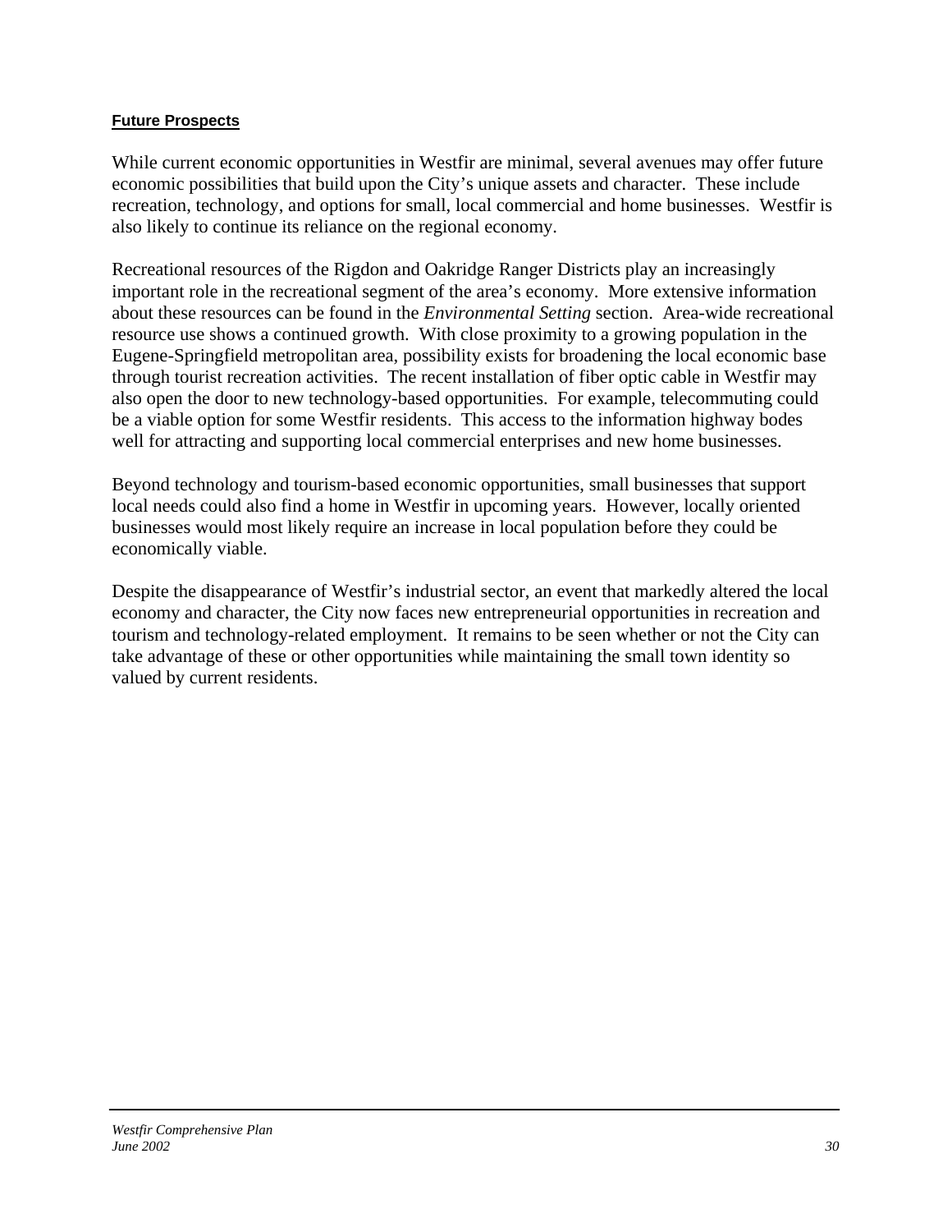**Future Prospects**

While current economic opportunities in Westfir are minimal, several avenues may offer future economic possibilities that build upon the City's unique assets and character. These include recreation, technology, and options for small, local commercial and home businesses. Westfir is also likely to continue its reliance on the regional economy.

Recreational resources of the Rigdon and Oakridge Ranger Districts play an increasingly important role in the recreational segment of the area's economy. More extensive information about these resources can be found in the *Environmental Setting* section. Area-wide recreational resource use shows a continued growth. With close proximity to a growing population in the Eugene-Springfield metropolitan area, possibility exists for broadening the local economic base through tourist recreation activities. The recent installation of fiber optic cable in Westfir may also open the door to new technology-based opportunities. For example, telecommuting could be a viable option for some Westfir residents. This access to the information highway bodes well for attracting and supporting local commercial enterprises and new home businesses.

Beyond technology and tourism-based economic opportunities, small businesses that support local needs could also find a home in Westfir in upcoming years. However, locally oriented businesses would most likely require an increase in local population before they could be economically viable.

Despite the disappearance of Westfir's industrial sector, an event that markedly altered the local economy and character, the City now faces new entrepreneurial opportunities in recreation and tourism and technology-related employment. It remains to be seen whether or not the City can take advantage of these or other opportunities while maintaining the small town identity so valued by current residents.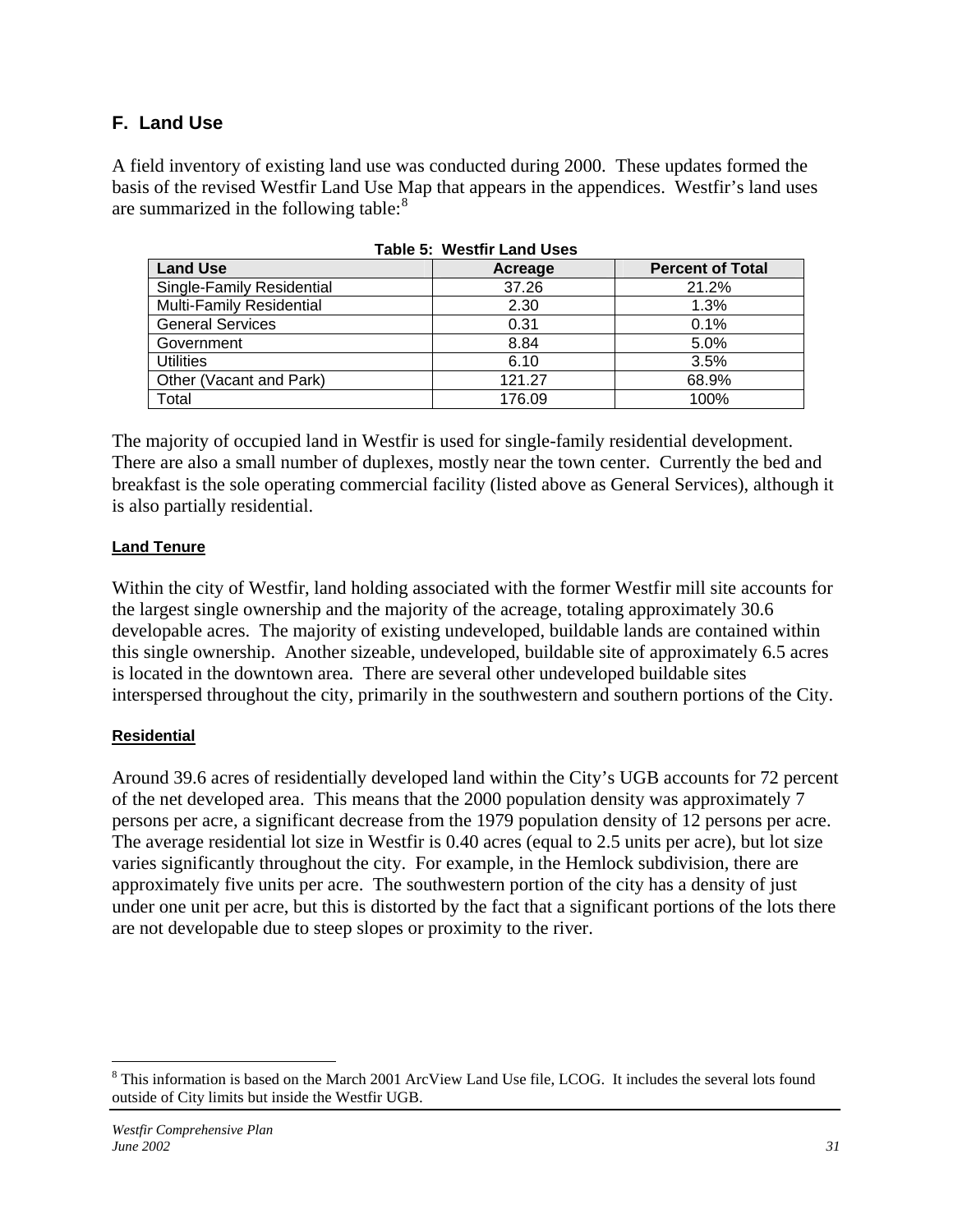## F. Land Use

A field inventory of existing land use was conducted during 2000. These updates formed the basis of the revised Westfir Land Use Map that appears in the appendices. Westfir's land uses are summarized in the following table:[8]

**Table 5: Westfir Land Uses**

| Land Use | Acreage | Percent of Total |
|---|---|---|
| Single-Family Residential | 37.26 | 21.2% |
| Multi-Family Residential | 2.30 | 1.3% |
| General Services | 0.31 | 0.1% |
| Government | 8.84 | 5.0% |
| Utilities | 6.10 | 3.5% |
| Other (Vacant and Park) | 121.27 | 68.9% |
| Total | 176.09 | 100% |

The majority of occupied land in Westfir is used for single-family residential development. There are also a small number of duplexes, mostly near the town center. Currently the bed and breakfast is the sole operating commercial facility (listed above as General Services), although it is also partially residential.

### Land Tenure

Within the city of Westfir, land holding associated with the former Westfir mill site accounts for the largest single ownership and the majority of the acreage, totaling approximately 30.6 developable acres. The majority of existing undeveloped, buildable lands are contained within this single ownership. Another sizeable, undeveloped, buildable site of approximately 6.5 acres is located in the downtown area. There are several other undeveloped buildable sites interspersed throughout the city, primarily in the southwestern and southern portions of the City.

### Residential

Around 39.6 acres of residentially developed land within the City's UGB accounts for 72 percent of the net developed area. This means that the 2000 population density was approximately 7 persons per acre, a significant decrease from the 1979 population density of 12 persons per acre. The average residential lot size in Westfir is 0.40 acres (equal to 2.5 units per acre), but lot size varies significantly throughout the city. For example, in the Hemlock subdivision, there are approximately five units per acre. The southwestern portion of the city has a density of just under one unit per acre, but this is distorted by the fact that a significant portions of the lots there are not developable due to steep slopes or proximity to the river.

---

[8] This information is based on the March 2001 ArcView Land Use file, LCOG. It includes the several lots found outside of City limits but inside the Westfir UGB.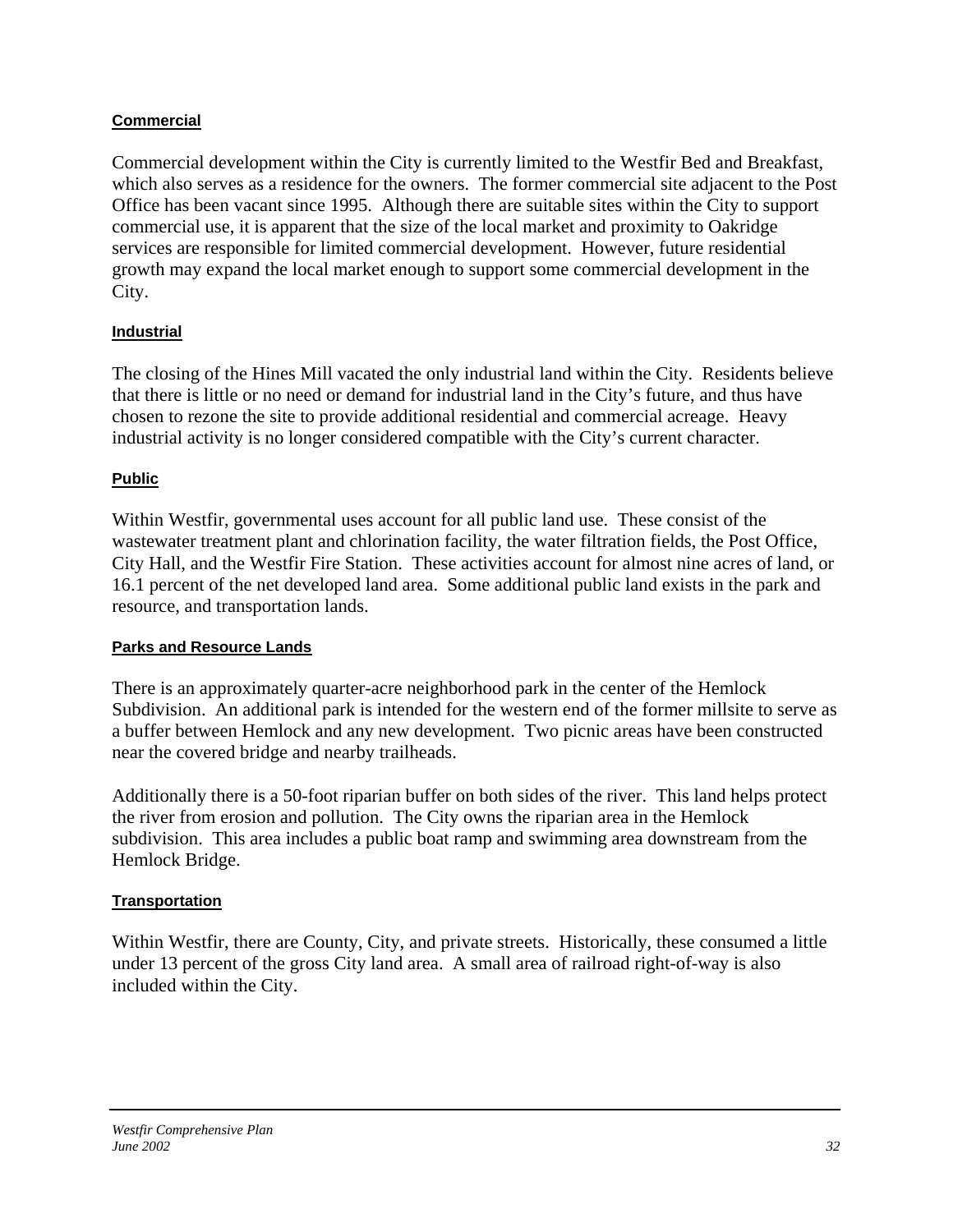#### Commercial

Commercial development within the City is currently limited to the Westfir Bed and Breakfast, which also serves as a residence for the owners. The former commercial site adjacent to the Post Office has been vacant since 1995. Although there are suitable sites within the City to support commercial use, it is apparent that the size of the local market and proximity to Oakridge services are responsible for limited commercial development. However, future residential growth may expand the local market enough to support some commercial development in the City.

#### Industrial

The closing of the Hines Mill vacated the only industrial land within the City. Residents believe that there is little or no need or demand for industrial land in the City's future, and thus have chosen to rezone the site to provide additional residential and commercial acreage. Heavy industrial activity is no longer considered compatible with the City's current character.

#### Public

Within Westfir, governmental uses account for all public land use. These consist of the wastewater treatment plant and chlorination facility, the water filtration fields, the Post Office, City Hall, and the Westfir Fire Station. These activities account for almost nine acres of land, or 16.1 percent of the net developed land area. Some additional public land exists in the park and resource, and transportation lands.

#### Parks and Resource Lands

There is an approximately quarter-acre neighborhood park in the center of the Hemlock Subdivision. An additional park is intended for the western end of the former millsite to serve as a buffer between Hemlock and any new development. Two picnic areas have been constructed near the covered bridge and nearby trailheads.

Additionally there is a 50-foot riparian buffer on both sides of the river. This land helps protect the river from erosion and pollution. The City owns the riparian area in the Hemlock subdivision. This area includes a public boat ramp and swimming area downstream from the Hemlock Bridge.

#### Transportation

Within Westfir, there are County, City, and private streets. Historically, these consumed a little under 13 percent of the gross City land area. A small area of railroad right-of-way is also included within the City.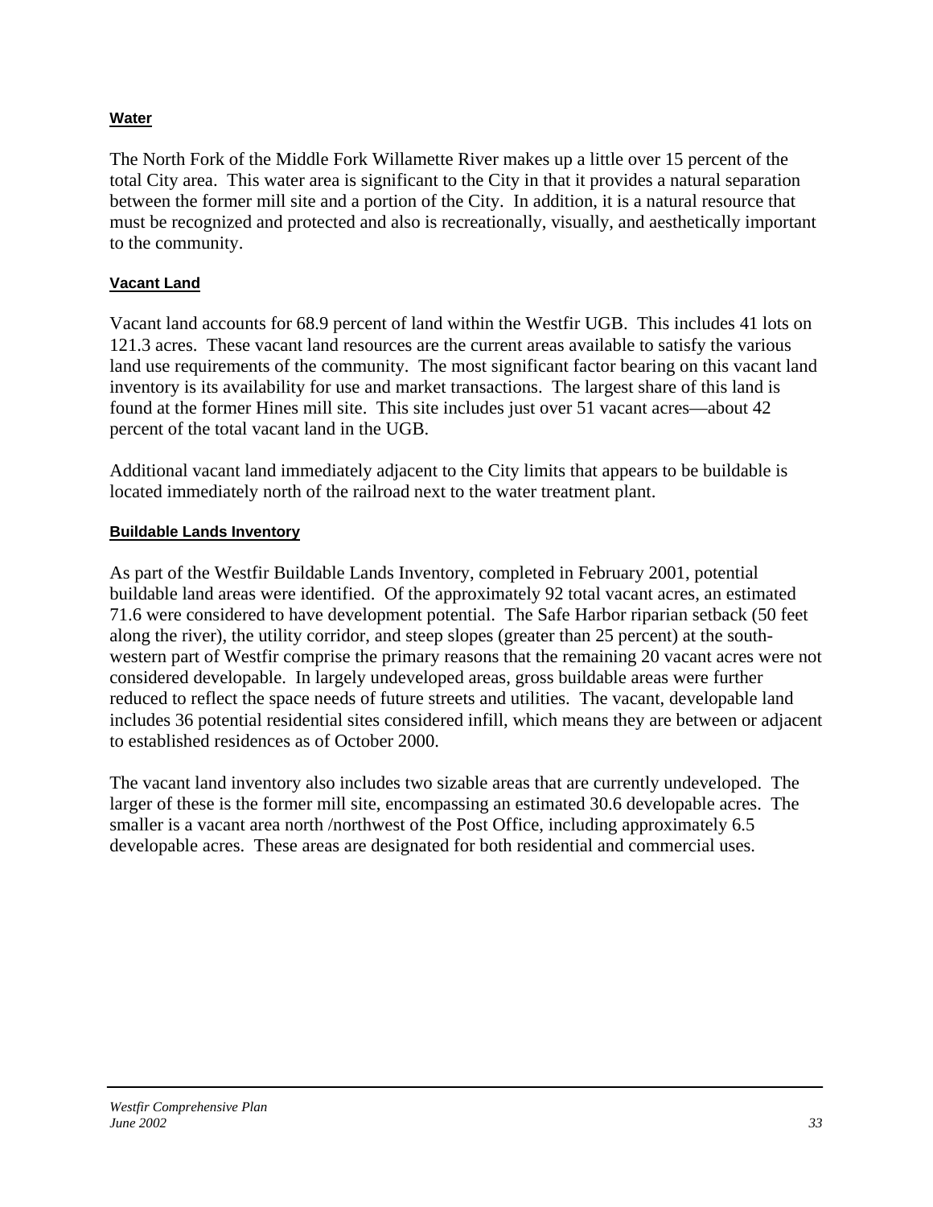### Water

The North Fork of the Middle Fork Willamette River makes up a little over 15 percent of the total City area. This water area is significant to the City in that it provides a natural separation between the former mill site and a portion of the City. In addition, it is a natural resource that must be recognized and protected and also is recreationally, visually, and aesthetically important to the community.

### Vacant Land

Vacant land accounts for 68.9 percent of land within the Westfir UGB. This includes 41 lots on 121.3 acres. These vacant land resources are the current areas available to satisfy the various land use requirements of the community. The most significant factor bearing on this vacant land inventory is its availability for use and market transactions. The largest share of this land is found at the former Hines mill site. This site includes just over 51 vacant acres—about 42 percent of the total vacant land in the UGB.

Additional vacant land immediately adjacent to the City limits that appears to be buildable is located immediately north of the railroad next to the water treatment plant.

### Buildable Lands Inventory

As part of the Westfir Buildable Lands Inventory, completed in February 2001, potential buildable land areas were identified. Of the approximately 92 total vacant acres, an estimated 71.6 were considered to have development potential. The Safe Harbor riparian setback (50 feet along the river), the utility corridor, and steep slopes (greater than 25 percent) at the south-western part of Westfir comprise the primary reasons that the remaining 20 vacant acres were not considered developable. In largely undeveloped areas, gross buildable areas were further reduced to reflect the space needs of future streets and utilities. The vacant, developable land includes 36 potential residential sites considered infill, which means they are between or adjacent to established residences as of October 2000.

The vacant land inventory also includes two sizable areas that are currently undeveloped. The larger of these is the former mill site, encompassing an estimated 30.6 developable acres. The smaller is a vacant area north /northwest of the Post Office, including approximately 6.5 developable acres. These areas are designated for both residential and commercial uses.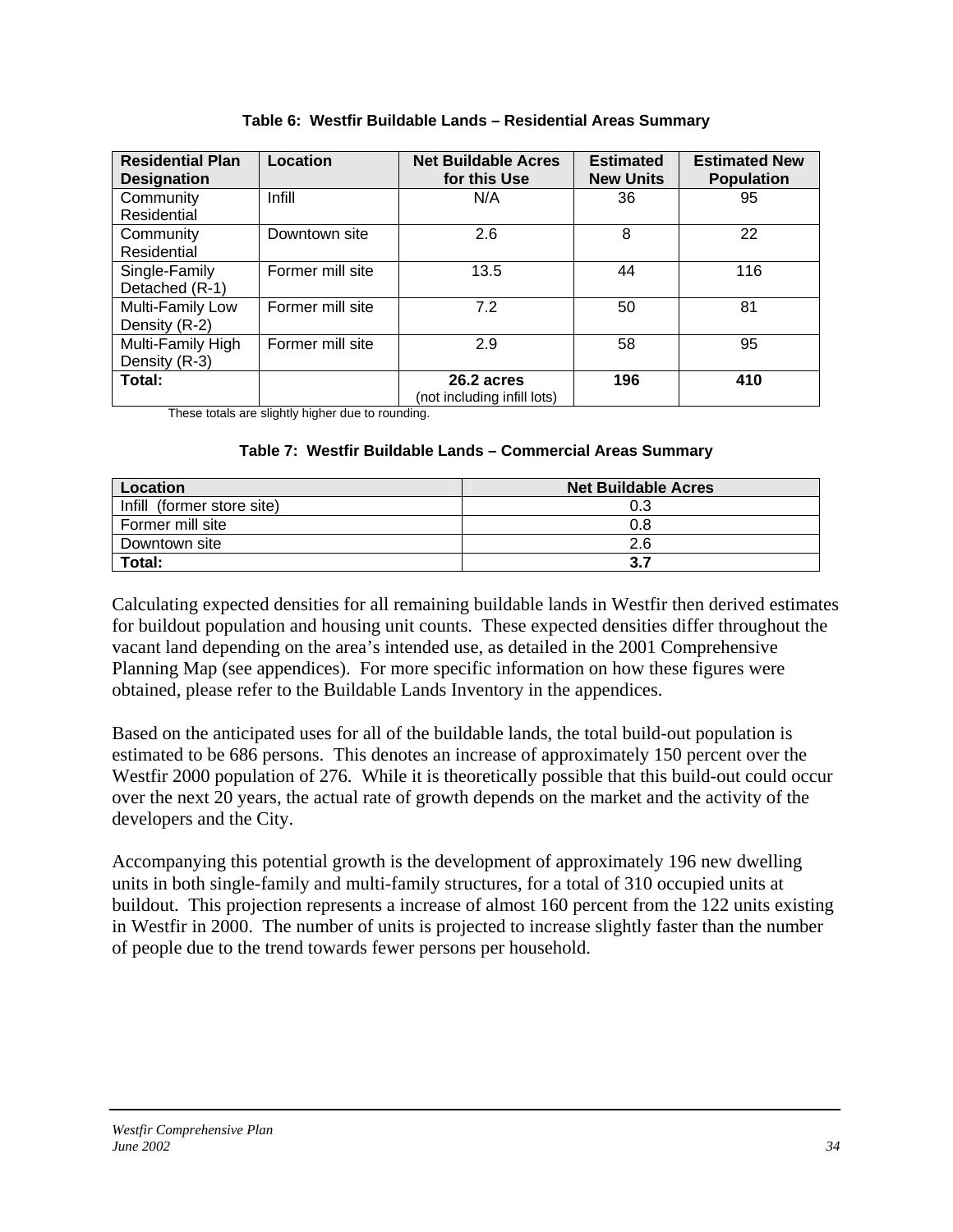**Table 6: Westfir Buildable Lands – Residential Areas Summary**

| Residential Plan Designation | Location | Net Buildable Acres for this Use | Estimated New Units | Estimated New Population |
|---|---|---|---|---|
| Community Residential | Infill | N/A | 36 | 95 |
| Community Residential | Downtown site | 2.6 | 8 | 22 |
| Single-Family Detached (R-1) | Former mill site | 13.5 | 44 | 116 |
| Multi-Family Low Density (R-2) | Former mill site | 7.2 | 50 | 81 |
| Multi-Family High Density (R-3) | Former mill site | 2.9 | 58 | 95 |
| **Total:** | | **26.2 acres** (not including infill lots) | **196** | **410** |

These totals are slightly higher due to rounding.

**Table 7: Westfir Buildable Lands – Commercial Areas Summary**

| Location | Net Buildable Acres |
|---|---|
| Infill (former store site) | 0.3 |
| Former mill site | 0.8 |
| Downtown site | 2.6 |
| **Total:** | **3.7** |

Calculating expected densities for all remaining buildable lands in Westfir then derived estimates for buildout population and housing unit counts. These expected densities differ throughout the vacant land depending on the area's intended use, as detailed in the 2001 Comprehensive Planning Map (see appendices). For more specific information on how these figures were obtained, please refer to the Buildable Lands Inventory in the appendices.

Based on the anticipated uses for all of the buildable lands, the total build-out population is estimated to be 686 persons. This denotes an increase of approximately 150 percent over the Westfir 2000 population of 276. While it is theoretically possible that this build-out could occur over the next 20 years, the actual rate of growth depends on the market and the activity of the developers and the City.

Accompanying this potential growth is the development of approximately 196 new dwelling units in both single-family and multi-family structures, for a total of 310 occupied units at buildout. This projection represents a increase of almost 160 percent from the 122 units existing in Westfir in 2000. The number of units is projected to increase slightly faster than the number of people due to the trend towards fewer persons per household.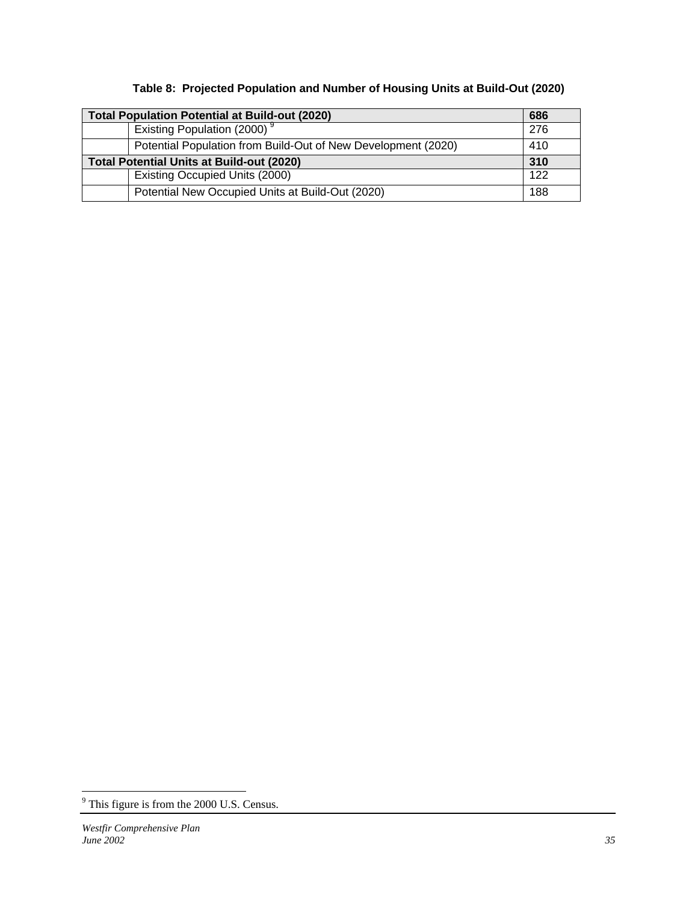**Table 8: Projected Population and Number of Housing Units at Build-Out (2020)**

| Total Population Potential at Build-out (2020) | | 686 |
|---|---|---|
| | Existing Population (2000) [9] | 276 |
| | Potential Population from Build-Out of New Development (2020) | 410 |
| **Total Potential Units at Build-out (2020)** | | **310** |
| | Existing Occupied Units (2000) | 122 |
| | Potential New Occupied Units at Build-Out (2020) | 188 |

[9] This figure is from the 2000 U.S. Census.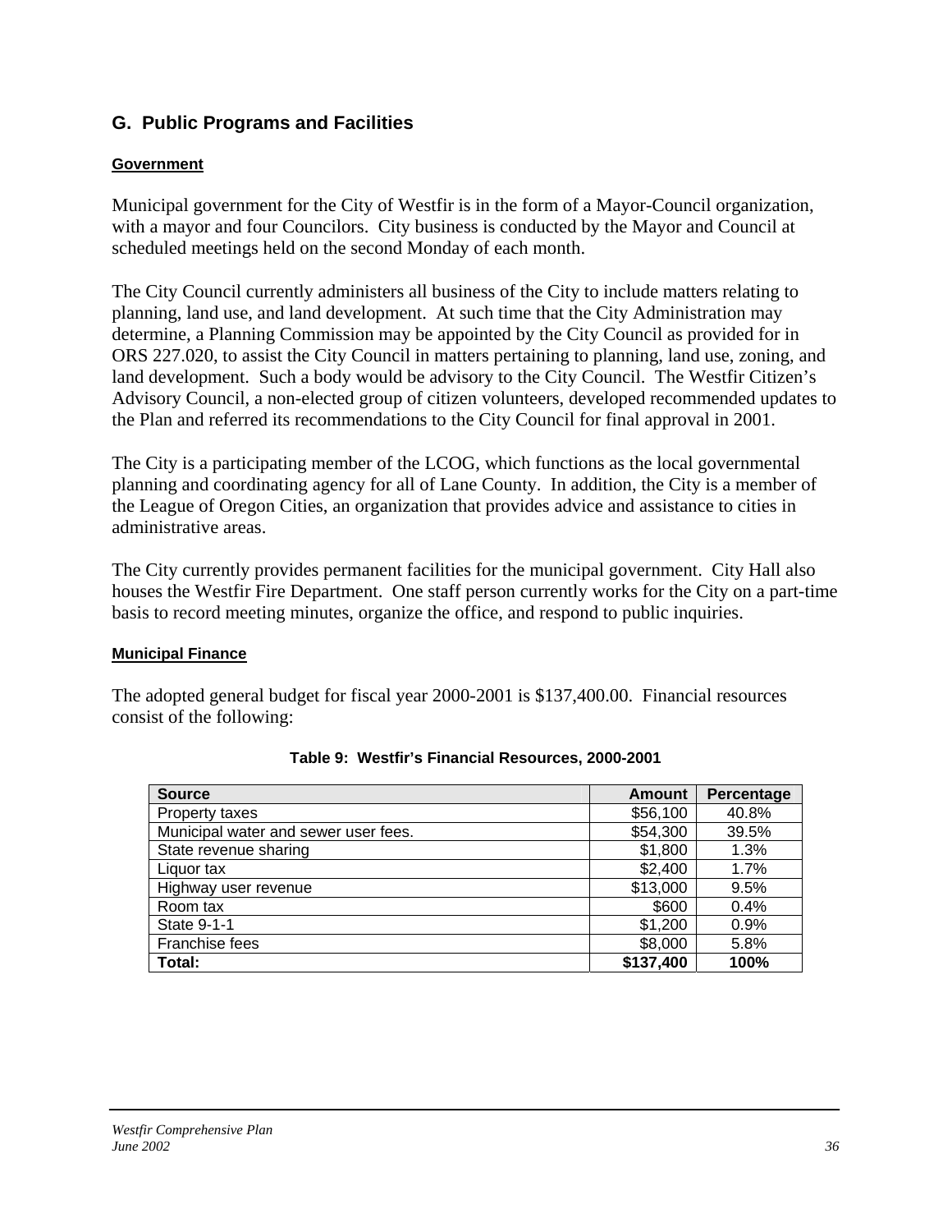## G. Public Programs and Facilities

### Government

Municipal government for the City of Westfir is in the form of a Mayor-Council organization, with a mayor and four Councilors. City business is conducted by the Mayor and Council at scheduled meetings held on the second Monday of each month.

The City Council currently administers all business of the City to include matters relating to planning, land use, and land development. At such time that the City Administration may determine, a Planning Commission may be appointed by the City Council as provided for in ORS 227.020, to assist the City Council in matters pertaining to planning, land use, zoning, and land development. Such a body would be advisory to the City Council. The Westfir Citizen's Advisory Council, a non-elected group of citizen volunteers, developed recommended updates to the Plan and referred its recommendations to the City Council for final approval in 2001.

The City is a participating member of the LCOG, which functions as the local governmental planning and coordinating agency for all of Lane County. In addition, the City is a member of the League of Oregon Cities, an organization that provides advice and assistance to cities in administrative areas.

The City currently provides permanent facilities for the municipal government. City Hall also houses the Westfir Fire Department. One staff person currently works for the City on a part-time basis to record meeting minutes, organize the office, and respond to public inquiries.

### Municipal Finance

The adopted general budget for fiscal year 2000-2001 is $137,400.00. Financial resources consist of the following:

**Table 9: Westfir's Financial Resources, 2000-2001**

| Source | Amount | Percentage |
|---|---:|:---:|
| Property taxes | $56,100 | 40.8% |
| Municipal water and sewer user fees. | $54,300 | 39.5% |
| State revenue sharing | $1,800 | 1.3% |
| Liquor tax | $2,400 | 1.7% |
| Highway user revenue | $13,000 | 9.5% |
| Room tax | $600 | 0.4% |
| State 9-1-1 | $1,200 | 0.9% |
| Franchise fees | $8,000 | 5.8% |
| **Total:** | **$137,400** | **100%** |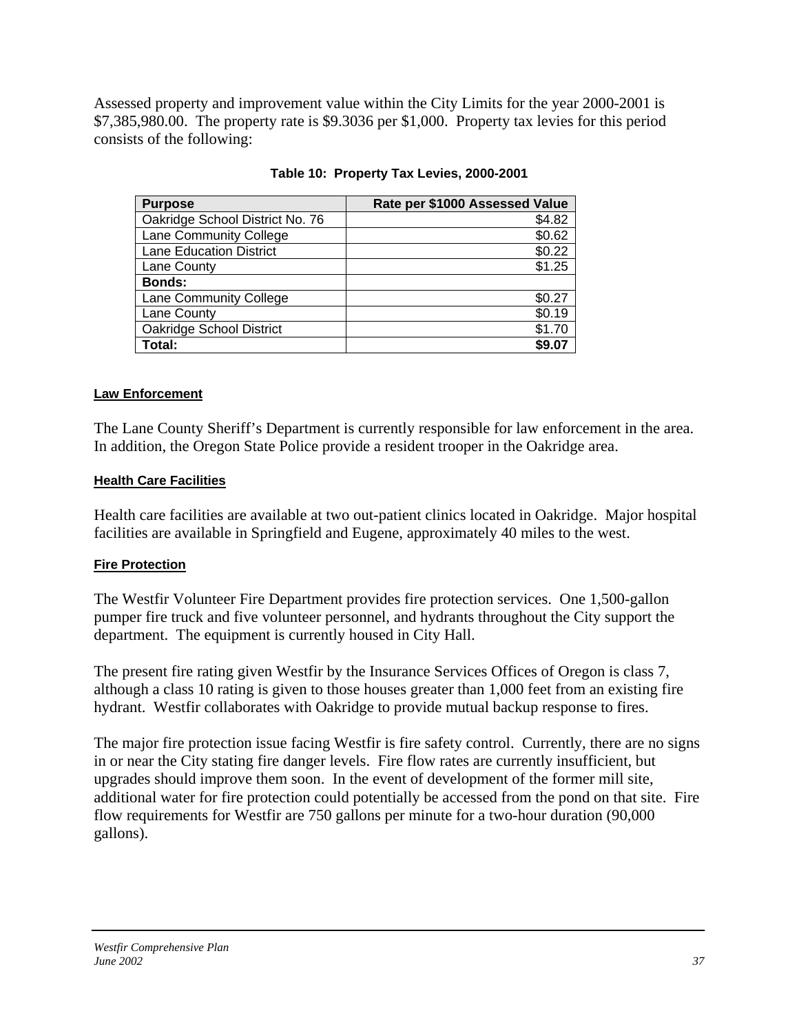Assessed property and improvement value within the City Limits for the year 2000-2001 is $7,385,980.00. The property rate is $9.3036 per $1,000. Property tax levies for this period consists of the following:

**Table 10: Property Tax Levies, 2000-2001**

| Purpose | Rate per $1000 Assessed Value |
|---|---:|
| Oakridge School District No. 76 | $4.82 |
| Lane Community College | $0.62 |
| Lane Education District | $0.22 |
| Lane County | $1.25 |
| **Bonds:** | |
| Lane Community College | $0.27 |
| Lane County | $0.19 |
| Oakridge School District | $1.70 |
| **Total:** | **$9.07** |

#### Law Enforcement

The Lane County Sheriff's Department is currently responsible for law enforcement in the area. In addition, the Oregon State Police provide a resident trooper in the Oakridge area.

#### Health Care Facilities

Health care facilities are available at two out-patient clinics located in Oakridge. Major hospital facilities are available in Springfield and Eugene, approximately 40 miles to the west.

#### Fire Protection

The Westfir Volunteer Fire Department provides fire protection services. One 1,500-gallon pumper fire truck and five volunteer personnel, and hydrants throughout the City support the department. The equipment is currently housed in City Hall.

The present fire rating given Westfir by the Insurance Services Offices of Oregon is class 7, although a class 10 rating is given to those houses greater than 1,000 feet from an existing fire hydrant. Westfir collaborates with Oakridge to provide mutual backup response to fires.

The major fire protection issue facing Westfir is fire safety control. Currently, there are no signs in or near the City stating fire danger levels. Fire flow rates are currently insufficient, but upgrades should improve them soon. In the event of development of the former mill site, additional water for fire protection could potentially be accessed from the pond on that site. Fire flow requirements for Westfir are 750 gallons per minute for a two-hour duration (90,000 gallons).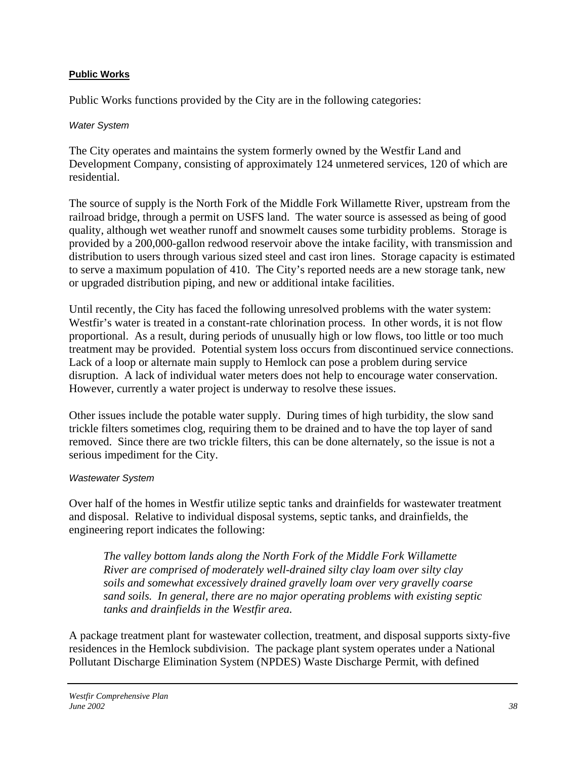**Public Works**

Public Works functions provided by the City are in the following categories:

*Water System*

The City operates and maintains the system formerly owned by the Westfir Land and Development Company, consisting of approximately 124 unmetered services, 120 of which are residential.

The source of supply is the North Fork of the Middle Fork Willamette River, upstream from the railroad bridge, through a permit on USFS land. The water source is assessed as being of good quality, although wet weather runoff and snowmelt causes some turbidity problems. Storage is provided by a 200,000-gallon redwood reservoir above the intake facility, with transmission and distribution to users through various sized steel and cast iron lines. Storage capacity is estimated to serve a maximum population of 410. The City's reported needs are a new storage tank, new or upgraded distribution piping, and new or additional intake facilities.

Until recently, the City has faced the following unresolved problems with the water system: Westfir's water is treated in a constant-rate chlorination process. In other words, it is not flow proportional. As a result, during periods of unusually high or low flows, too little or too much treatment may be provided. Potential system loss occurs from discontinued service connections. Lack of a loop or alternate main supply to Hemlock can pose a problem during service disruption. A lack of individual water meters does not help to encourage water conservation. However, currently a water project is underway to resolve these issues.

Other issues include the potable water supply. During times of high turbidity, the slow sand trickle filters sometimes clog, requiring them to be drained and to have the top layer of sand removed. Since there are two trickle filters, this can be done alternately, so the issue is not a serious impediment for the City.

*Wastewater System*

Over half of the homes in Westfir utilize septic tanks and drainfields for wastewater treatment and disposal. Relative to individual disposal systems, septic tanks, and drainfields, the engineering report indicates the following:

> *The valley bottom lands along the North Fork of the Middle Fork Willamette River are comprised of moderately well-drained silty clay loam over silty clay soils and somewhat excessively drained gravelly loam over very gravelly coarse sand soils. In general, there are no major operating problems with existing septic tanks and drainfields in the Westfir area.*

A package treatment plant for wastewater collection, treatment, and disposal supports sixty-five residences in the Hemlock subdivision. The package plant system operates under a National Pollutant Discharge Elimination System (NPDES) Waste Discharge Permit, with defined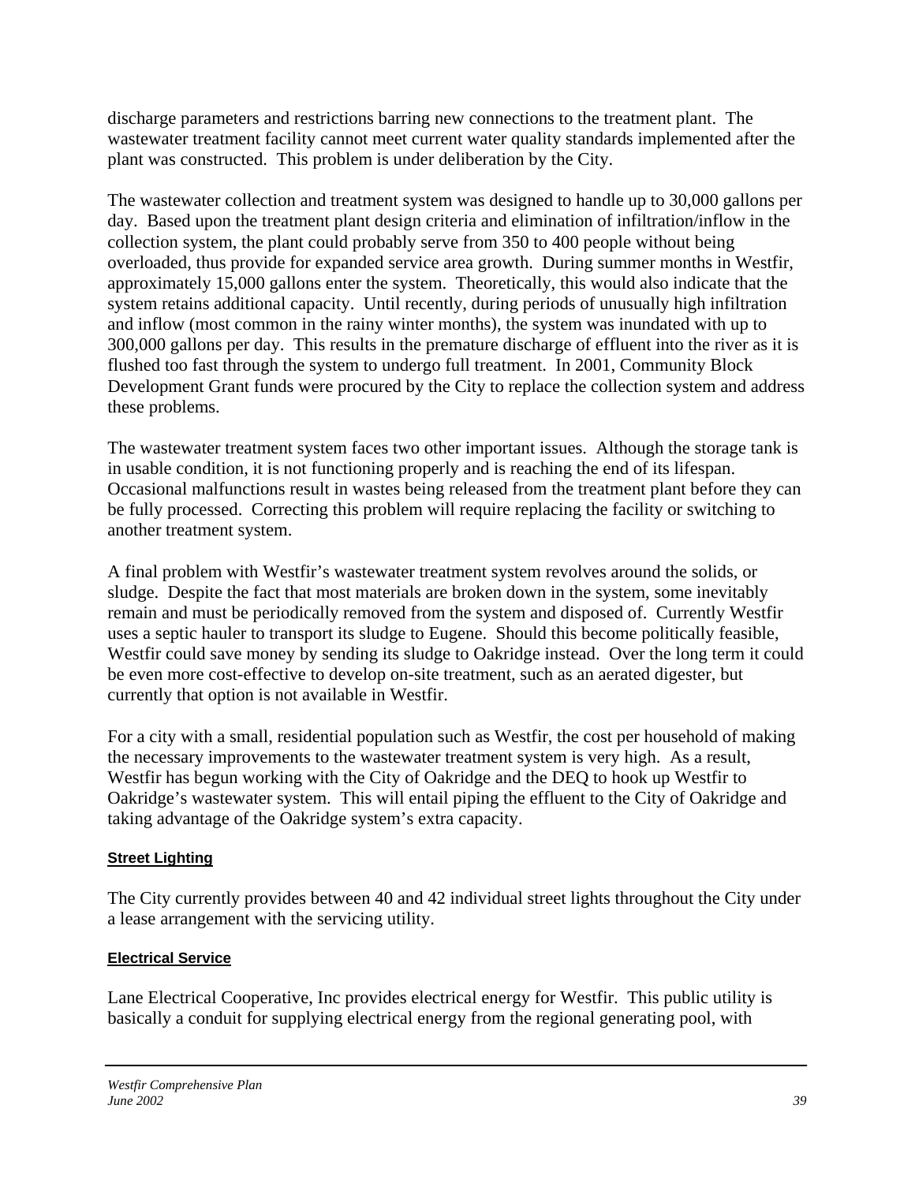discharge parameters and restrictions barring new connections to the treatment plant. The wastewater treatment facility cannot meet current water quality standards implemented after the plant was constructed. This problem is under deliberation by the City.

The wastewater collection and treatment system was designed to handle up to 30,000 gallons per day. Based upon the treatment plant design criteria and elimination of infiltration/inflow in the collection system, the plant could probably serve from 350 to 400 people without being overloaded, thus provide for expanded service area growth. During summer months in Westfir, approximately 15,000 gallons enter the system. Theoretically, this would also indicate that the system retains additional capacity. Until recently, during periods of unusually high infiltration and inflow (most common in the rainy winter months), the system was inundated with up to 300,000 gallons per day. This results in the premature discharge of effluent into the river as it is flushed too fast through the system to undergo full treatment. In 2001, Community Block Development Grant funds were procured by the City to replace the collection system and address these problems.

The wastewater treatment system faces two other important issues. Although the storage tank is in usable condition, it is not functioning properly and is reaching the end of its lifespan. Occasional malfunctions result in wastes being released from the treatment plant before they can be fully processed. Correcting this problem will require replacing the facility or switching to another treatment system.

A final problem with Westfir's wastewater treatment system revolves around the solids, or sludge. Despite the fact that most materials are broken down in the system, some inevitably remain and must be periodically removed from the system and disposed of. Currently Westfir uses a septic hauler to transport its sludge to Eugene. Should this become politically feasible, Westfir could save money by sending its sludge to Oakridge instead. Over the long term it could be even more cost-effective to develop on-site treatment, such as an aerated digester, but currently that option is not available in Westfir.

For a city with a small, residential population such as Westfir, the cost per household of making the necessary improvements to the wastewater treatment system is very high. As a result, Westfir has begun working with the City of Oakridge and the DEQ to hook up Westfir to Oakridge's wastewater system. This will entail piping the effluent to the City of Oakridge and taking advantage of the Oakridge system's extra capacity.

#### Street Lighting

The City currently provides between 40 and 42 individual street lights throughout the City under a lease arrangement with the servicing utility.

#### Electrical Service

Lane Electrical Cooperative, Inc provides electrical energy for Westfir. This public utility is basically a conduit for supplying electrical energy from the regional generating pool, with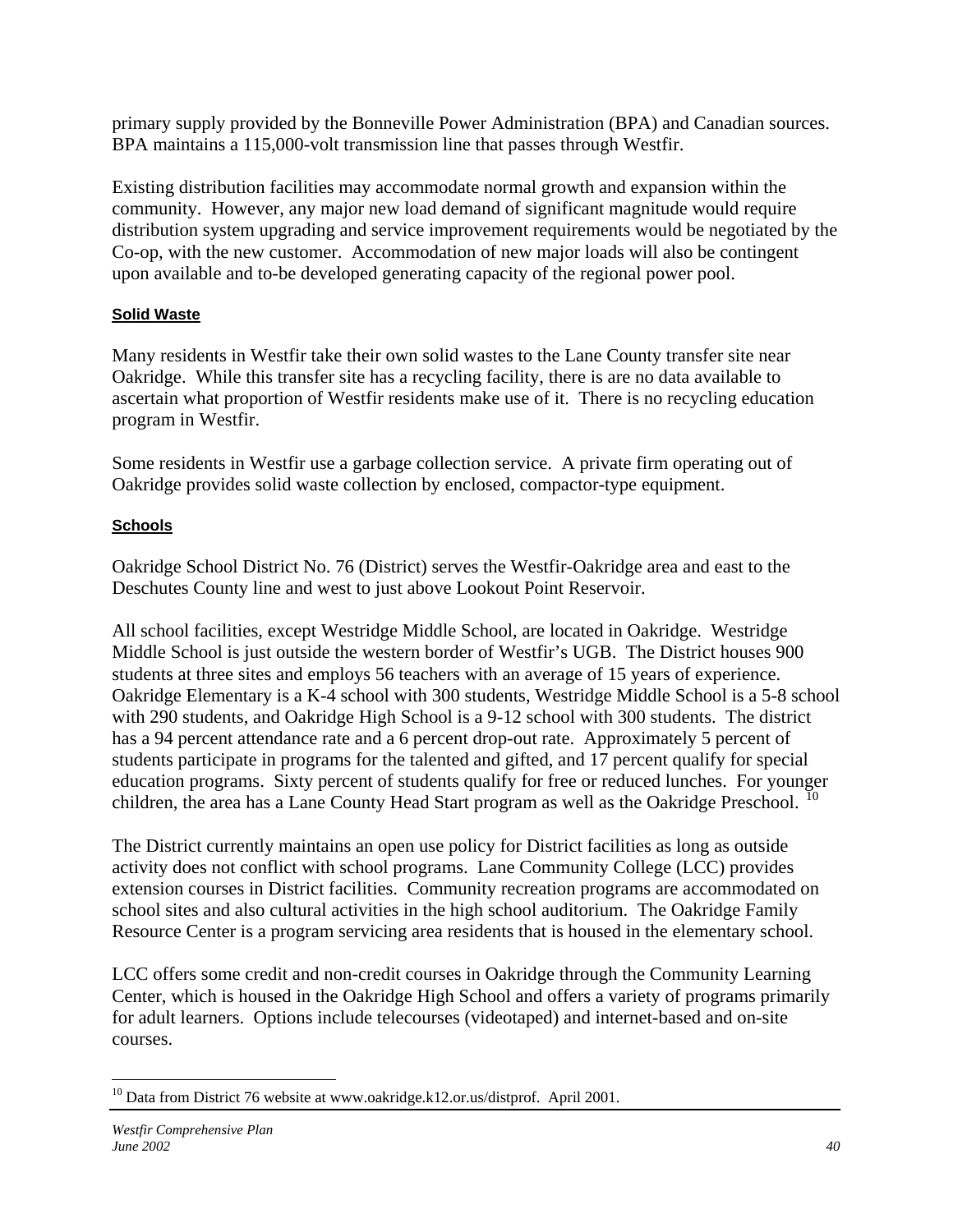primary supply provided by the Bonneville Power Administration (BPA) and Canadian sources. BPA maintains a 115,000-volt transmission line that passes through Westfir.

Existing distribution facilities may accommodate normal growth and expansion within the community. However, any major new load demand of significant magnitude would require distribution system upgrading and service improvement requirements would be negotiated by the Co-op, with the new customer. Accommodation of new major loads will also be contingent upon available and to-be developed generating capacity of the regional power pool.

#### Solid Waste

Many residents in Westfir take their own solid wastes to the Lane County transfer site near Oakridge. While this transfer site has a recycling facility, there is are no data available to ascertain what proportion of Westfir residents make use of it. There is no recycling education program in Westfir.

Some residents in Westfir use a garbage collection service. A private firm operating out of Oakridge provides solid waste collection by enclosed, compactor-type equipment.

#### Schools

Oakridge School District No. 76 (District) serves the Westfir-Oakridge area and east to the Deschutes County line and west to just above Lookout Point Reservoir.

All school facilities, except Westridge Middle School, are located in Oakridge. Westridge Middle School is just outside the western border of Westfir's UGB. The District houses 900 students at three sites and employs 56 teachers with an average of 15 years of experience. Oakridge Elementary is a K-4 school with 300 students, Westridge Middle School is a 5-8 school with 290 students, and Oakridge High School is a 9-12 school with 300 students. The district has a 94 percent attendance rate and a 6 percent drop-out rate. Approximately 5 percent of students participate in programs for the talented and gifted, and 17 percent qualify for special education programs. Sixty percent of students qualify for free or reduced lunches. For younger children, the area has a Lane County Head Start program as well as the Oakridge Preschool. [10]

The District currently maintains an open use policy for District facilities as long as outside activity does not conflict with school programs. Lane Community College (LCC) provides extension courses in District facilities. Community recreation programs are accommodated on school sites and also cultural activities in the high school auditorium. The Oakridge Family Resource Center is a program servicing area residents that is housed in the elementary school.

LCC offers some credit and non-credit courses in Oakridge through the Community Learning Center, which is housed in the Oakridge High School and offers a variety of programs primarily for adult learners. Options include telecourses (videotaped) and internet-based and on-site courses.

---

[10] Data from District 76 website at www.oakridge.k12.or.us/distprof. April 2001.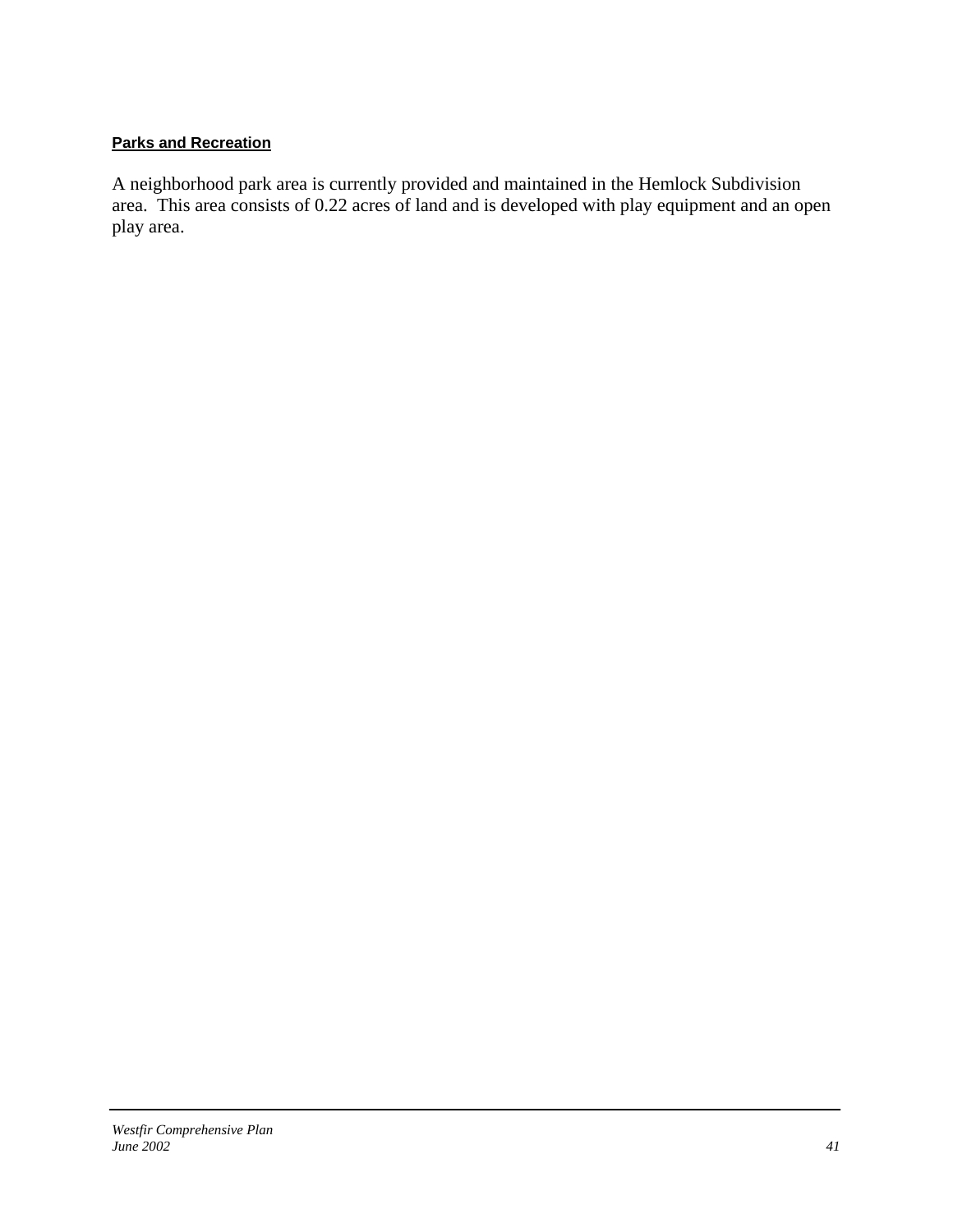## Parks and Recreation

A neighborhood park area is currently provided and maintained in the Hemlock Subdivision area. This area consists of 0.22 acres of land and is developed with play equipment and an open play area.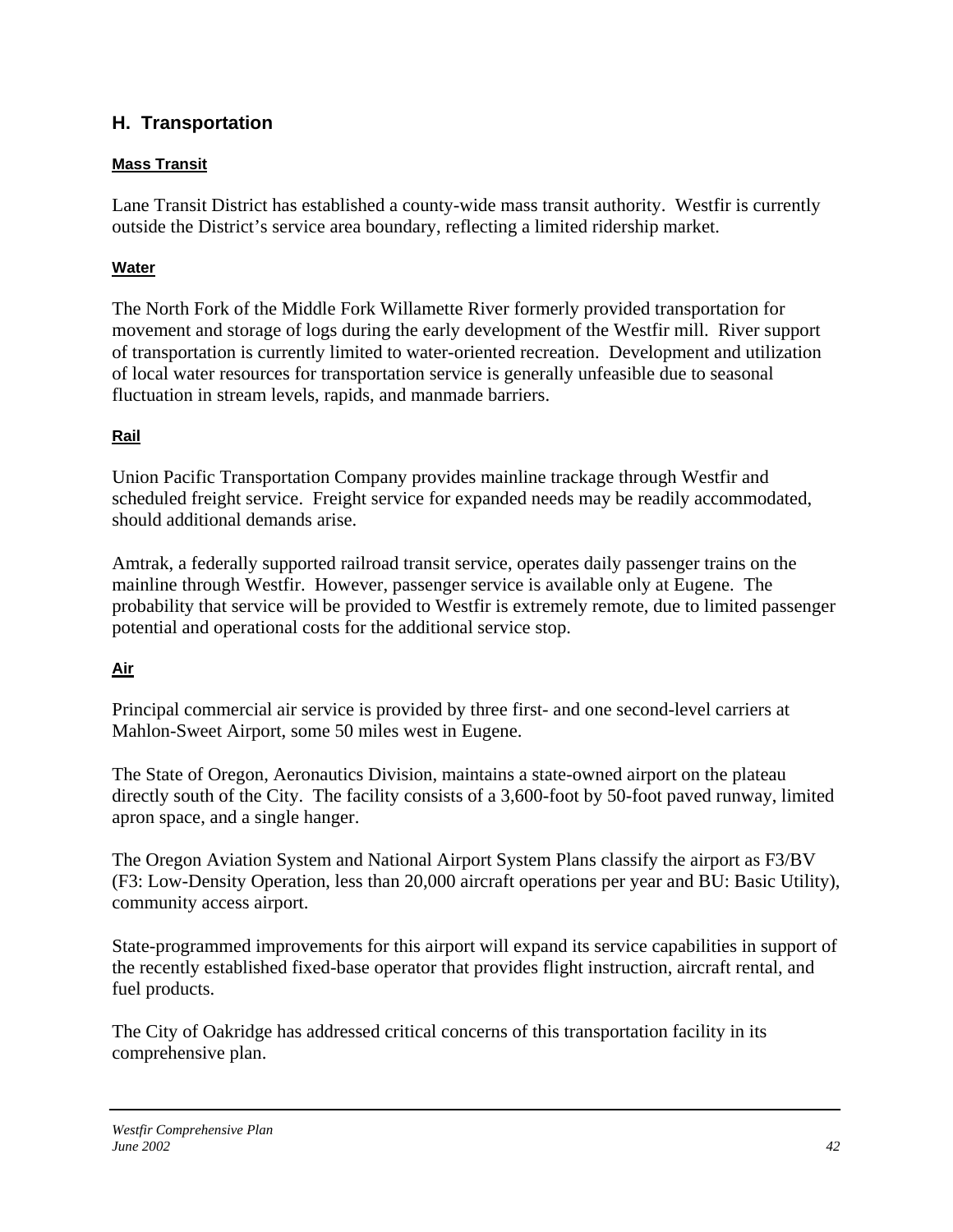## H. Transportation

### Mass Transit

Lane Transit District has established a county-wide mass transit authority. Westfir is currently outside the District's service area boundary, reflecting a limited ridership market.

### Water

The North Fork of the Middle Fork Willamette River formerly provided transportation for movement and storage of logs during the early development of the Westfir mill. River support of transportation is currently limited to water-oriented recreation. Development and utilization of local water resources for transportation service is generally unfeasible due to seasonal fluctuation in stream levels, rapids, and manmade barriers.

### Rail

Union Pacific Transportation Company provides mainline trackage through Westfir and scheduled freight service. Freight service for expanded needs may be readily accommodated, should additional demands arise.

Amtrak, a federally supported railroad transit service, operates daily passenger trains on the mainline through Westfir. However, passenger service is available only at Eugene. The probability that service will be provided to Westfir is extremely remote, due to limited passenger potential and operational costs for the additional service stop.

### Air

Principal commercial air service is provided by three first- and one second-level carriers at Mahlon-Sweet Airport, some 50 miles west in Eugene.

The State of Oregon, Aeronautics Division, maintains a state-owned airport on the plateau directly south of the City. The facility consists of a 3,600-foot by 50-foot paved runway, limited apron space, and a single hanger.

The Oregon Aviation System and National Airport System Plans classify the airport as F3/BV (F3: Low-Density Operation, less than 20,000 aircraft operations per year and BU: Basic Utility), community access airport.

State-programmed improvements for this airport will expand its service capabilities in support of the recently established fixed-base operator that provides flight instruction, aircraft rental, and fuel products.

The City of Oakridge has addressed critical concerns of this transportation facility in its comprehensive plan.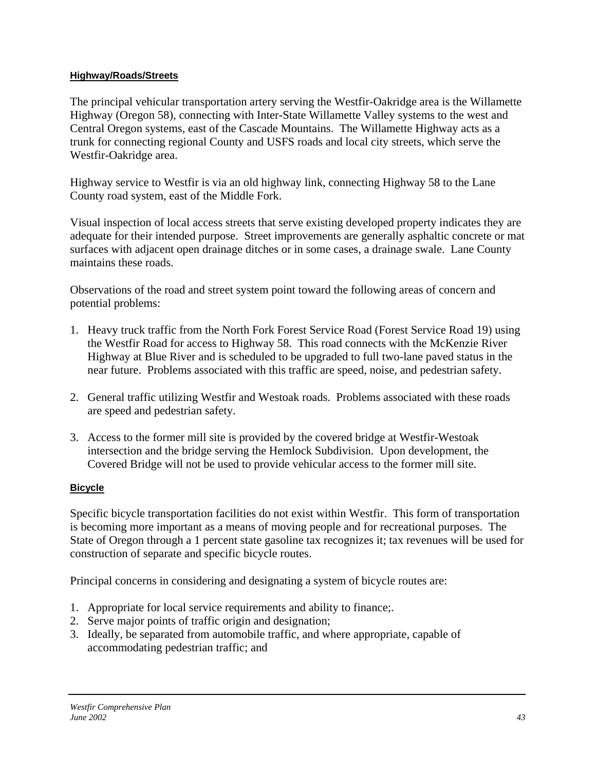**Highway/Roads/Streets**

The principal vehicular transportation artery serving the Westfir-Oakridge area is the Willamette Highway (Oregon 58), connecting with Inter-State Willamette Valley systems to the west and Central Oregon systems, east of the Cascade Mountains. The Willamette Highway acts as a trunk for connecting regional County and USFS roads and local city streets, which serve the Westfir-Oakridge area.

Highway service to Westfir is via an old highway link, connecting Highway 58 to the Lane County road system, east of the Middle Fork.

Visual inspection of local access streets that serve existing developed property indicates they are adequate for their intended purpose. Street improvements are generally asphaltic concrete or mat surfaces with adjacent open drainage ditches or in some cases, a drainage swale. Lane County maintains these roads.

Observations of the road and street system point toward the following areas of concern and potential problems:

1. Heavy truck traffic from the North Fork Forest Service Road (Forest Service Road 19) using the Westfir Road for access to Highway 58. This road connects with the McKenzie River Highway at Blue River and is scheduled to be upgraded to full two-lane paved status in the near future. Problems associated with this traffic are speed, noise, and pedestrian safety.

2. General traffic utilizing Westfir and Westoak roads. Problems associated with these roads are speed and pedestrian safety.

3. Access to the former mill site is provided by the covered bridge at Westfir-Westoak intersection and the bridge serving the Hemlock Subdivision. Upon development, the Covered Bridge will not be used to provide vehicular access to the former mill site.

**Bicycle**

Specific bicycle transportation facilities do not exist within Westfir. This form of transportation is becoming more important as a means of moving people and for recreational purposes. The State of Oregon through a 1 percent state gasoline tax recognizes it; tax revenues will be used for construction of separate and specific bicycle routes.

Principal concerns in considering and designating a system of bicycle routes are:

1. Appropriate for local service requirements and ability to finance;.
2. Serve major points of traffic origin and designation;
3. Ideally, be separated from automobile traffic, and where appropriate, capable of accommodating pedestrian traffic; and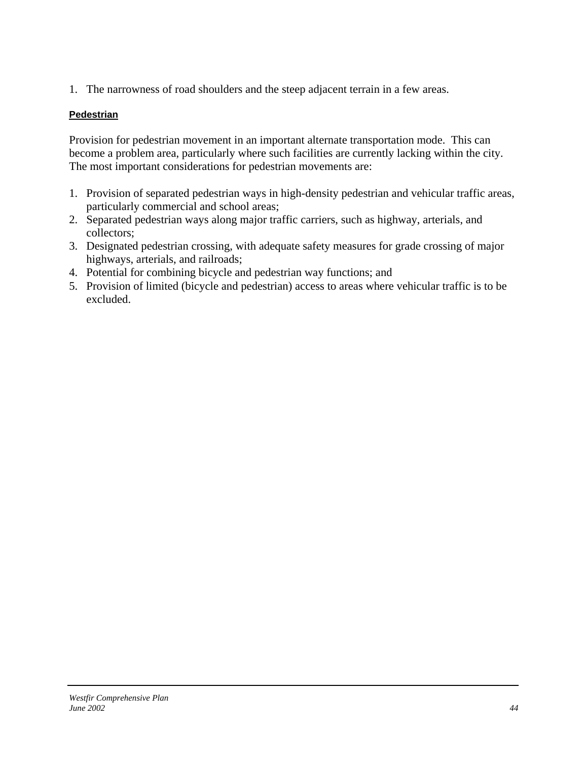1. The narrowness of road shoulders and the steep adjacent terrain in a few areas.

#### Pedestrian

Provision for pedestrian movement in an important alternate transportation mode. This can become a problem area, particularly where such facilities are currently lacking within the city. The most important considerations for pedestrian movements are:

1. Provision of separated pedestrian ways in high-density pedestrian and vehicular traffic areas, particularly commercial and school areas;
2. Separated pedestrian ways along major traffic carriers, such as highway, arterials, and collectors;
3. Designated pedestrian crossing, with adequate safety measures for grade crossing of major highways, arterials, and railroads;
4. Potential for combining bicycle and pedestrian way functions; and
5. Provision of limited (bicycle and pedestrian) access to areas where vehicular traffic is to be excluded.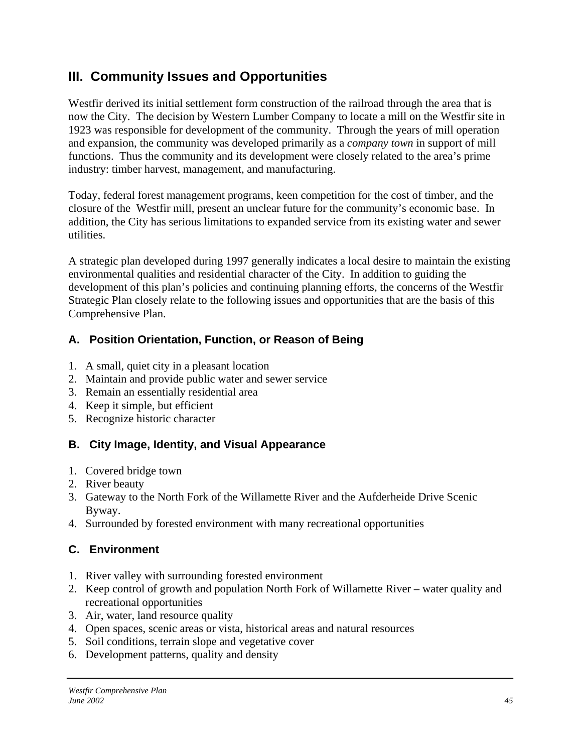## III. Community Issues and Opportunities

Westfir derived its initial settlement form construction of the railroad through the area that is now the City. The decision by Western Lumber Company to locate a mill on the Westfir site in 1923 was responsible for development of the community. Through the years of mill operation and expansion, the community was developed primarily as a *company town* in support of mill functions. Thus the community and its development were closely related to the area's prime industry: timber harvest, management, and manufacturing.

Today, federal forest management programs, keen competition for the cost of timber, and the closure of the Westfir mill, present an unclear future for the community's economic base. In addition, the City has serious limitations to expanded service from its existing water and sewer utilities.

A strategic plan developed during 1997 generally indicates a local desire to maintain the existing environmental qualities and residential character of the City. In addition to guiding the development of this plan's policies and continuing planning efforts, the concerns of the Westfir Strategic Plan closely relate to the following issues and opportunities that are the basis of this Comprehensive Plan.

### A. Position Orientation, Function, or Reason of Being

1. A small, quiet city in a pleasant location
2. Maintain and provide public water and sewer service
3. Remain an essentially residential area
4. Keep it simple, but efficient
5. Recognize historic character

### B. City Image, Identity, and Visual Appearance

1. Covered bridge town
2. River beauty
3. Gateway to the North Fork of the Willamette River and the Aufderheide Drive Scenic Byway.
4. Surrounded by forested environment with many recreational opportunities

### C. Environment

1. River valley with surrounding forested environment
2. Keep control of growth and population North Fork of Willamette River – water quality and recreational opportunities
3. Air, water, land resource quality
4. Open spaces, scenic areas or vista, historical areas and natural resources
5. Soil conditions, terrain slope and vegetative cover
6. Development patterns, quality and density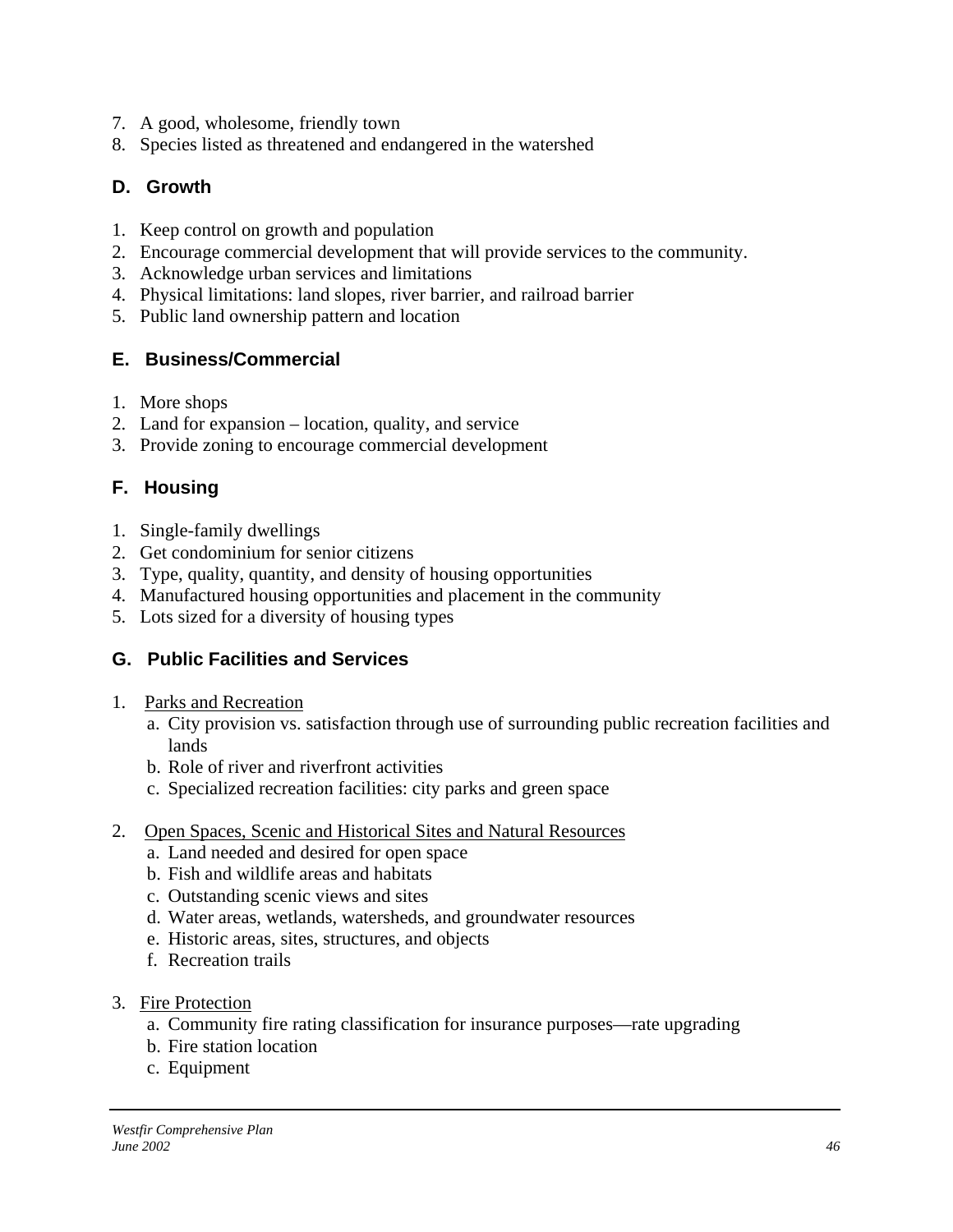7. A good, wholesome, friendly town
8. Species listed as threatened and endangered in the watershed

### D. Growth

1. Keep control on growth and population
2. Encourage commercial development that will provide services to the community.
3. Acknowledge urban services and limitations
4. Physical limitations: land slopes, river barrier, and railroad barrier
5. Public land ownership pattern and location

### E. Business/Commercial

1. More shops
2. Land for expansion – location, quality, and service
3. Provide zoning to encourage commercial development

### F. Housing

1. Single-family dwellings
2. Get condominium for senior citizens
3. Type, quality, quantity, and density of housing opportunities
4. Manufactured housing opportunities and placement in the community
5. Lots sized for a diversity of housing types

### G. Public Facilities and Services

1. <u>Parks and Recreation</u>
   a. City provision vs. satisfaction through use of surrounding public recreation facilities and lands
   b. Role of river and riverfront activities
   c. Specialized recreation facilities: city parks and green space

2. <u>Open Spaces, Scenic and Historical Sites and Natural Resources</u>
   a. Land needed and desired for open space
   b. Fish and wildlife areas and habitats
   c. Outstanding scenic views and sites
   d. Water areas, wetlands, watersheds, and groundwater resources
   e. Historic areas, sites, structures, and objects
   f. Recreation trails

3. <u>Fire Protection</u>
   a. Community fire rating classification for insurance purposes—rate upgrading
   b. Fire station location
   c. Equipment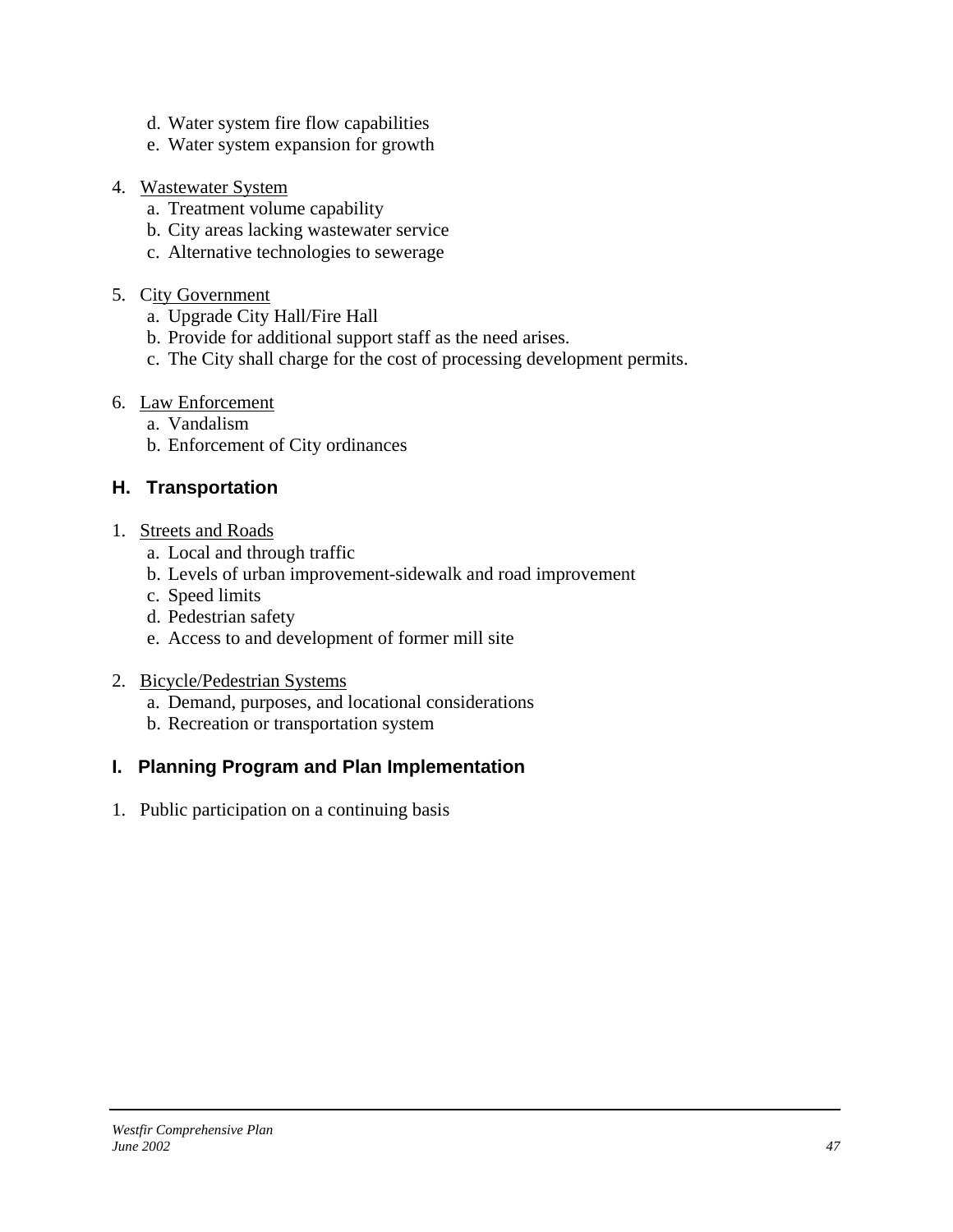d. Water system fire flow capabilities
   e. Water system expansion for growth

4. Wastewater System
   a. Treatment volume capability
   b. City areas lacking wastewater service
   c. Alternative technologies to sewerage

5. City Government
   a. Upgrade City Hall/Fire Hall
   b. Provide for additional support staff as the need arises.
   c. The City shall charge for the cost of processing development permits.

6. Law Enforcement
   a. Vandalism
   b. Enforcement of City ordinances

### H. Transportation

1. Streets and Roads
   a. Local and through traffic
   b. Levels of urban improvement-sidewalk and road improvement
   c. Speed limits
   d. Pedestrian safety
   e. Access to and development of former mill site

2. Bicycle/Pedestrian Systems
   a. Demand, purposes, and locational considerations
   b. Recreation or transportation system

### I. Planning Program and Plan Implementation

1. Public participation on a continuing basis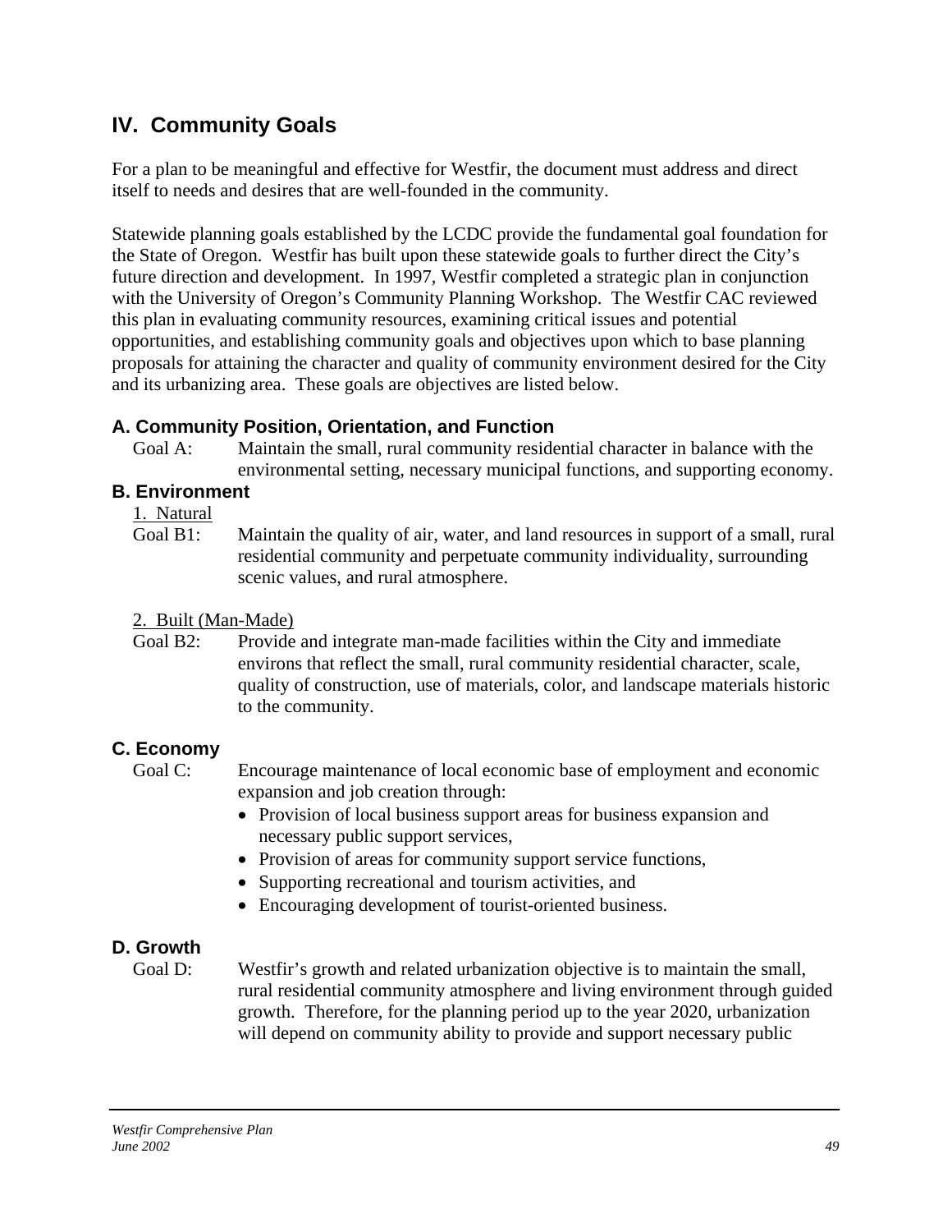## IV. Community Goals

For a plan to be meaningful and effective for Westfir, the document must address and direct itself to needs and desires that are well-founded in the community.

Statewide planning goals established by the LCDC provide the fundamental goal foundation for the State of Oregon. Westfir has built upon these statewide goals to further direct the City's future direction and development. In 1997, Westfir completed a strategic plan in conjunction with the University of Oregon's Community Planning Workshop. The Westfir CAC reviewed this plan in evaluating community resources, examining critical issues and potential opportunities, and establishing community goals and objectives upon which to base planning proposals for attaining the character and quality of community environment desired for the City and its urbanizing area. These goals are objectives are listed below.

### A. Community Position, Orientation, and Function

Goal A: Maintain the small, rural community residential character in balance with the environmental setting, necessary municipal functions, and supporting economy.

### B. Environment

1. Natural

Goal B1: Maintain the quality of air, water, and land resources in support of a small, rural residential community and perpetuate community individuality, surrounding scenic values, and rural atmosphere.

2. Built (Man-Made)

Goal B2: Provide and integrate man-made facilities within the City and immediate environs that reflect the small, rural community residential character, scale, quality of construction, use of materials, color, and landscape materials historic to the community.

### C. Economy

Goal C: Encourage maintenance of local economic base of employment and economic expansion and job creation through:

- Provision of local business support areas for business expansion and necessary public support services,
- Provision of areas for community support service functions,
- Supporting recreational and tourism activities, and
- Encouraging development of tourist-oriented business.

### D. Growth

Goal D: Westfir's growth and related urbanization objective is to maintain the small, rural residential community atmosphere and living environment through guided growth. Therefore, for the planning period up to the year 2020, urbanization will depend on community ability to provide and support necessary public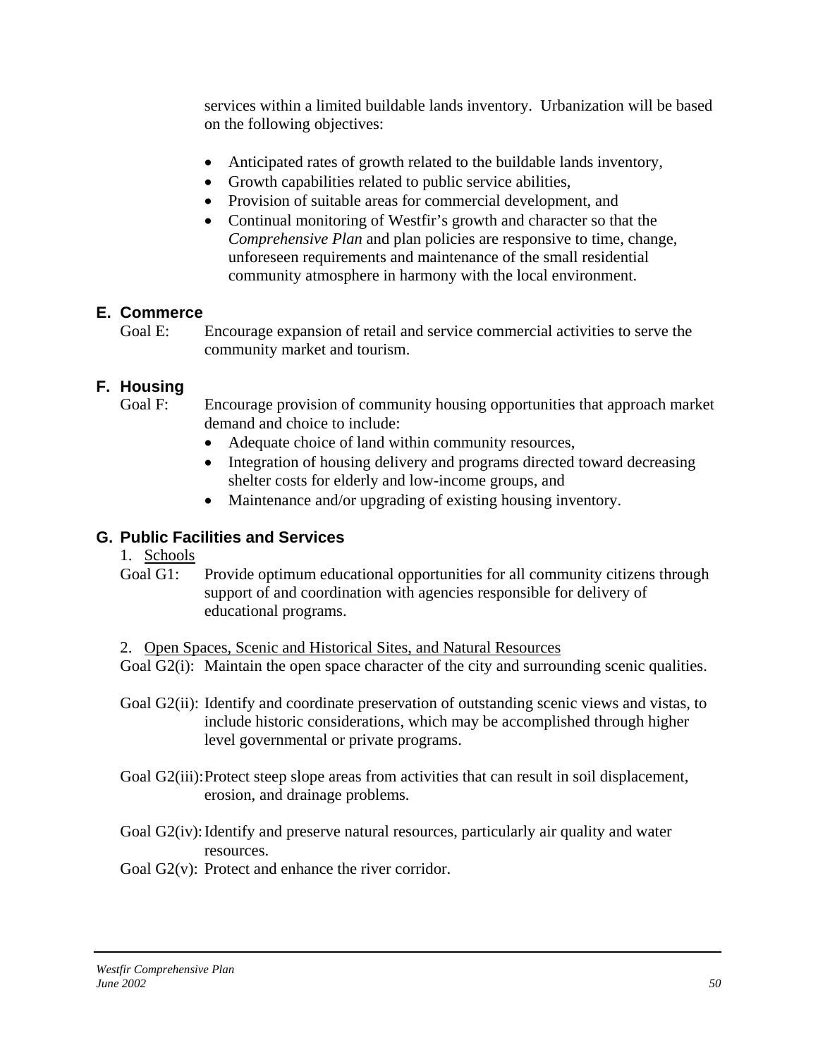services within a limited buildable lands inventory. Urbanization will be based on the following objectives:

- Anticipated rates of growth related to the buildable lands inventory,
- Growth capabilities related to public service abilities,
- Provision of suitable areas for commercial development, and
- Continual monitoring of Westfir's growth and character so that the *Comprehensive Plan* and plan policies are responsive to time, change, unforeseen requirements and maintenance of the small residential community atmosphere in harmony with the local environment.

## E. Commerce

Goal E: Encourage expansion of retail and service commercial activities to serve the community market and tourism.

## F. Housing

Goal F: Encourage provision of community housing opportunities that approach market demand and choice to include:

- Adequate choice of land within community resources,
- Integration of housing delivery and programs directed toward decreasing shelter costs for elderly and low-income groups, and
- Maintenance and/or upgrading of existing housing inventory.

## G. Public Facilities and Services

1. Schools

Goal G1: Provide optimum educational opportunities for all community citizens through support of and coordination with agencies responsible for delivery of educational programs.

2. Open Spaces, Scenic and Historical Sites, and Natural Resources

Goal G2(i): Maintain the open space character of the city and surrounding scenic qualities.

Goal G2(ii): Identify and coordinate preservation of outstanding scenic views and vistas, to include historic considerations, which may be accomplished through higher level governmental or private programs.

Goal G2(iii): Protect steep slope areas from activities that can result in soil displacement, erosion, and drainage problems.

Goal G2(iv): Identify and preserve natural resources, particularly air quality and water resources.

Goal G2(v): Protect and enhance the river corridor.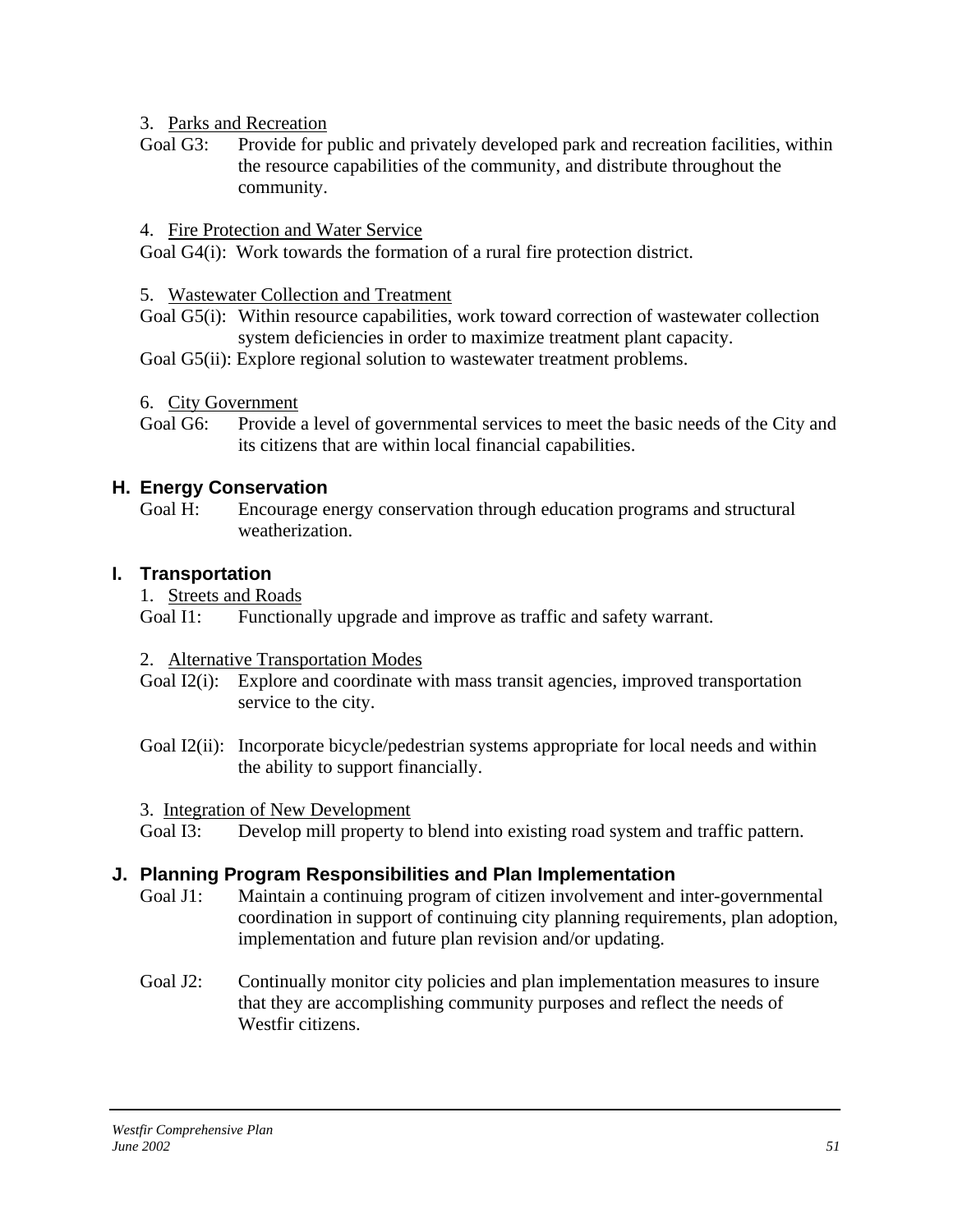3. Parks and Recreation

Goal G3: Provide for public and privately developed park and recreation facilities, within the resource capabilities of the community, and distribute throughout the community.

4. Fire Protection and Water Service

Goal G4(i): Work towards the formation of a rural fire protection district.

5. Wastewater Collection and Treatment

Goal G5(i): Within resource capabilities, work toward correction of wastewater collection system deficiencies in order to maximize treatment plant capacity.

Goal G5(ii): Explore regional solution to wastewater treatment problems.

6. City Government

Goal G6: Provide a level of governmental services to meet the basic needs of the City and its citizens that are within local financial capabilities.

## H. Energy Conservation

Goal H: Encourage energy conservation through education programs and structural weatherization.

## I. Transportation

1. Streets and Roads

Goal I1: Functionally upgrade and improve as traffic and safety warrant.

2. Alternative Transportation Modes

Goal I2(i): Explore and coordinate with mass transit agencies, improved transportation service to the city.

Goal I2(ii): Incorporate bicycle/pedestrian systems appropriate for local needs and within the ability to support financially.

3. Integration of New Development

Goal I3: Develop mill property to blend into existing road system and traffic pattern.

## J. Planning Program Responsibilities and Plan Implementation

Goal J1: Maintain a continuing program of citizen involvement and inter-governmental coordination in support of continuing city planning requirements, plan adoption, implementation and future plan revision and/or updating.

Goal J2: Continually monitor city policies and plan implementation measures to insure that they are accomplishing community purposes and reflect the needs of Westfir citizens.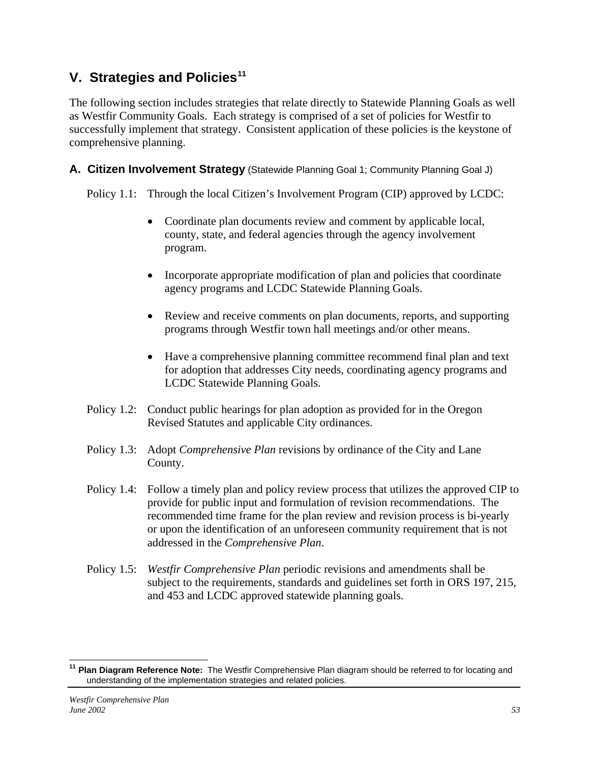## V. Strategies and Policies[11]

The following section includes strategies that relate directly to Statewide Planning Goals as well as Westfir Community Goals. Each strategy is comprised of a set of policies for Westfir to successfully implement that strategy. Consistent application of these policies is the keystone of comprehensive planning.

### A. Citizen Involvement Strategy (Statewide Planning Goal 1; Community Planning Goal J)

Policy 1.1: Through the local Citizen's Involvement Program (CIP) approved by LCDC:

- Coordinate plan documents review and comment by applicable local, county, state, and federal agencies through the agency involvement program.
- Incorporate appropriate modification of plan and policies that coordinate agency programs and LCDC Statewide Planning Goals.
- Review and receive comments on plan documents, reports, and supporting programs through Westfir town hall meetings and/or other means.
- Have a comprehensive planning committee recommend final plan and text for adoption that addresses City needs, coordinating agency programs and LCDC Statewide Planning Goals.

Policy 1.2: Conduct public hearings for plan adoption as provided for in the Oregon Revised Statutes and applicable City ordinances.

Policy 1.3: Adopt *Comprehensive Plan* revisions by ordinance of the City and Lane County.

Policy 1.4: Follow a timely plan and policy review process that utilizes the approved CIP to provide for public input and formulation of revision recommendations. The recommended time frame for the plan review and revision process is bi-yearly or upon the identification of an unforeseen community requirement that is not addressed in the *Comprehensive Plan*.

Policy 1.5: *Westfir Comprehensive Plan* periodic revisions and amendments shall be subject to the requirements, standards and guidelines set forth in ORS 197, 215, and 453 and LCDC approved statewide planning goals.

---

[11] **Plan Diagram Reference Note:** The Westfir Comprehensive Plan diagram should be referred to for locating and understanding of the implementation strategies and related policies.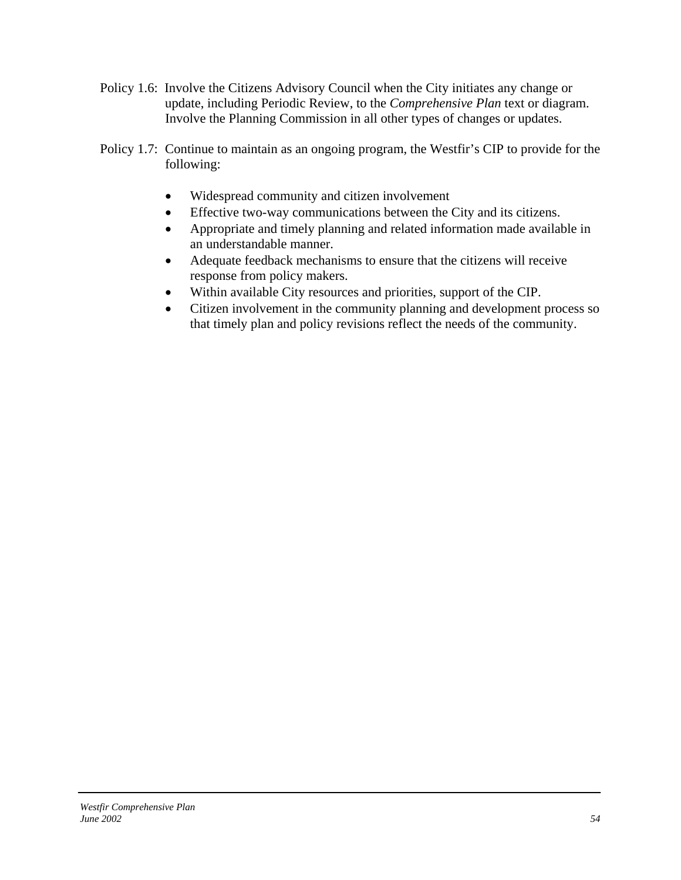Policy 1.6: Involve the Citizens Advisory Council when the City initiates any change or update, including Periodic Review, to the *Comprehensive Plan* text or diagram. Involve the Planning Commission in all other types of changes or updates.

Policy 1.7: Continue to maintain as an ongoing program, the Westfir's CIP to provide for the following:

- Widespread community and citizen involvement
- Effective two-way communications between the City and its citizens.
- Appropriate and timely planning and related information made available in an understandable manner.
- Adequate feedback mechanisms to ensure that the citizens will receive response from policy makers.
- Within available City resources and priorities, support of the CIP.
- Citizen involvement in the community planning and development process so that timely plan and policy revisions reflect the needs of the community.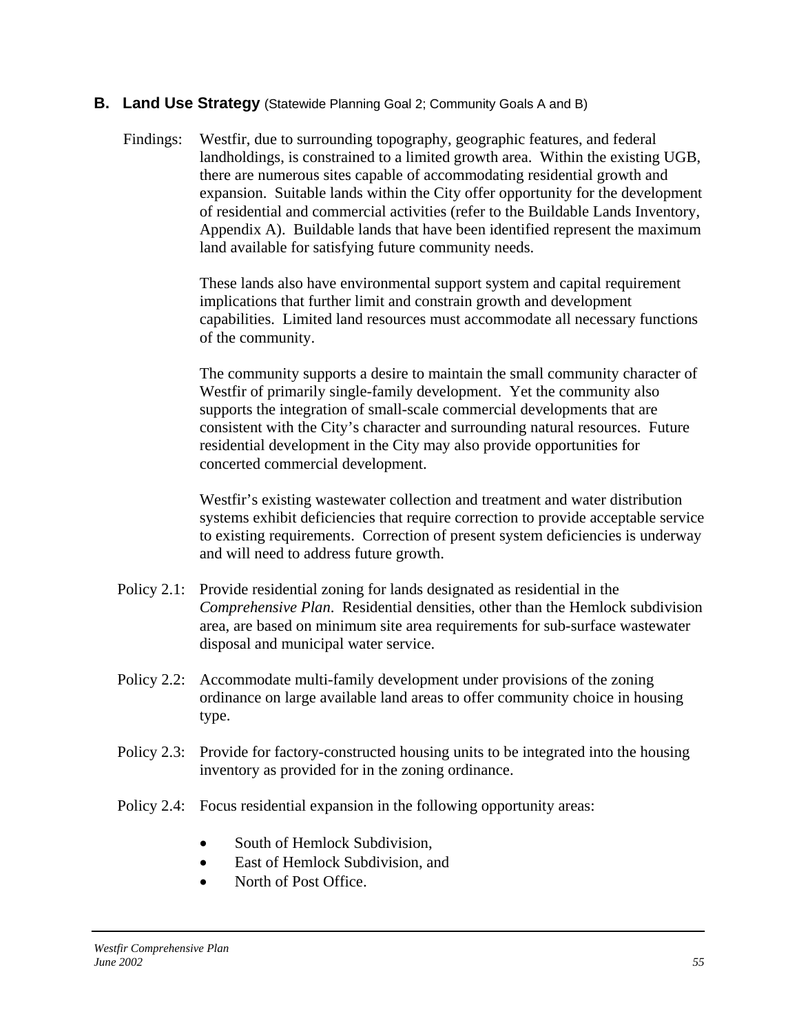## B. Land Use Strategy (Statewide Planning Goal 2; Community Goals A and B)

Findings: Westfir, due to surrounding topography, geographic features, and federal landholdings, is constrained to a limited growth area. Within the existing UGB, there are numerous sites capable of accommodating residential growth and expansion. Suitable lands within the City offer opportunity for the development of residential and commercial activities (refer to the Buildable Lands Inventory, Appendix A). Buildable lands that have been identified represent the maximum land available for satisfying future community needs.

These lands also have environmental support system and capital requirement implications that further limit and constrain growth and development capabilities. Limited land resources must accommodate all necessary functions of the community.

The community supports a desire to maintain the small community character of Westfir of primarily single-family development. Yet the community also supports the integration of small-scale commercial developments that are consistent with the City's character and surrounding natural resources. Future residential development in the City may also provide opportunities for concerted commercial development.

Westfir's existing wastewater collection and treatment and water distribution systems exhibit deficiencies that require correction to provide acceptable service to existing requirements. Correction of present system deficiencies is underway and will need to address future growth.

Policy 2.1: Provide residential zoning for lands designated as residential in the *Comprehensive Plan*. Residential densities, other than the Hemlock subdivision area, are based on minimum site area requirements for sub-surface wastewater disposal and municipal water service.

Policy 2.2: Accommodate multi-family development under provisions of the zoning ordinance on large available land areas to offer community choice in housing type.

Policy 2.3: Provide for factory-constructed housing units to be integrated into the housing inventory as provided for in the zoning ordinance.

Policy 2.4: Focus residential expansion in the following opportunity areas:

- South of Hemlock Subdivision,
- East of Hemlock Subdivision, and
- North of Post Office.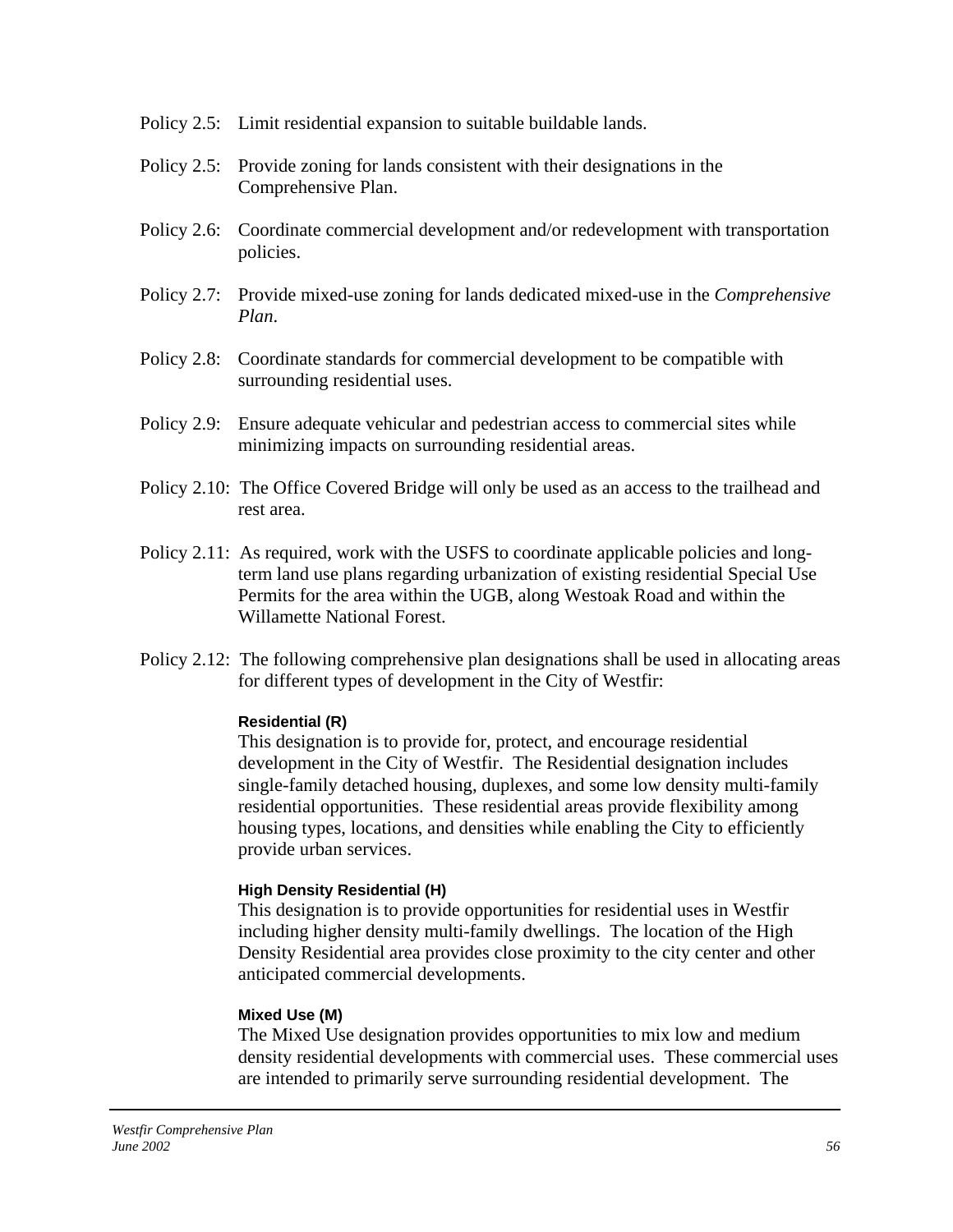Policy 2.5: Limit residential expansion to suitable buildable lands.

Policy 2.5: Provide zoning for lands consistent with their designations in the Comprehensive Plan.

Policy 2.6: Coordinate commercial development and/or redevelopment with transportation policies.

Policy 2.7: Provide mixed-use zoning for lands dedicated mixed-use in the *Comprehensive Plan*.

Policy 2.8: Coordinate standards for commercial development to be compatible with surrounding residential uses.

Policy 2.9: Ensure adequate vehicular and pedestrian access to commercial sites while minimizing impacts on surrounding residential areas.

Policy 2.10: The Office Covered Bridge will only be used as an access to the trailhead and rest area.

Policy 2.11: As required, work with the USFS to coordinate applicable policies and long-term land use plans regarding urbanization of existing residential Special Use Permits for the area within the UGB, along Westoak Road and within the Willamette National Forest.

Policy 2.12: The following comprehensive plan designations shall be used in allocating areas for different types of development in the City of Westfir:

**Residential (R)**

This designation is to provide for, protect, and encourage residential development in the City of Westfir. The Residential designation includes single-family detached housing, duplexes, and some low density multi-family residential opportunities. These residential areas provide flexibility among housing types, locations, and densities while enabling the City to efficiently provide urban services.

**High Density Residential (H)**

This designation is to provide opportunities for residential uses in Westfir including higher density multi-family dwellings. The location of the High Density Residential area provides close proximity to the city center and other anticipated commercial developments.

**Mixed Use (M)**

The Mixed Use designation provides opportunities to mix low and medium density residential developments with commercial uses. These commercial uses are intended to primarily serve surrounding residential development. The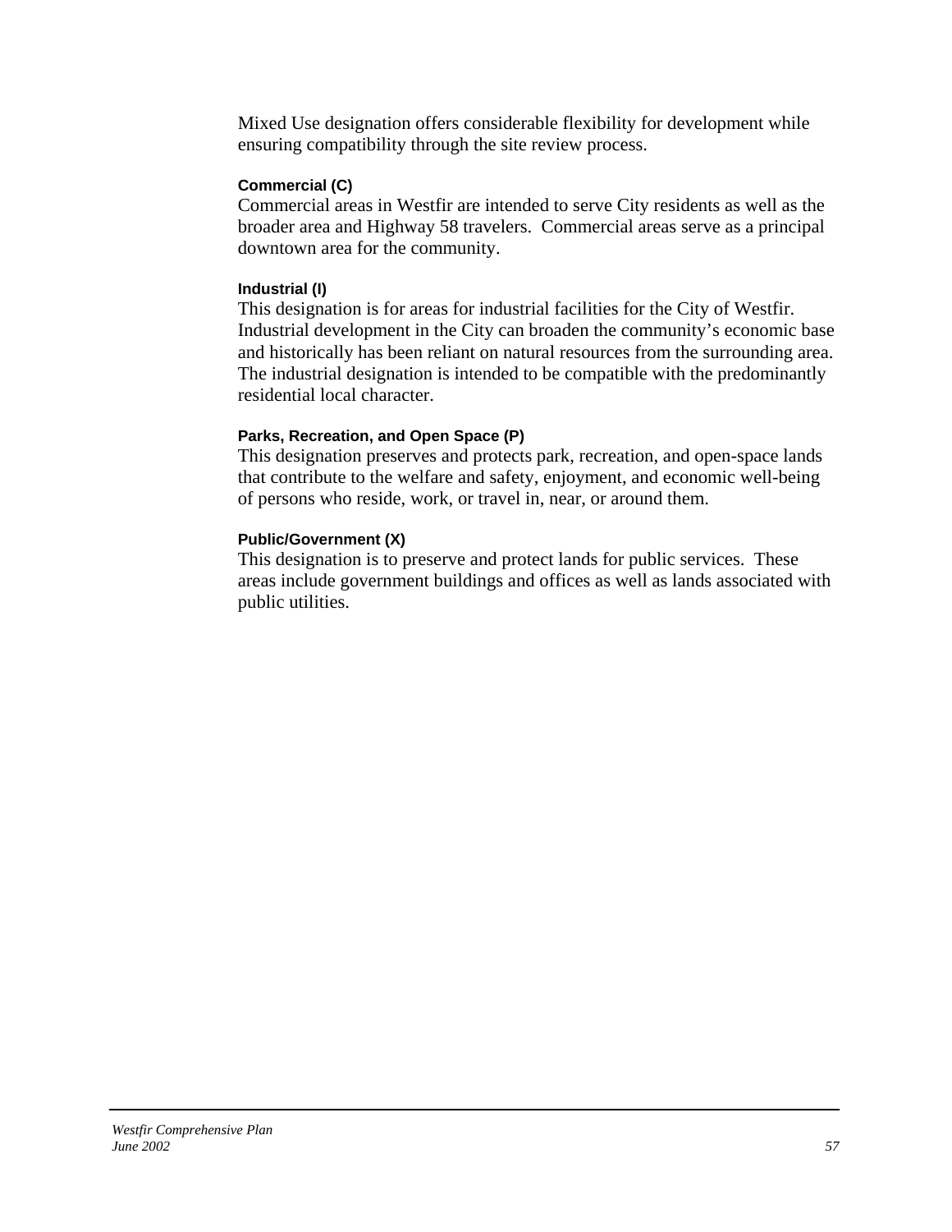Mixed Use designation offers considerable flexibility for development while ensuring compatibility through the site review process.

#### Commercial (C)

Commercial areas in Westfir are intended to serve City residents as well as the broader area and Highway 58 travelers. Commercial areas serve as a principal downtown area for the community.

#### Industrial (I)

This designation is for areas for industrial facilities for the City of Westfir. Industrial development in the City can broaden the community's economic base and historically has been reliant on natural resources from the surrounding area. The industrial designation is intended to be compatible with the predominantly residential local character.

#### Parks, Recreation, and Open Space (P)

This designation preserves and protects park, recreation, and open-space lands that contribute to the welfare and safety, enjoyment, and economic well-being of persons who reside, work, or travel in, near, or around them.

#### Public/Government (X)

This designation is to preserve and protect lands for public services. These areas include government buildings and offices as well as lands associated with public utilities.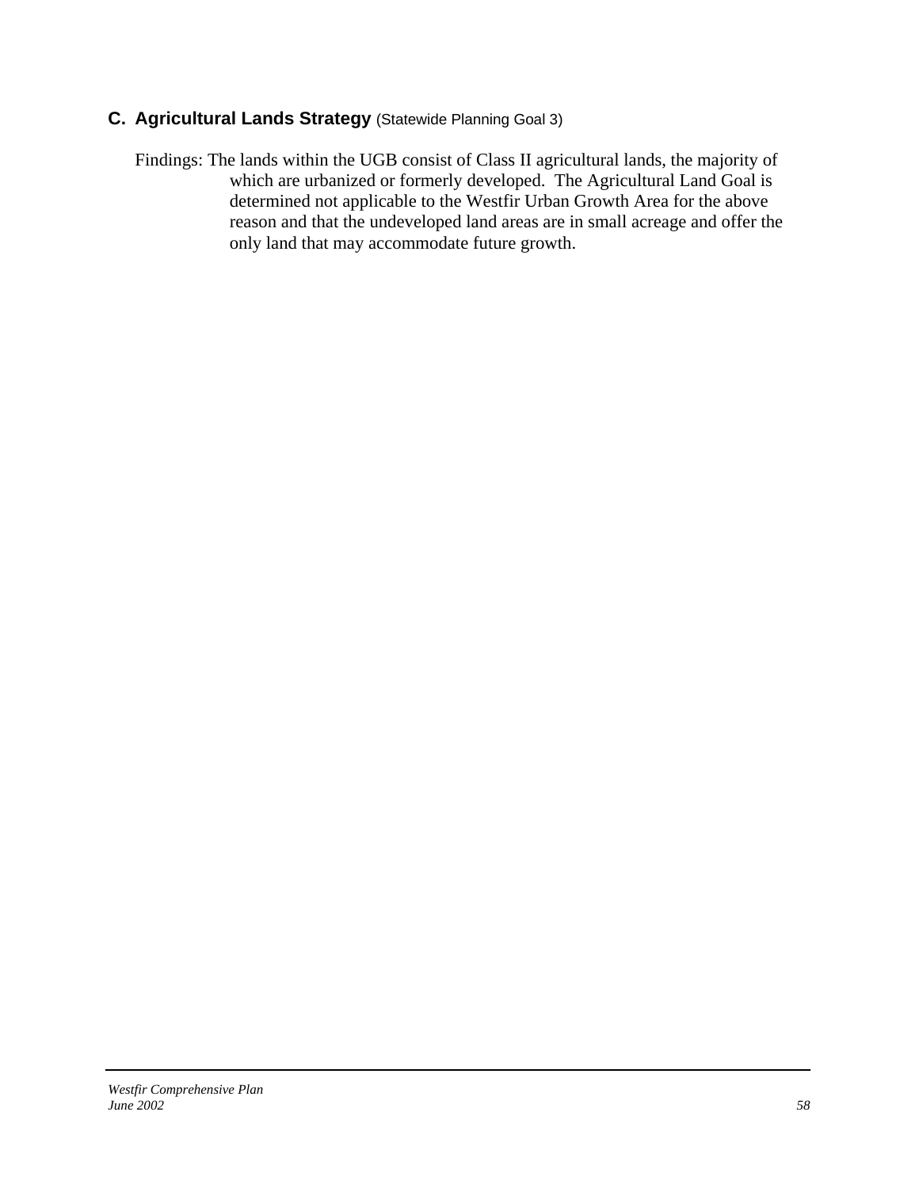## C. Agricultural Lands Strategy (Statewide Planning Goal 3)

Findings: The lands within the UGB consist of Class II agricultural lands, the majority of which are urbanized or formerly developed. The Agricultural Land Goal is determined not applicable to the Westfir Urban Growth Area for the above reason and that the undeveloped land areas are in small acreage and offer the only land that may accommodate future growth.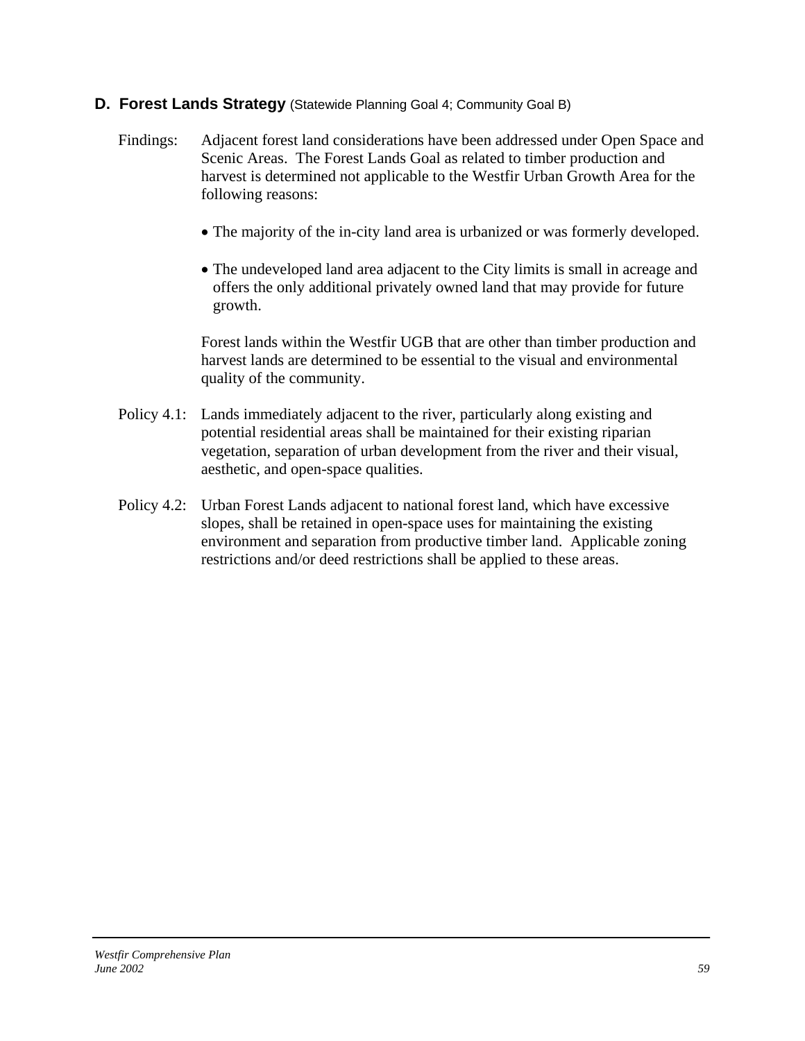### D. Forest Lands Strategy (Statewide Planning Goal 4; Community Goal B)

Findings: Adjacent forest land considerations have been addressed under Open Space and Scenic Areas. The Forest Lands Goal as related to timber production and harvest is determined not applicable to the Westfir Urban Growth Area for the following reasons:

- The majority of the in-city land area is urbanized or was formerly developed.
- The undeveloped land area adjacent to the City limits is small in acreage and offers the only additional privately owned land that may provide for future growth.

Forest lands within the Westfir UGB that are other than timber production and harvest lands are determined to be essential to the visual and environmental quality of the community.

Policy 4.1: Lands immediately adjacent to the river, particularly along existing and potential residential areas shall be maintained for their existing riparian vegetation, separation of urban development from the river and their visual, aesthetic, and open-space qualities.

Policy 4.2: Urban Forest Lands adjacent to national forest land, which have excessive slopes, shall be retained in open-space uses for maintaining the existing environment and separation from productive timber land. Applicable zoning restrictions and/or deed restrictions shall be applied to these areas.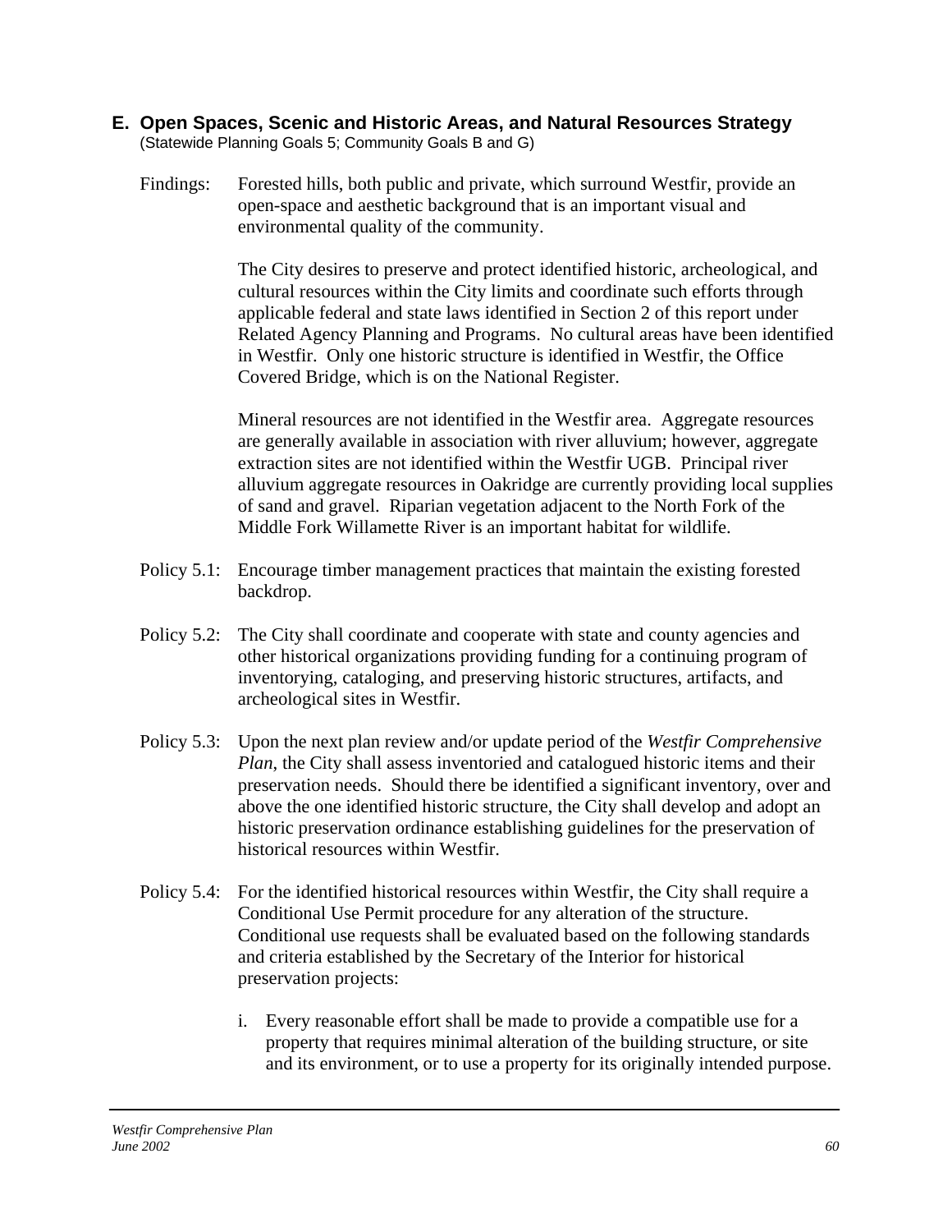## E. Open Spaces, Scenic and Historic Areas, and Natural Resources Strategy

(Statewide Planning Goals 5; Community Goals B and G)

Findings: Forested hills, both public and private, which surround Westfir, provide an open-space and aesthetic background that is an important visual and environmental quality of the community.

The City desires to preserve and protect identified historic, archeological, and cultural resources within the City limits and coordinate such efforts through applicable federal and state laws identified in Section 2 of this report under Related Agency Planning and Programs. No cultural areas have been identified in Westfir. Only one historic structure is identified in Westfir, the Office Covered Bridge, which is on the National Register.

Mineral resources are not identified in the Westfir area. Aggregate resources are generally available in association with river alluvium; however, aggregate extraction sites are not identified within the Westfir UGB. Principal river alluvium aggregate resources in Oakridge are currently providing local supplies of sand and gravel. Riparian vegetation adjacent to the North Fork of the Middle Fork Willamette River is an important habitat for wildlife.

Policy 5.1: Encourage timber management practices that maintain the existing forested backdrop.

Policy 5.2: The City shall coordinate and cooperate with state and county agencies and other historical organizations providing funding for a continuing program of inventorying, cataloging, and preserving historic structures, artifacts, and archeological sites in Westfir.

Policy 5.3: Upon the next plan review and/or update period of the *Westfir Comprehensive Plan*, the City shall assess inventoried and catalogued historic items and their preservation needs. Should there be identified a significant inventory, over and above the one identified historic structure, the City shall develop and adopt an historic preservation ordinance establishing guidelines for the preservation of historical resources within Westfir.

Policy 5.4: For the identified historical resources within Westfir, the City shall require a Conditional Use Permit procedure for any alteration of the structure. Conditional use requests shall be evaluated based on the following standards and criteria established by the Secretary of the Interior for historical preservation projects:

i. Every reasonable effort shall be made to provide a compatible use for a property that requires minimal alteration of the building structure, or site and its environment, or to use a property for its originally intended purpose.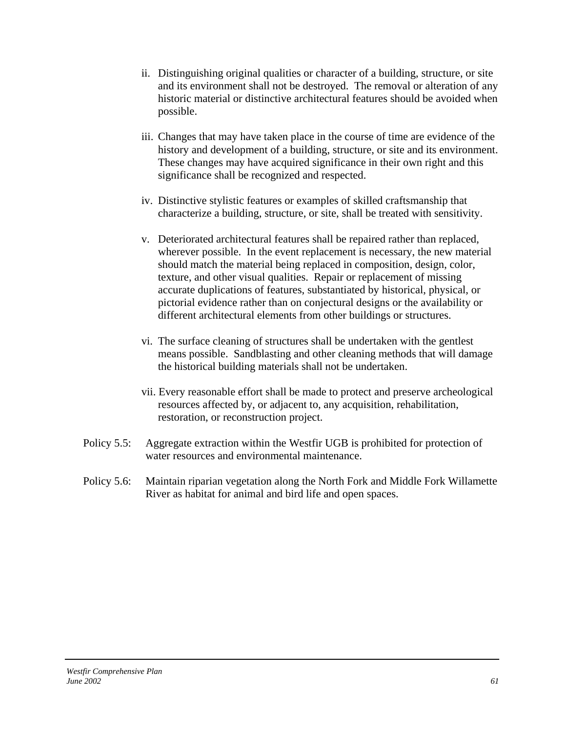ii. Distinguishing original qualities or character of a building, structure, or site and its environment shall not be destroyed. The removal or alteration of any historic material or distinctive architectural features should be avoided when possible.

iii. Changes that may have taken place in the course of time are evidence of the history and development of a building, structure, or site and its environment. These changes may have acquired significance in their own right and this significance shall be recognized and respected.

iv. Distinctive stylistic features or examples of skilled craftsmanship that characterize a building, structure, or site, shall be treated with sensitivity.

v. Deteriorated architectural features shall be repaired rather than replaced, wherever possible. In the event replacement is necessary, the new material should match the material being replaced in composition, design, color, texture, and other visual qualities. Repair or replacement of missing accurate duplications of features, substantiated by historical, physical, or pictorial evidence rather than on conjectural designs or the availability or different architectural elements from other buildings or structures.

vi. The surface cleaning of structures shall be undertaken with the gentlest means possible. Sandblasting and other cleaning methods that will damage the historical building materials shall not be undertaken.

vii. Every reasonable effort shall be made to protect and preserve archeological resources affected by, or adjacent to, any acquisition, rehabilitation, restoration, or reconstruction project.

Policy 5.5: Aggregate extraction within the Westfir UGB is prohibited for protection of water resources and environmental maintenance.

Policy 5.6: Maintain riparian vegetation along the North Fork and Middle Fork Willamette River as habitat for animal and bird life and open spaces.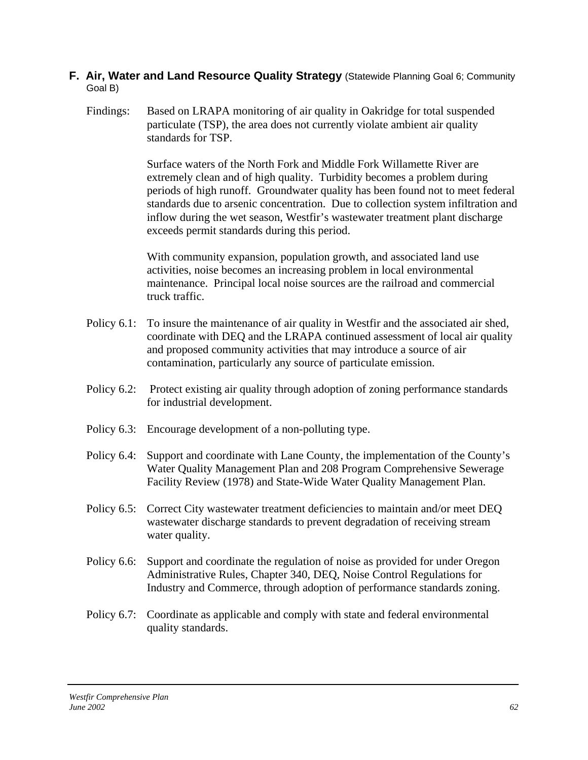## F. Air, Water and Land Resource Quality Strategy (Statewide Planning Goal 6; Community Goal B)

Findings: Based on LRAPA monitoring of air quality in Oakridge for total suspended particulate (TSP), the area does not currently violate ambient air quality standards for TSP.

Surface waters of the North Fork and Middle Fork Willamette River are extremely clean and of high quality. Turbidity becomes a problem during periods of high runoff. Groundwater quality has been found not to meet federal standards due to arsenic concentration. Due to collection system infiltration and inflow during the wet season, Westfir's wastewater treatment plant discharge exceeds permit standards during this period.

With community expansion, population growth, and associated land use activities, noise becomes an increasing problem in local environmental maintenance. Principal local noise sources are the railroad and commercial truck traffic.

Policy 6.1: To insure the maintenance of air quality in Westfir and the associated air shed, coordinate with DEQ and the LRAPA continued assessment of local air quality and proposed community activities that may introduce a source of air contamination, particularly any source of particulate emission.

Policy 6.2: Protect existing air quality through adoption of zoning performance standards for industrial development.

Policy 6.3: Encourage development of a non-polluting type.

Policy 6.4: Support and coordinate with Lane County, the implementation of the County's Water Quality Management Plan and 208 Program Comprehensive Sewerage Facility Review (1978) and State-Wide Water Quality Management Plan.

Policy 6.5: Correct City wastewater treatment deficiencies to maintain and/or meet DEQ wastewater discharge standards to prevent degradation of receiving stream water quality.

Policy 6.6: Support and coordinate the regulation of noise as provided for under Oregon Administrative Rules, Chapter 340, DEQ, Noise Control Regulations for Industry and Commerce, through adoption of performance standards zoning.

Policy 6.7: Coordinate as applicable and comply with state and federal environmental quality standards.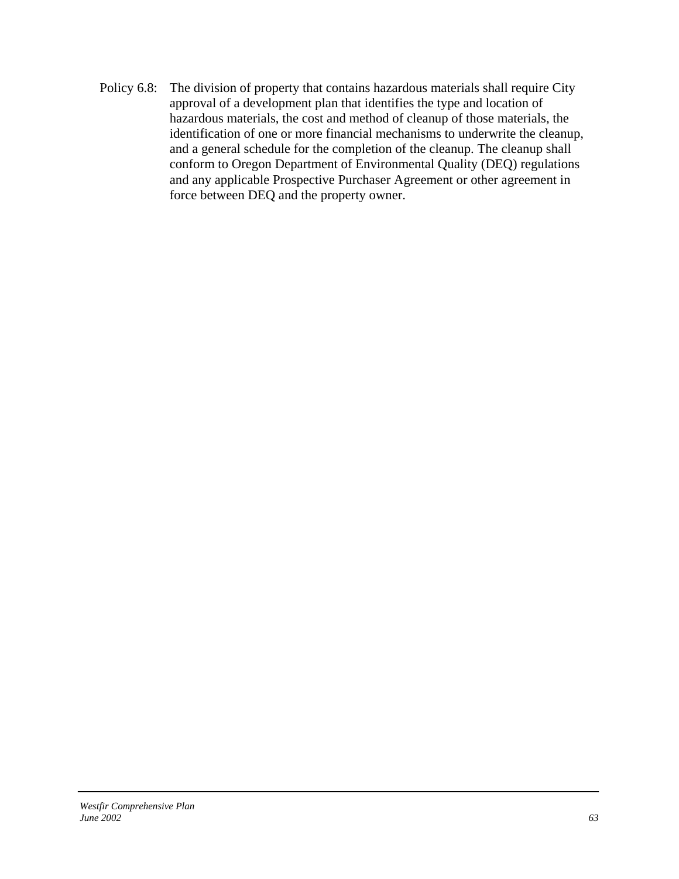Policy 6.8: The division of property that contains hazardous materials shall require City approval of a development plan that identifies the type and location of hazardous materials, the cost and method of cleanup of those materials, the identification of one or more financial mechanisms to underwrite the cleanup, and a general schedule for the completion of the cleanup. The cleanup shall conform to Oregon Department of Environmental Quality (DEQ) regulations and any applicable Prospective Purchaser Agreement or other agreement in force between DEQ and the property owner.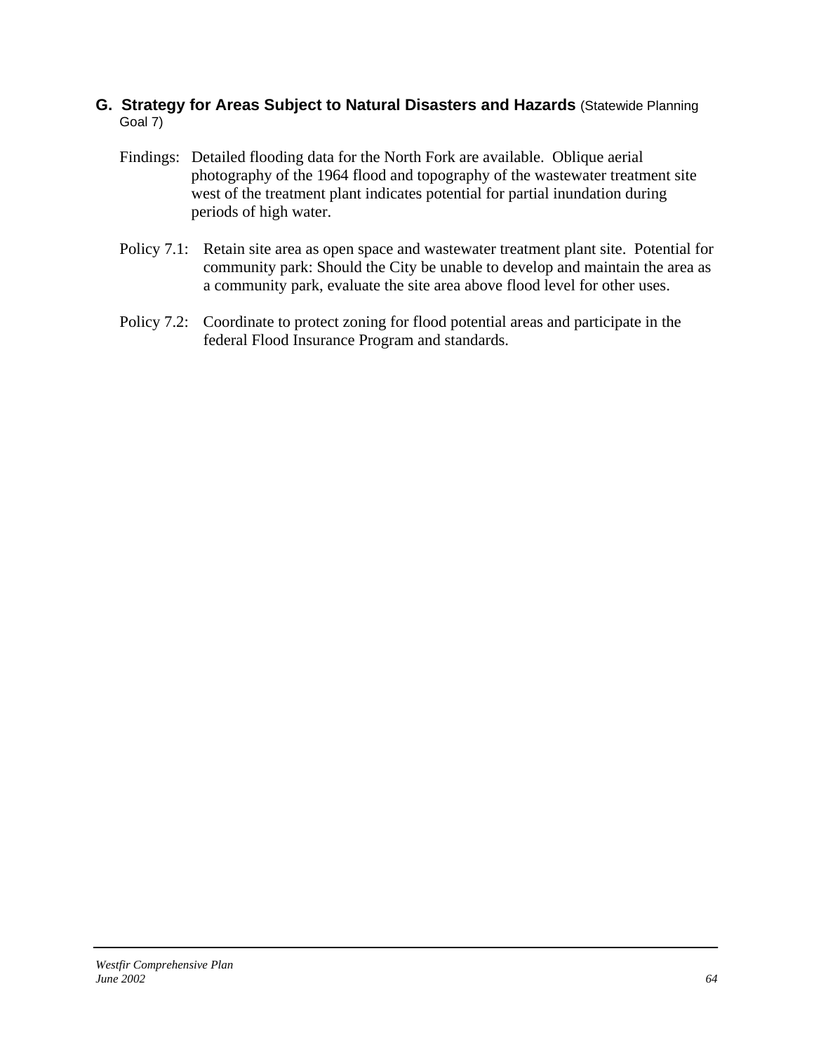## G. Strategy for Areas Subject to Natural Disasters and Hazards (Statewide Planning Goal 7)

Findings: Detailed flooding data for the North Fork are available. Oblique aerial photography of the 1964 flood and topography of the wastewater treatment site west of the treatment plant indicates potential for partial inundation during periods of high water.

Policy 7.1: Retain site area as open space and wastewater treatment plant site. Potential for community park: Should the City be unable to develop and maintain the area as a community park, evaluate the site area above flood level for other uses.

Policy 7.2: Coordinate to protect zoning for flood potential areas and participate in the federal Flood Insurance Program and standards.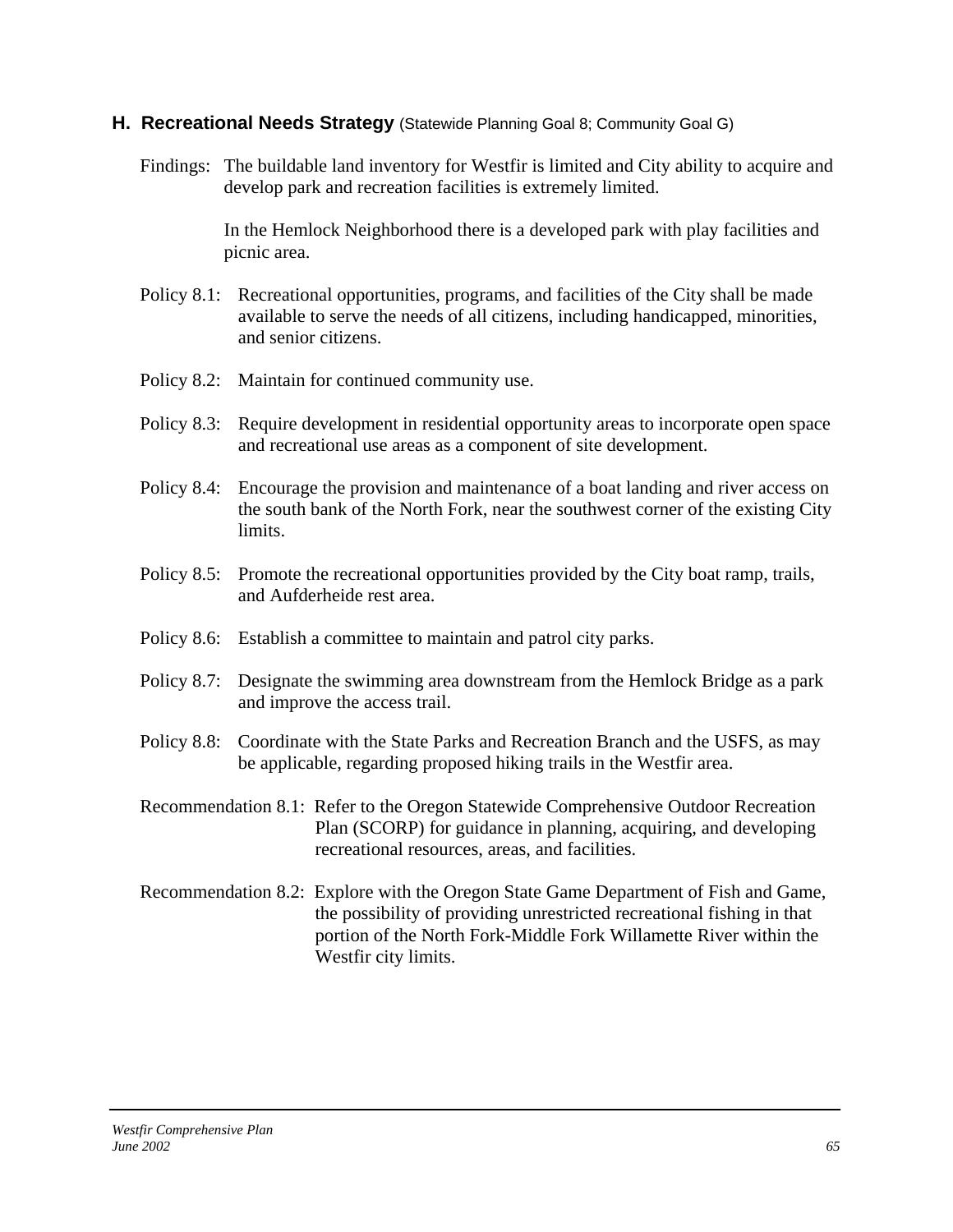## H. Recreational Needs Strategy (Statewide Planning Goal 8; Community Goal G)

Findings: The buildable land inventory for Westfir is limited and City ability to acquire and develop park and recreation facilities is extremely limited.

In the Hemlock Neighborhood there is a developed park with play facilities and picnic area.

Policy 8.1: Recreational opportunities, programs, and facilities of the City shall be made available to serve the needs of all citizens, including handicapped, minorities, and senior citizens.

Policy 8.2: Maintain for continued community use.

Policy 8.3: Require development in residential opportunity areas to incorporate open space and recreational use areas as a component of site development.

Policy 8.4: Encourage the provision and maintenance of a boat landing and river access on the south bank of the North Fork, near the southwest corner of the existing City limits.

Policy 8.5: Promote the recreational opportunities provided by the City boat ramp, trails, and Aufderheide rest area.

Policy 8.6: Establish a committee to maintain and patrol city parks.

Policy 8.7: Designate the swimming area downstream from the Hemlock Bridge as a park and improve the access trail.

Policy 8.8: Coordinate with the State Parks and Recreation Branch and the USFS, as may be applicable, regarding proposed hiking trails in the Westfir area.

Recommendation 8.1: Refer to the Oregon Statewide Comprehensive Outdoor Recreation Plan (SCORP) for guidance in planning, acquiring, and developing recreational resources, areas, and facilities.

Recommendation 8.2: Explore with the Oregon State Game Department of Fish and Game, the possibility of providing unrestricted recreational fishing in that portion of the North Fork-Middle Fork Willamette River within the Westfir city limits.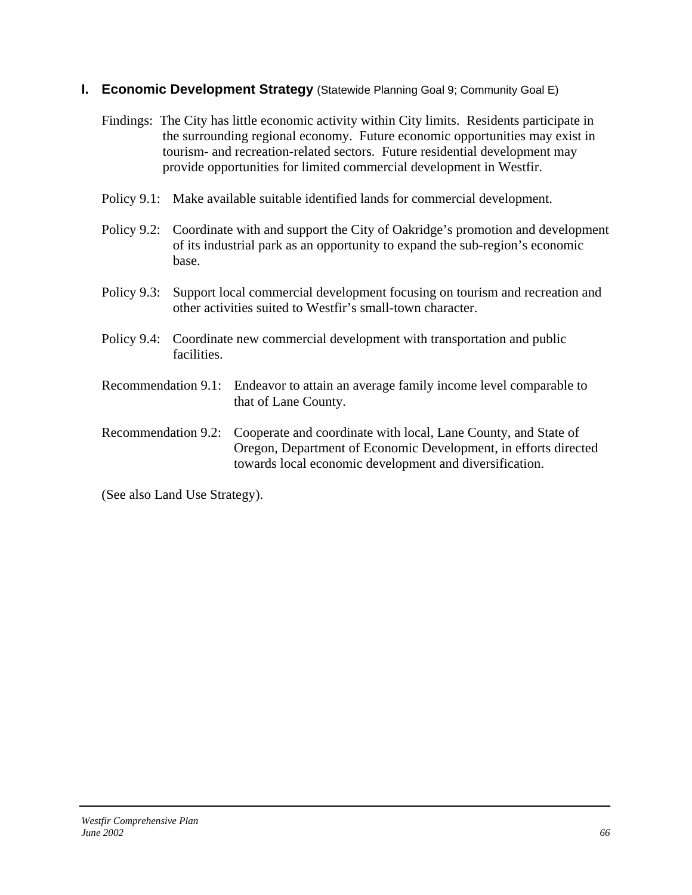## I. Economic Development Strategy (Statewide Planning Goal 9; Community Goal E)

Findings: The City has little economic activity within City limits. Residents participate in the surrounding regional economy. Future economic opportunities may exist in tourism- and recreation-related sectors. Future residential development may provide opportunities for limited commercial development in Westfir.

Policy 9.1: Make available suitable identified lands for commercial development.

Policy 9.2: Coordinate with and support the City of Oakridge's promotion and development of its industrial park as an opportunity to expand the sub-region's economic base.

Policy 9.3: Support local commercial development focusing on tourism and recreation and other activities suited to Westfir's small-town character.

Policy 9.4: Coordinate new commercial development with transportation and public facilities.

Recommendation 9.1: Endeavor to attain an average family income level comparable to that of Lane County.

Recommendation 9.2: Cooperate and coordinate with local, Lane County, and State of Oregon, Department of Economic Development, in efforts directed towards local economic development and diversification.

(See also Land Use Strategy).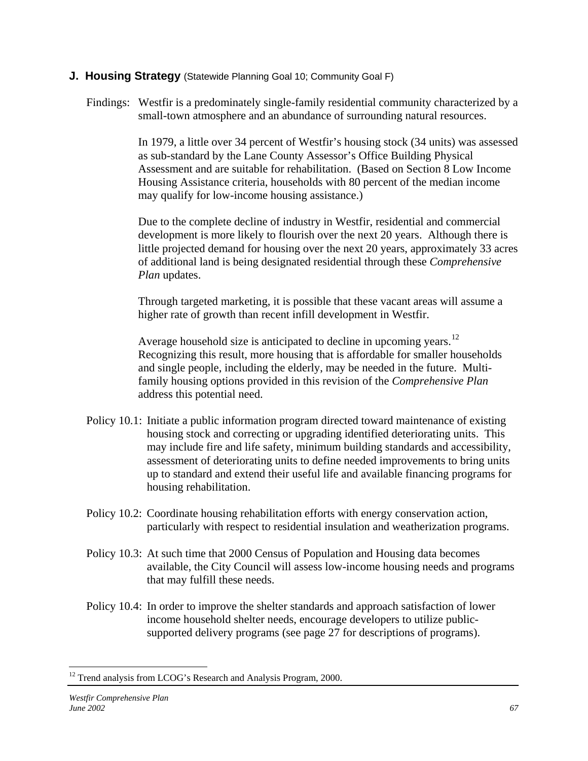## J. Housing Strategy (Statewide Planning Goal 10; Community Goal F)

Findings: Westfir is a predominately single-family residential community characterized by a small-town atmosphere and an abundance of surrounding natural resources.

In 1979, a little over 34 percent of Westfir's housing stock (34 units) was assessed as sub-standard by the Lane County Assessor's Office Building Physical Assessment and are suitable for rehabilitation. (Based on Section 8 Low Income Housing Assistance criteria, households with 80 percent of the median income may qualify for low-income housing assistance.)

Due to the complete decline of industry in Westfir, residential and commercial development is more likely to flourish over the next 20 years. Although there is little projected demand for housing over the next 20 years, approximately 33 acres of additional land is being designated residential through these *Comprehensive Plan* updates.

Through targeted marketing, it is possible that these vacant areas will assume a higher rate of growth than recent infill development in Westfir.

Average household size is anticipated to decline in upcoming years.[12] Recognizing this result, more housing that is affordable for smaller households and single people, including the elderly, may be needed in the future. Multi-family housing options provided in this revision of the *Comprehensive Plan* address this potential need.

Policy 10.1: Initiate a public information program directed toward maintenance of existing housing stock and correcting or upgrading identified deteriorating units. This may include fire and life safety, minimum building standards and accessibility, assessment of deteriorating units to define needed improvements to bring units up to standard and extend their useful life and available financing programs for housing rehabilitation.

Policy 10.2: Coordinate housing rehabilitation efforts with energy conservation action, particularly with respect to residential insulation and weatherization programs.

Policy 10.3: At such time that 2000 Census of Population and Housing data becomes available, the City Council will assess low-income housing needs and programs that may fulfill these needs.

Policy 10.4: In order to improve the shelter standards and approach satisfaction of lower income household shelter needs, encourage developers to utilize public-supported delivery programs (see page 27 for descriptions of programs).

---

[12] Trend analysis from LCOG's Research and Analysis Program, 2000.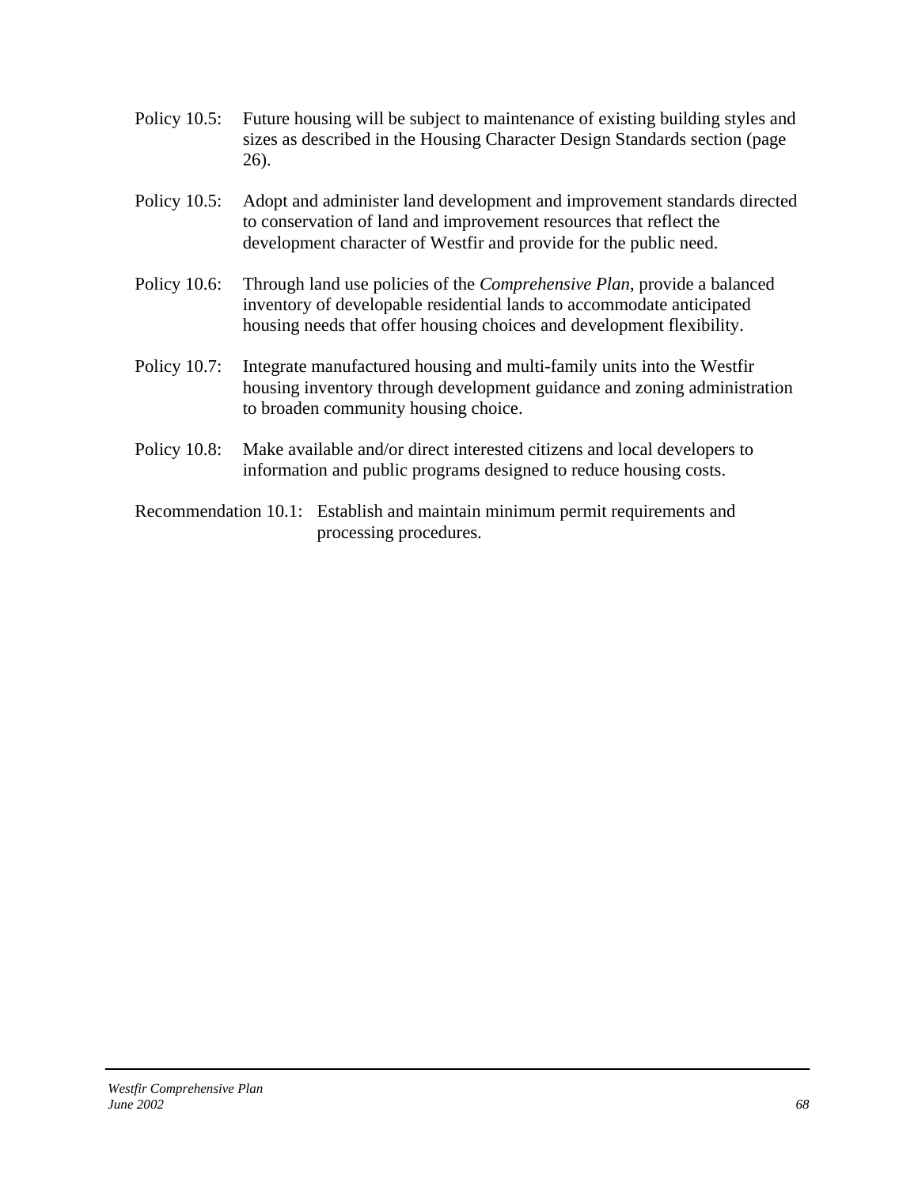Policy 10.5: Future housing will be subject to maintenance of existing building styles and sizes as described in the Housing Character Design Standards section (page 26).

Policy 10.5: Adopt and administer land development and improvement standards directed to conservation of land and improvement resources that reflect the development character of Westfir and provide for the public need.

Policy 10.6: Through land use policies of the *Comprehensive Plan*, provide a balanced inventory of developable residential lands to accommodate anticipated housing needs that offer housing choices and development flexibility.

Policy 10.7: Integrate manufactured housing and multi-family units into the Westfir housing inventory through development guidance and zoning administration to broaden community housing choice.

Policy 10.8: Make available and/or direct interested citizens and local developers to information and public programs designed to reduce housing costs.

Recommendation 10.1: Establish and maintain minimum permit requirements and processing procedures.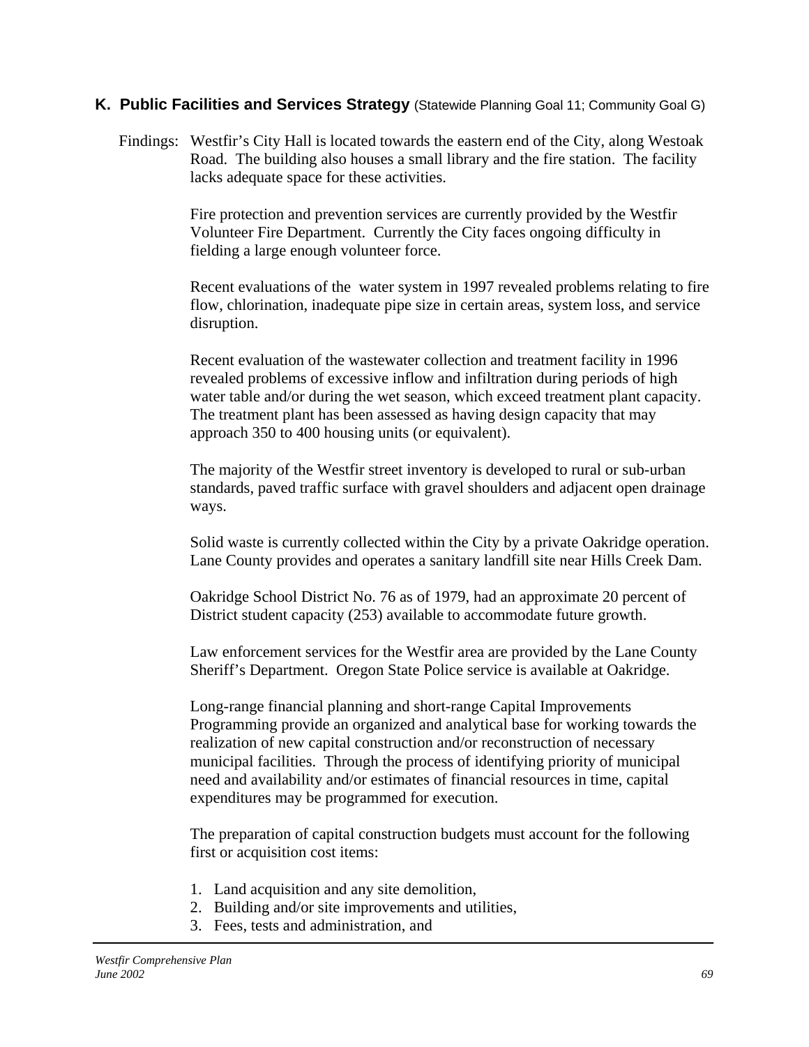## K. Public Facilities and Services Strategy (Statewide Planning Goal 11; Community Goal G)

Findings: Westfir's City Hall is located towards the eastern end of the City, along Westoak Road. The building also houses a small library and the fire station. The facility lacks adequate space for these activities.

Fire protection and prevention services are currently provided by the Westfir Volunteer Fire Department. Currently the City faces ongoing difficulty in fielding a large enough volunteer force.

Recent evaluations of the water system in 1997 revealed problems relating to fire flow, chlorination, inadequate pipe size in certain areas, system loss, and service disruption.

Recent evaluation of the wastewater collection and treatment facility in 1996 revealed problems of excessive inflow and infiltration during periods of high water table and/or during the wet season, which exceed treatment plant capacity. The treatment plant has been assessed as having design capacity that may approach 350 to 400 housing units (or equivalent).

The majority of the Westfir street inventory is developed to rural or sub-urban standards, paved traffic surface with gravel shoulders and adjacent open drainage ways.

Solid waste is currently collected within the City by a private Oakridge operation. Lane County provides and operates a sanitary landfill site near Hills Creek Dam.

Oakridge School District No. 76 as of 1979, had an approximate 20 percent of District student capacity (253) available to accommodate future growth.

Law enforcement services for the Westfir area are provided by the Lane County Sheriff's Department. Oregon State Police service is available at Oakridge.

Long-range financial planning and short-range Capital Improvements Programming provide an organized and analytical base for working towards the realization of new capital construction and/or reconstruction of necessary municipal facilities. Through the process of identifying priority of municipal need and availability and/or estimates of financial resources in time, capital expenditures may be programmed for execution.

The preparation of capital construction budgets must account for the following first or acquisition cost items:

1. Land acquisition and any site demolition,
2. Building and/or site improvements and utilities,
3. Fees, tests and administration, and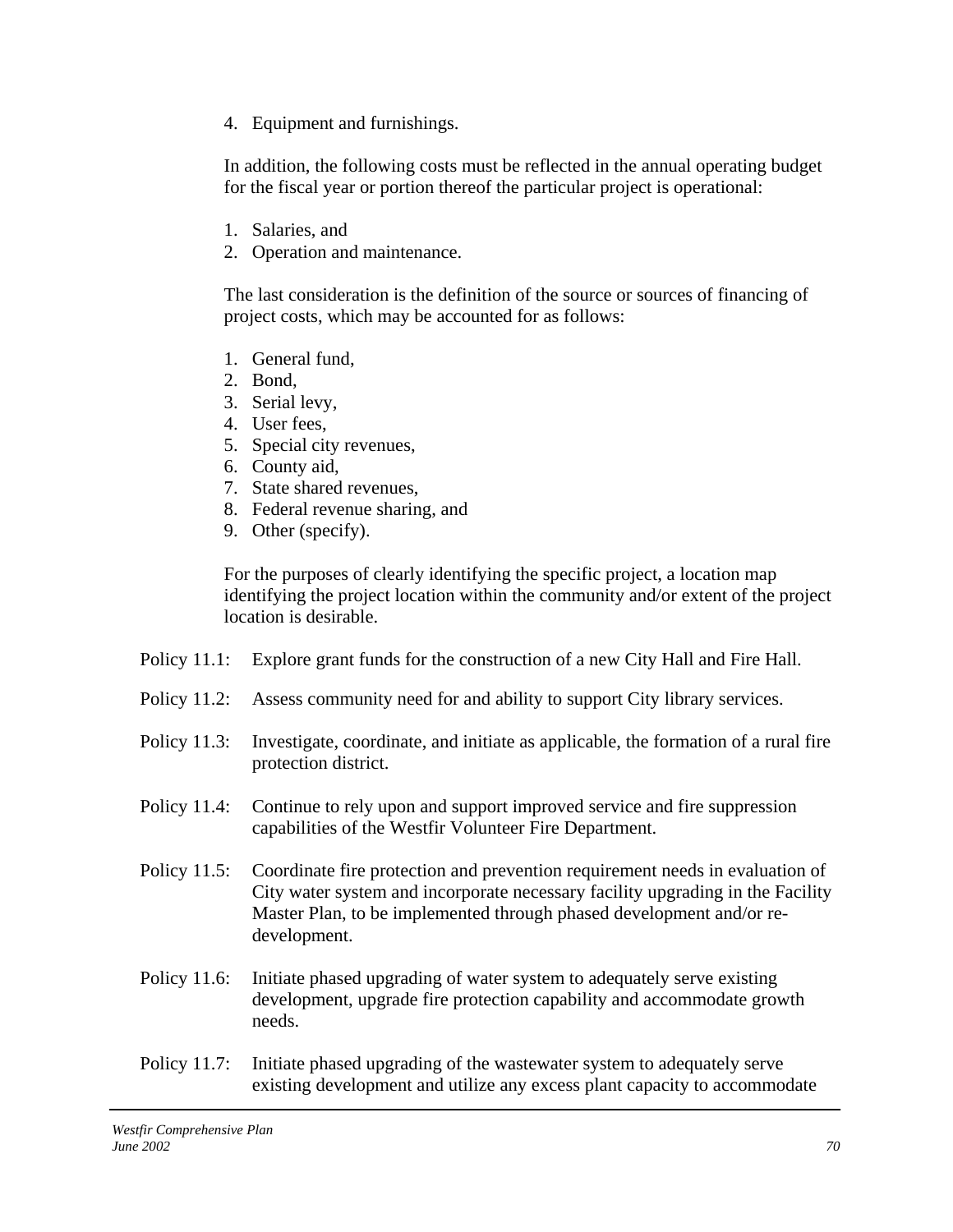4. Equipment and furnishings.

In addition, the following costs must be reflected in the annual operating budget for the fiscal year or portion thereof the particular project is operational:

1. Salaries, and
2. Operation and maintenance.

The last consideration is the definition of the source or sources of financing of project costs, which may be accounted for as follows:

1. General fund,
2. Bond,
3. Serial levy,
4. User fees,
5. Special city revenues,
6. County aid,
7. State shared revenues,
8. Federal revenue sharing, and
9. Other (specify).

For the purposes of clearly identifying the specific project, a location map identifying the project location within the community and/or extent of the project location is desirable.

Policy 11.1: Explore grant funds for the construction of a new City Hall and Fire Hall.

Policy 11.2: Assess community need for and ability to support City library services.

Policy 11.3: Investigate, coordinate, and initiate as applicable, the formation of a rural fire protection district.

Policy 11.4: Continue to rely upon and support improved service and fire suppression capabilities of the Westfir Volunteer Fire Department.

Policy 11.5: Coordinate fire protection and prevention requirement needs in evaluation of City water system and incorporate necessary facility upgrading in the Facility Master Plan, to be implemented through phased development and/or re-development.

Policy 11.6: Initiate phased upgrading of water system to adequately serve existing development, upgrade fire protection capability and accommodate growth needs.

Policy 11.7: Initiate phased upgrading of the wastewater system to adequately serve existing development and utilize any excess plant capacity to accommodate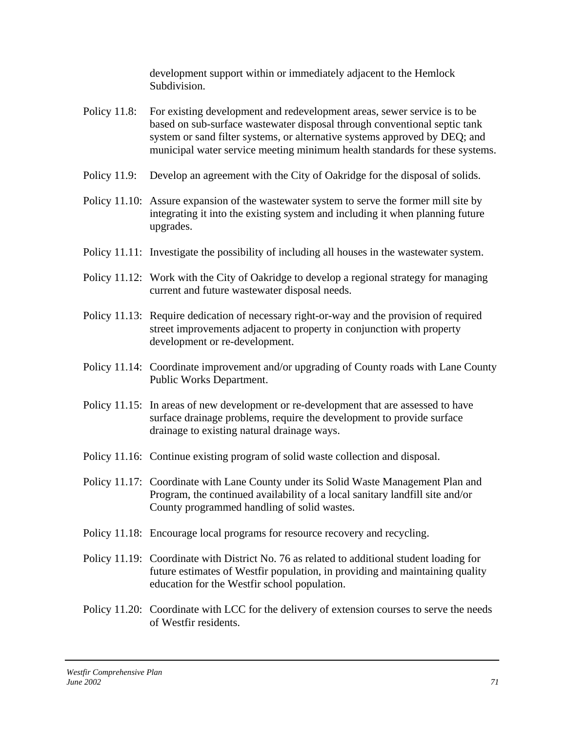development support within or immediately adjacent to the Hemlock Subdivision.

Policy 11.8: For existing development and redevelopment areas, sewer service is to be based on sub-surface wastewater disposal through conventional septic tank system or sand filter systems, or alternative systems approved by DEQ; and municipal water service meeting minimum health standards for these systems.

Policy 11.9: Develop an agreement with the City of Oakridge for the disposal of solids.

Policy 11.10: Assure expansion of the wastewater system to serve the former mill site by integrating it into the existing system and including it when planning future upgrades.

Policy 11.11: Investigate the possibility of including all houses in the wastewater system.

Policy 11.12: Work with the City of Oakridge to develop a regional strategy for managing current and future wastewater disposal needs.

Policy 11.13: Require dedication of necessary right-or-way and the provision of required street improvements adjacent to property in conjunction with property development or re-development.

Policy 11.14: Coordinate improvement and/or upgrading of County roads with Lane County Public Works Department.

Policy 11.15: In areas of new development or re-development that are assessed to have surface drainage problems, require the development to provide surface drainage to existing natural drainage ways.

Policy 11.16: Continue existing program of solid waste collection and disposal.

Policy 11.17: Coordinate with Lane County under its Solid Waste Management Plan and Program, the continued availability of a local sanitary landfill site and/or County programmed handling of solid wastes.

Policy 11.18: Encourage local programs for resource recovery and recycling.

Policy 11.19: Coordinate with District No. 76 as related to additional student loading for future estimates of Westfir population, in providing and maintaining quality education for the Westfir school population.

Policy 11.20: Coordinate with LCC for the delivery of extension courses to serve the needs of Westfir residents.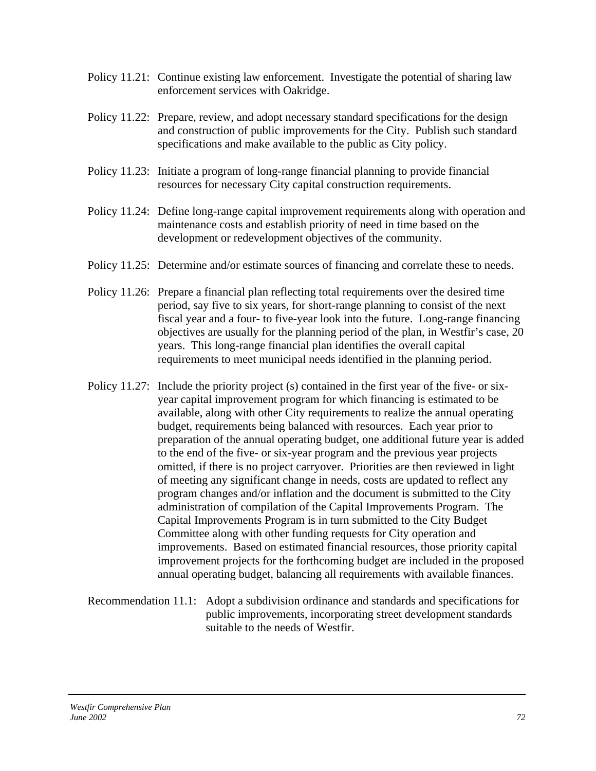Policy 11.21: Continue existing law enforcement. Investigate the potential of sharing law enforcement services with Oakridge.

Policy 11.22: Prepare, review, and adopt necessary standard specifications for the design and construction of public improvements for the City. Publish such standard specifications and make available to the public as City policy.

Policy 11.23: Initiate a program of long-range financial planning to provide financial resources for necessary City capital construction requirements.

Policy 11.24: Define long-range capital improvement requirements along with operation and maintenance costs and establish priority of need in time based on the development or redevelopment objectives of the community.

Policy 11.25: Determine and/or estimate sources of financing and correlate these to needs.

Policy 11.26: Prepare a financial plan reflecting total requirements over the desired time period, say five to six years, for short-range planning to consist of the next fiscal year and a four- to five-year look into the future. Long-range financing objectives are usually for the planning period of the plan, in Westfir's case, 20 years. This long-range financial plan identifies the overall capital requirements to meet municipal needs identified in the planning period.

Policy 11.27: Include the priority project (s) contained in the first year of the five- or six-year capital improvement program for which financing is estimated to be available, along with other City requirements to realize the annual operating budget, requirements being balanced with resources. Each year prior to preparation of the annual operating budget, one additional future year is added to the end of the five- or six-year program and the previous year projects omitted, if there is no project carryover. Priorities are then reviewed in light of meeting any significant change in needs, costs are updated to reflect any program changes and/or inflation and the document is submitted to the City administration of compilation of the Capital Improvements Program. The Capital Improvements Program is in turn submitted to the City Budget Committee along with other funding requests for City operation and improvements. Based on estimated financial resources, those priority capital improvement projects for the forthcoming budget are included in the proposed annual operating budget, balancing all requirements with available finances.

Recommendation 11.1: Adopt a subdivision ordinance and standards and specifications for public improvements, incorporating street development standards suitable to the needs of Westfir.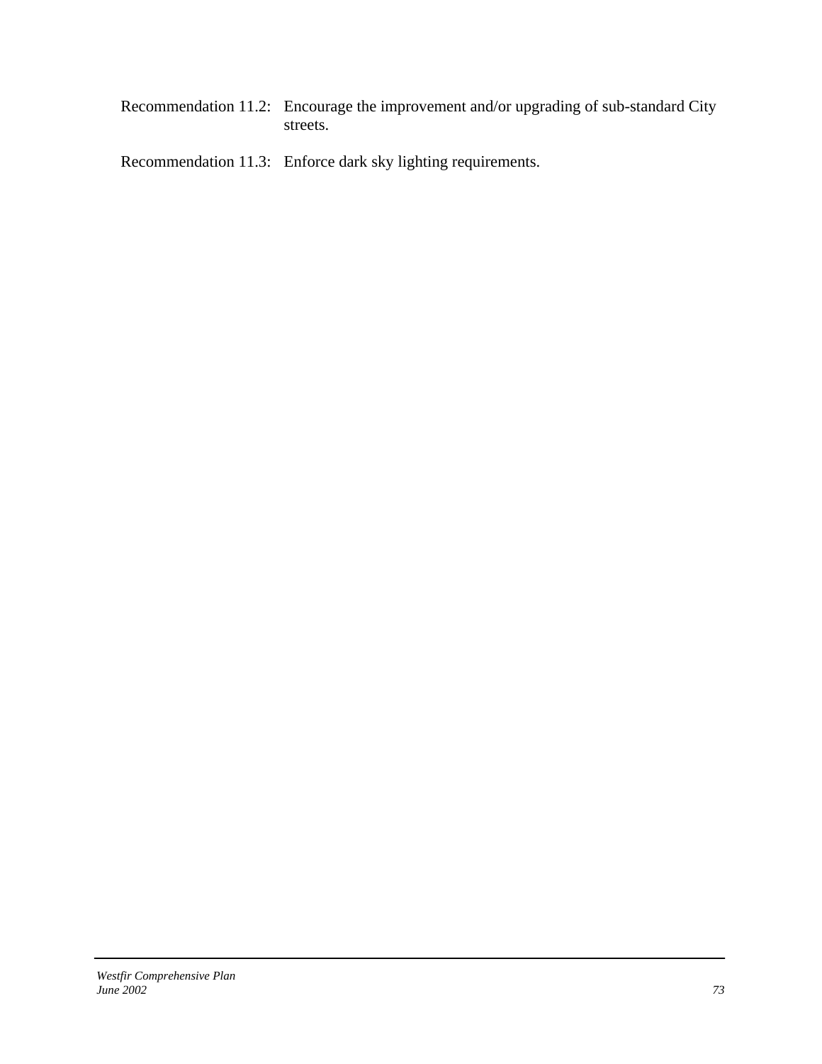Recommendation 11.2: Encourage the improvement and/or upgrading of sub-standard City streets.

Recommendation 11.3: Enforce dark sky lighting requirements.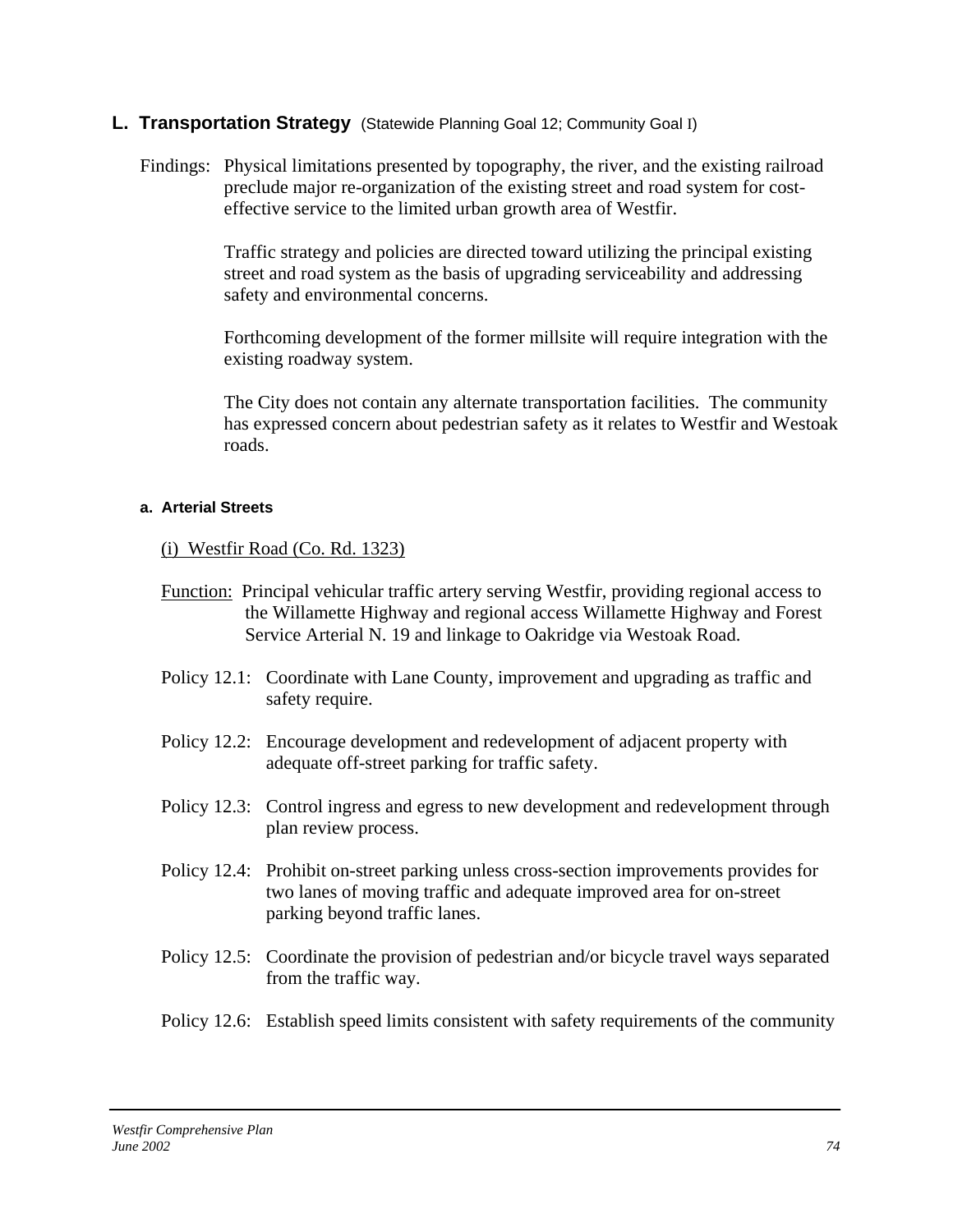## L. Transportation Strategy (Statewide Planning Goal 12; Community Goal I)

Findings: Physical limitations presented by topography, the river, and the existing railroad preclude major re-organization of the existing street and road system for cost-effective service to the limited urban growth area of Westfir.

Traffic strategy and policies are directed toward utilizing the principal existing street and road system as the basis of upgrading serviceability and addressing safety and environmental concerns.

Forthcoming development of the former millsite will require integration with the existing roadway system.

The City does not contain any alternate transportation facilities. The community has expressed concern about pedestrian safety as it relates to Westfir and Westoak roads.

#### a. Arterial Streets

(i) Westfir Road (Co. Rd. 1323)

Function: Principal vehicular traffic artery serving Westfir, providing regional access to the Willamette Highway and regional access Willamette Highway and Forest Service Arterial N. 19 and linkage to Oakridge via Westoak Road.

Policy 12.1: Coordinate with Lane County, improvement and upgrading as traffic and safety require.

Policy 12.2: Encourage development and redevelopment of adjacent property with adequate off-street parking for traffic safety.

Policy 12.3: Control ingress and egress to new development and redevelopment through plan review process.

Policy 12.4: Prohibit on-street parking unless cross-section improvements provides for two lanes of moving traffic and adequate improved area for on-street parking beyond traffic lanes.

Policy 12.5: Coordinate the provision of pedestrian and/or bicycle travel ways separated from the traffic way.

Policy 12.6: Establish speed limits consistent with safety requirements of the community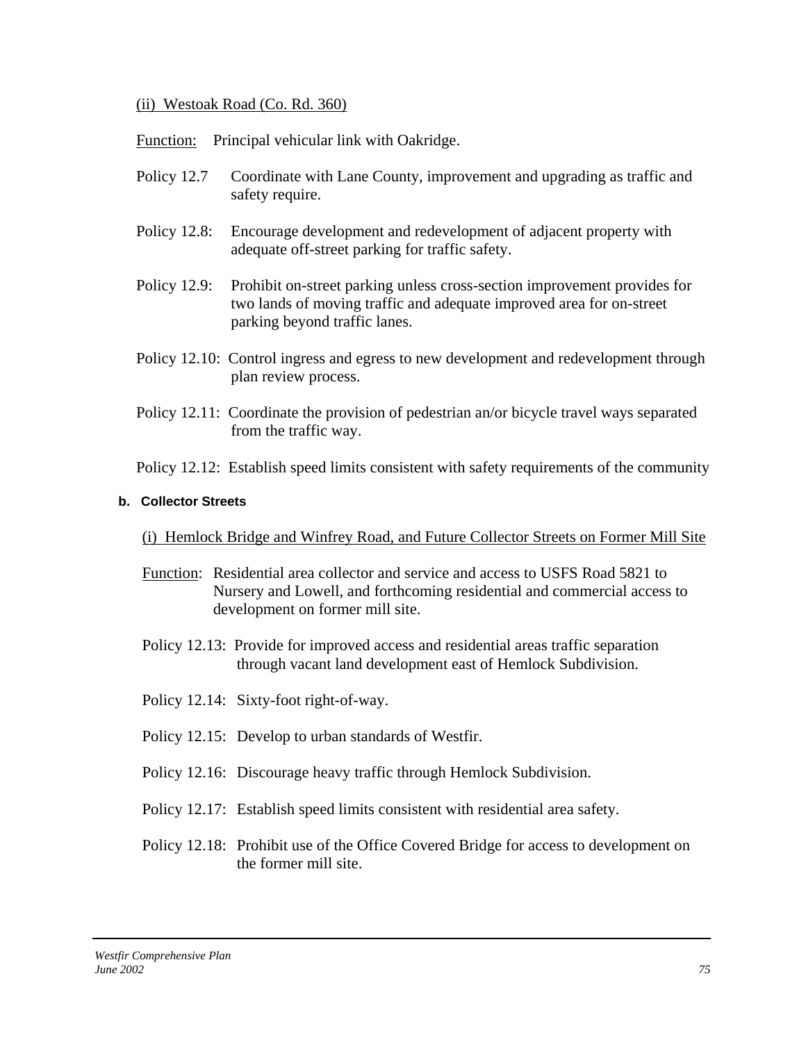<u>(ii) Westoak Road (Co. Rd. 360)</u>

<u>Function:</u> Principal vehicular link with Oakridge.

Policy 12.7 Coordinate with Lane County, improvement and upgrading as traffic and safety require.

Policy 12.8: Encourage development and redevelopment of adjacent property with adequate off-street parking for traffic safety.

Policy 12.9: Prohibit on-street parking unless cross-section improvement provides for two lands of moving traffic and adequate improved area for on-street parking beyond traffic lanes.

Policy 12.10: Control ingress and egress to new development and redevelopment through plan review process.

Policy 12.11: Coordinate the provision of pedestrian an/or bicycle travel ways separated from the traffic way.

Policy 12.12: Establish speed limits consistent with safety requirements of the community

**b. Collector Streets**

<u>(i) Hemlock Bridge and Winfrey Road, and Future Collector Streets on Former Mill Site</u>

<u>Function</u>: Residential area collector and service and access to USFS Road 5821 to Nursery and Lowell, and forthcoming residential and commercial access to development on former mill site.

Policy 12.13: Provide for improved access and residential areas traffic separation through vacant land development east of Hemlock Subdivision.

Policy 12.14: Sixty-foot right-of-way.

Policy 12.15: Develop to urban standards of Westfir.

Policy 12.16: Discourage heavy traffic through Hemlock Subdivision.

Policy 12.17: Establish speed limits consistent with residential area safety.

Policy 12.18: Prohibit use of the Office Covered Bridge for access to development on the former mill site.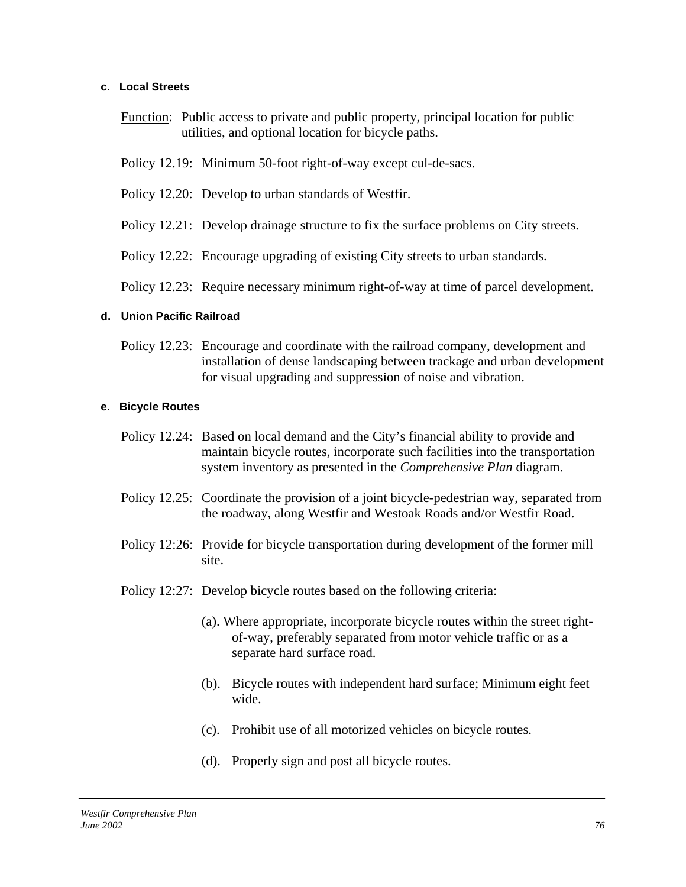#### c. Local Streets

Function: Public access to private and public property, principal location for public utilities, and optional location for bicycle paths.

Policy 12.19: Minimum 50-foot right-of-way except cul-de-sacs.

Policy 12.20: Develop to urban standards of Westfir.

Policy 12.21: Develop drainage structure to fix the surface problems on City streets.

Policy 12.22: Encourage upgrading of existing City streets to urban standards.

Policy 12.23: Require necessary minimum right-of-way at time of parcel development.

#### d. Union Pacific Railroad

Policy 12.23: Encourage and coordinate with the railroad company, development and installation of dense landscaping between trackage and urban development for visual upgrading and suppression of noise and vibration.

#### e. Bicycle Routes

Policy 12.24: Based on local demand and the City's financial ability to provide and maintain bicycle routes, incorporate such facilities into the transportation system inventory as presented in the *Comprehensive Plan* diagram.

Policy 12.25: Coordinate the provision of a joint bicycle-pedestrian way, separated from the roadway, along Westfir and Westoak Roads and/or Westfir Road.

Policy 12:26: Provide for bicycle transportation during development of the former mill site.

Policy 12:27: Develop bicycle routes based on the following criteria:

(a). Where appropriate, incorporate bicycle routes within the street right-of-way, preferably separated from motor vehicle traffic or as a separate hard surface road.

(b). Bicycle routes with independent hard surface; Minimum eight feet wide.

(c). Prohibit use of all motorized vehicles on bicycle routes.

(d). Properly sign and post all bicycle routes.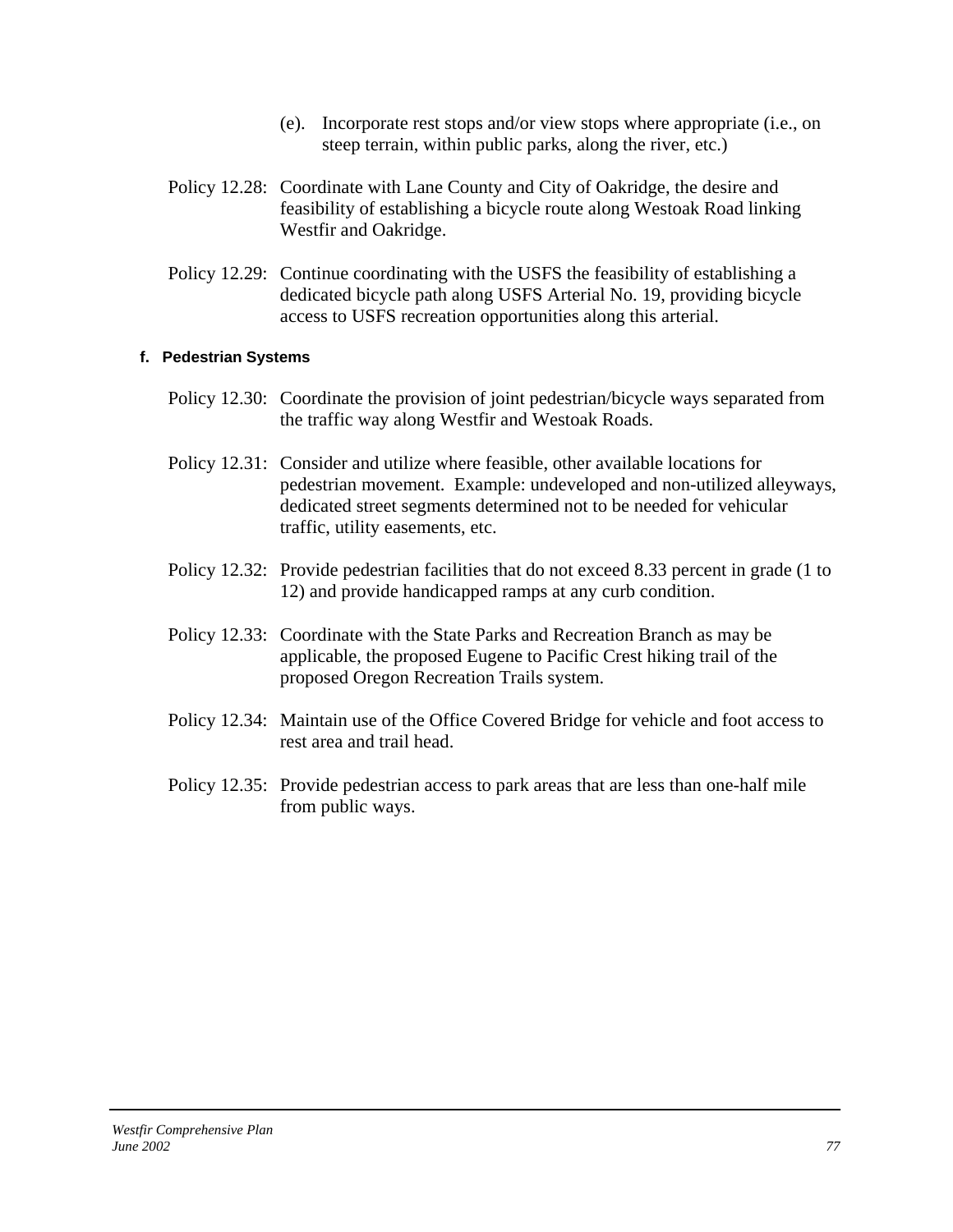(e). Incorporate rest stops and/or view stops where appropriate (i.e., on steep terrain, within public parks, along the river, etc.)

Policy 12.28: Coordinate with Lane County and City of Oakridge, the desire and feasibility of establishing a bicycle route along Westoak Road linking Westfir and Oakridge.

Policy 12.29: Continue coordinating with the USFS the feasibility of establishing a dedicated bicycle path along USFS Arterial No. 19, providing bicycle access to USFS recreation opportunities along this arterial.

#### f. Pedestrian Systems

Policy 12.30: Coordinate the provision of joint pedestrian/bicycle ways separated from the traffic way along Westfir and Westoak Roads.

Policy 12.31: Consider and utilize where feasible, other available locations for pedestrian movement. Example: undeveloped and non-utilized alleyways, dedicated street segments determined not to be needed for vehicular traffic, utility easements, etc.

Policy 12.32: Provide pedestrian facilities that do not exceed 8.33 percent in grade (1 to 12) and provide handicapped ramps at any curb condition.

Policy 12.33: Coordinate with the State Parks and Recreation Branch as may be applicable, the proposed Eugene to Pacific Crest hiking trail of the proposed Oregon Recreation Trails system.

Policy 12.34: Maintain use of the Office Covered Bridge for vehicle and foot access to rest area and trail head.

Policy 12.35: Provide pedestrian access to park areas that are less than one-half mile from public ways.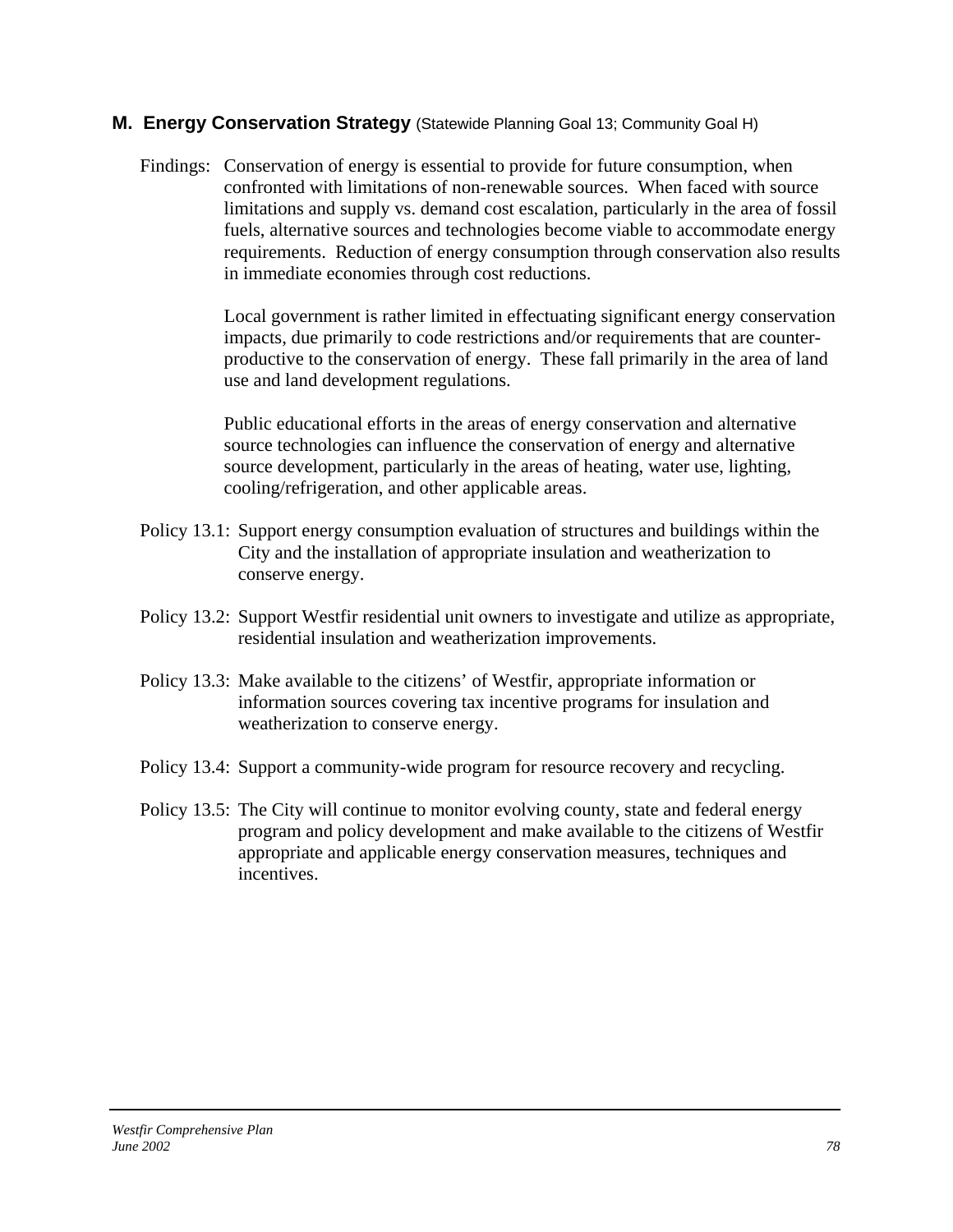## M. Energy Conservation Strategy (Statewide Planning Goal 13; Community Goal H)

Findings: Conservation of energy is essential to provide for future consumption, when confronted with limitations of non-renewable sources. When faced with source limitations and supply vs. demand cost escalation, particularly in the area of fossil fuels, alternative sources and technologies become viable to accommodate energy requirements. Reduction of energy consumption through conservation also results in immediate economies through cost reductions.

Local government is rather limited in effectuating significant energy conservation impacts, due primarily to code restrictions and/or requirements that are counter-productive to the conservation of energy. These fall primarily in the area of land use and land development regulations.

Public educational efforts in the areas of energy conservation and alternative source technologies can influence the conservation of energy and alternative source development, particularly in the areas of heating, water use, lighting, cooling/refrigeration, and other applicable areas.

Policy 13.1: Support energy consumption evaluation of structures and buildings within the City and the installation of appropriate insulation and weatherization to conserve energy.

Policy 13.2: Support Westfir residential unit owners to investigate and utilize as appropriate, residential insulation and weatherization improvements.

Policy 13.3: Make available to the citizens' of Westfir, appropriate information or information sources covering tax incentive programs for insulation and weatherization to conserve energy.

Policy 13.4: Support a community-wide program for resource recovery and recycling.

Policy 13.5: The City will continue to monitor evolving county, state and federal energy program and policy development and make available to the citizens of Westfir appropriate and applicable energy conservation measures, techniques and incentives.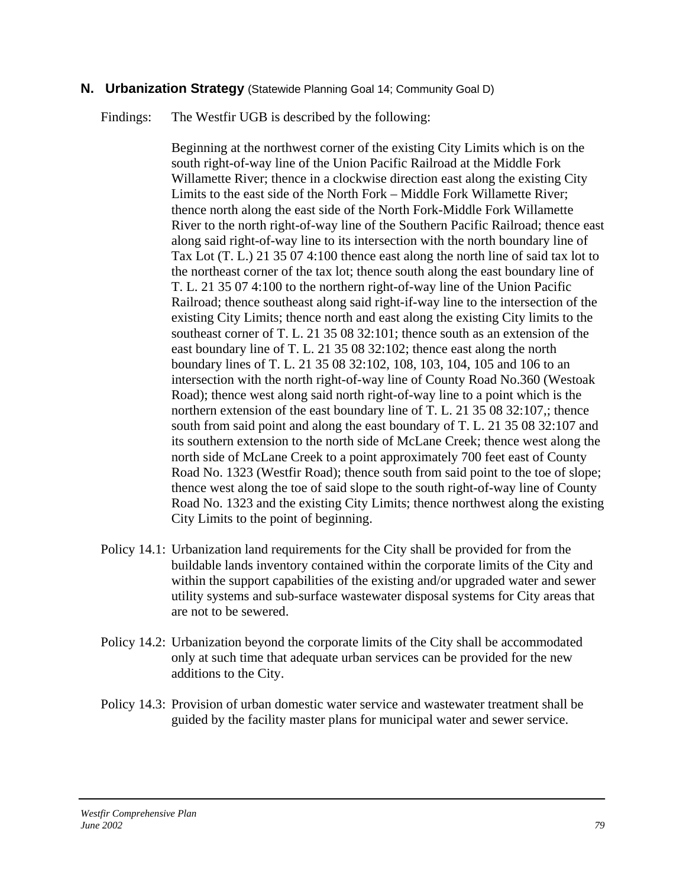## N. Urbanization Strategy (Statewide Planning Goal 14; Community Goal D)

Findings: The Westfir UGB is described by the following:

Beginning at the northwest corner of the existing City Limits which is on the south right-of-way line of the Union Pacific Railroad at the Middle Fork Willamette River; thence in a clockwise direction east along the existing City Limits to the east side of the North Fork – Middle Fork Willamette River; thence north along the east side of the North Fork-Middle Fork Willamette River to the north right-of-way line of the Southern Pacific Railroad; thence east along said right-of-way line to its intersection with the north boundary line of Tax Lot (T. L.) 21 35 07 4:100 thence east along the north line of said tax lot to the northeast corner of the tax lot; thence south along the east boundary line of T. L. 21 35 07 4:100 to the northern right-of-way line of the Union Pacific Railroad; thence southeast along said right-if-way line to the intersection of the existing City Limits; thence north and east along the existing City limits to the southeast corner of T. L. 21 35 08 32:101; thence south as an extension of the east boundary line of T. L. 21 35 08 32:102; thence east along the north boundary lines of T. L. 21 35 08 32:102, 108, 103, 104, 105 and 106 to an intersection with the north right-of-way line of County Road No.360 (Westoak Road); thence west along said north right-of-way line to a point which is the northern extension of the east boundary line of T. L. 21 35 08 32:107,; thence south from said point and along the east boundary of T. L. 21 35 08 32:107 and its southern extension to the north side of McLane Creek; thence west along the north side of McLane Creek to a point approximately 700 feet east of County Road No. 1323 (Westfir Road); thence south from said point to the toe of slope; thence west along the toe of said slope to the south right-of-way line of County Road No. 1323 and the existing City Limits; thence northwest along the existing City Limits to the point of beginning.

Policy 14.1: Urbanization land requirements for the City shall be provided for from the buildable lands inventory contained within the corporate limits of the City and within the support capabilities of the existing and/or upgraded water and sewer utility systems and sub-surface wastewater disposal systems for City areas that are not to be sewered.

Policy 14.2: Urbanization beyond the corporate limits of the City shall be accommodated only at such time that adequate urban services can be provided for the new additions to the City.

Policy 14.3: Provision of urban domestic water service and wastewater treatment shall be guided by the facility master plans for municipal water and sewer service.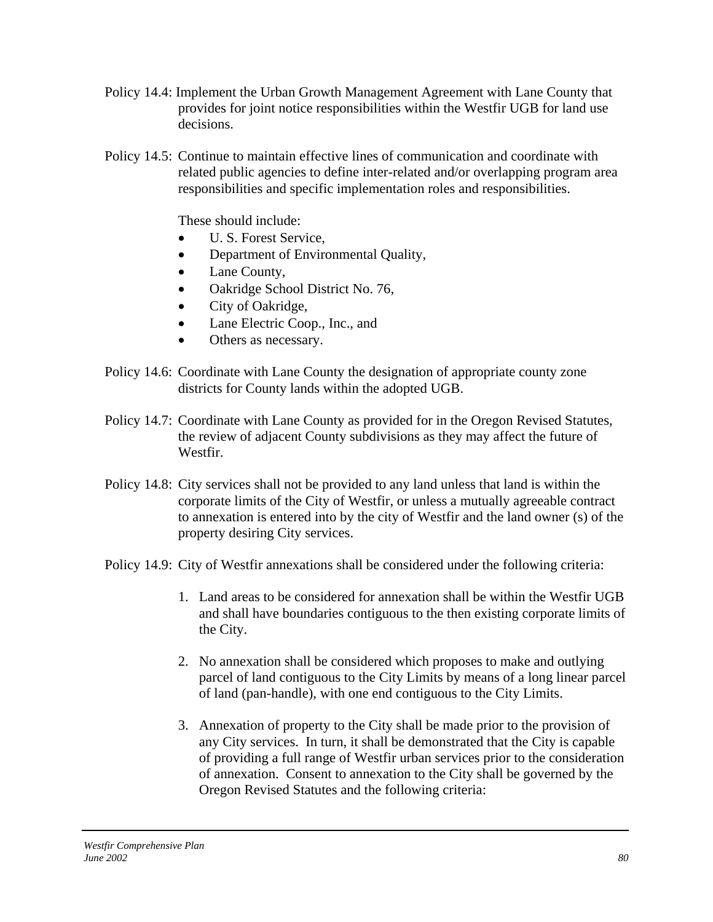Policy 14.4: Implement the Urban Growth Management Agreement with Lane County that provides for joint notice responsibilities within the Westfir UGB for land use decisions.

Policy 14.5: Continue to maintain effective lines of communication and coordinate with related public agencies to define inter-related and/or overlapping program area responsibilities and specific implementation roles and responsibilities.

These should include:

- U. S. Forest Service,
- Department of Environmental Quality,
- Lane County,
- Oakridge School District No. 76,
- City of Oakridge,
- Lane Electric Coop., Inc., and
- Others as necessary.

Policy 14.6: Coordinate with Lane County the designation of appropriate county zone districts for County lands within the adopted UGB.

Policy 14.7: Coordinate with Lane County as provided for in the Oregon Revised Statutes, the review of adjacent County subdivisions as they may affect the future of Westfir.

Policy 14.8: City services shall not be provided to any land unless that land is within the corporate limits of the City of Westfir, or unless a mutually agreeable contract to annexation is entered into by the city of Westfir and the land owner (s) of the property desiring City services.

Policy 14.9: City of Westfir annexations shall be considered under the following criteria:

1. Land areas to be considered for annexation shall be within the Westfir UGB and shall have boundaries contiguous to the then existing corporate limits of the City.

2. No annexation shall be considered which proposes to make and outlying parcel of land contiguous to the City Limits by means of a long linear parcel of land (pan-handle), with one end contiguous to the City Limits.

3. Annexation of property to the City shall be made prior to the provision of any City services. In turn, it shall be demonstrated that the City is capable of providing a full range of Westfir urban services prior to the consideration of annexation. Consent to annexation to the City shall be governed by the Oregon Revised Statutes and the following criteria: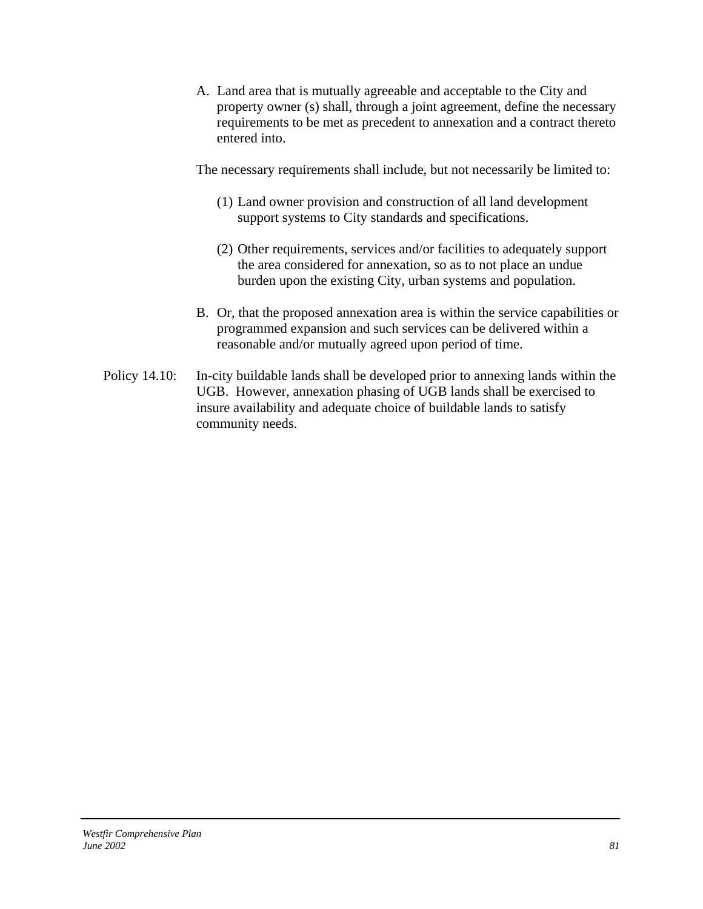A. Land area that is mutually agreeable and acceptable to the City and property owner (s) shall, through a joint agreement, define the necessary requirements to be met as precedent to annexation and a contract thereto entered into.

The necessary requirements shall include, but not necessarily be limited to:

(1) Land owner provision and construction of all land development support systems to City standards and specifications.

(2) Other requirements, services and/or facilities to adequately support the area considered for annexation, so as to not place an undue burden upon the existing City, urban systems and population.

B. Or, that the proposed annexation area is within the service capabilities or programmed expansion and such services can be delivered within a reasonable and/or mutually agreed upon period of time.

Policy 14.10: In-city buildable lands shall be developed prior to annexing lands within the UGB. However, annexation phasing of UGB lands shall be exercised to insure availability and adequate choice of buildable lands to satisfy community needs.